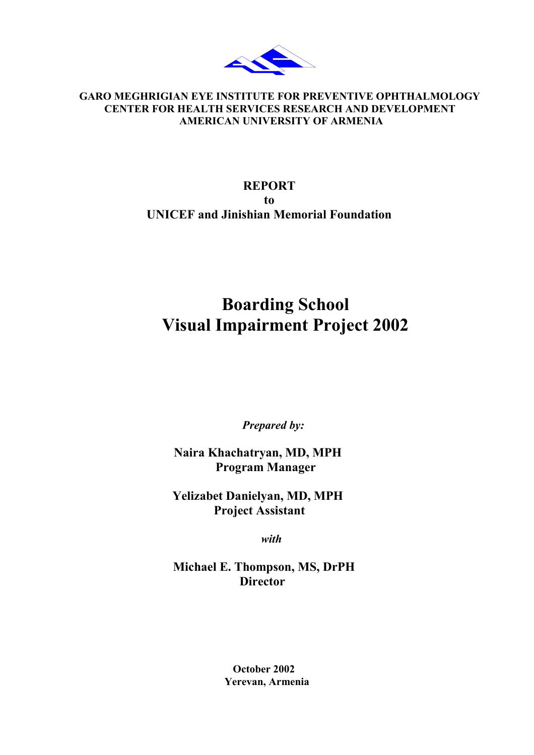**GARO MEGHRIGIAN EYE INSTITUTE FOR PREVENTIVE OPHTHALMOLOGY**
**CENTER FOR HEALTH SERVICES RESEARCH AND DEVELOPMENT**
**AMERICAN UNIVERSITY OF ARMENIA**

**REPORT**
**to**
**UNICEF and Jinishian Memorial Foundation**

# Boarding School Visual Impairment Project 2002

*Prepared by:*

**Naira Khachatryan, MD, MPH**
**Program Manager**

**Yelizabet Danielyan, MD, MPH**
**Project Assistant**

*with*

**Michael E. Thompson, MS, DrPH**
**Director**

**October 2002**
**Yerevan, Armenia**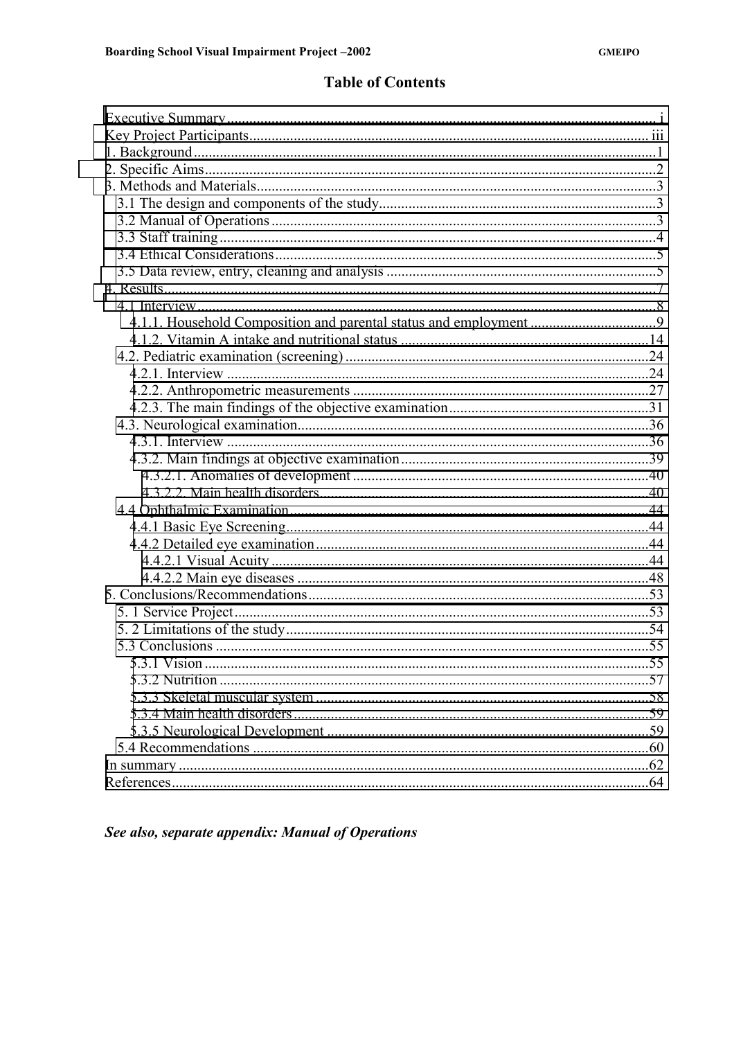## Table of Contents

Executive Summary ..... i
Key Project Participants ..... iii
1. Background ..... 1
2. Specific Aims ..... 2
3. Methods and Materials ..... 3
  3.1 The design and components of the study ..... 3
  3.2 Manual of Operations ..... 3
  3.3 Staff training ..... 4
  3.4 Ethical Considerations ..... 5
  3.5 Data review, entry, cleaning and analysis ..... 5
4. Results ..... 7
  4.1 Interview ..... 8
    4.1.1. Household Composition and parental status and employment ..... 9
    4.1.2. Vitamin A intake and nutritional status ..... 14
  4.2. Pediatric examination (screening) ..... 24
    4.2.1. Interview ..... 24
    4.2.2. Anthropometric measurements ..... 27
    4.2.3. The main findings of the objective examination ..... 31
  4.3. Neurological examination ..... 36
    4.3.1. Interview ..... 36
    4.3.2. Main findings at objective examination ..... 39
      4.3.2.1. Anomalies of development ..... 40
      4.3.2.2. Main health disorders ..... 40
  4.4 Ophthalmic Examination ..... 44
    4.4.1 Basic Eye Screening ..... 44
    4.4.2 Detailed eye examination ..... 44
      4.4.2.1 Visual Acuity ..... 44
      4.4.2.2 Main eye diseases ..... 48
5. Conclusions/Recommendations ..... 53
  5. 1 Service Project ..... 53
  5. 2 Limitations of the study ..... 54
  5.3 Conclusions ..... 55
    5.3.1 Vision ..... 55
    5.3.2 Nutrition ..... 57
    5.3.3 Skeletal muscular system ..... 58
    5.3.4 Main health disorders ..... 59
    5.3.5 Neurological Development ..... 59
  5.4 Recommendations ..... 60
In summary ..... 62
References ..... 64

***See also, separate appendix: Manual of Operations***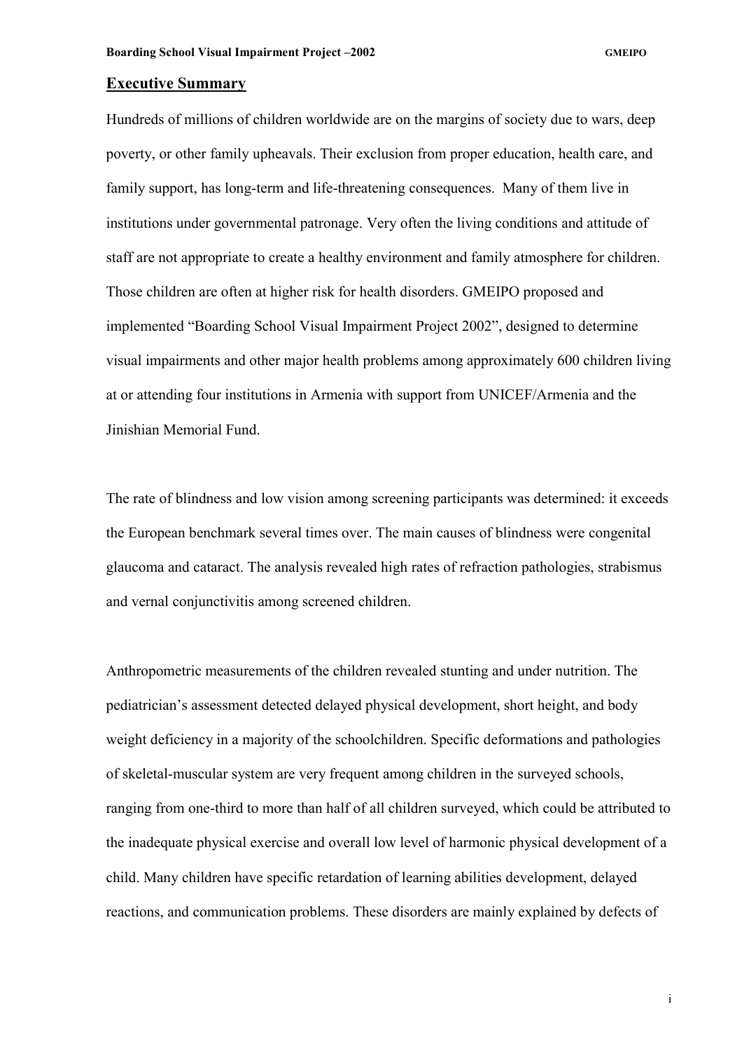## Executive Summary

Hundreds of millions of children worldwide are on the margins of society due to wars, deep poverty, or other family upheavals. Their exclusion from proper education, health care, and family support, has long-term and life-threatening consequences. Many of them live in institutions under governmental patronage. Very often the living conditions and attitude of staff are not appropriate to create a healthy environment and family atmosphere for children. Those children are often at higher risk for health disorders. GMEIPO proposed and implemented "Boarding School Visual Impairment Project 2002", designed to determine visual impairments and other major health problems among approximately 600 children living at or attending four institutions in Armenia with support from UNICEF/Armenia and the Jinishian Memorial Fund.

The rate of blindness and low vision among screening participants was determined: it exceeds the European benchmark several times over. The main causes of blindness were congenital glaucoma and cataract. The analysis revealed high rates of refraction pathologies, strabismus and vernal conjunctivitis among screened children.

Anthropometric measurements of the children revealed stunting and under nutrition. The pediatrician's assessment detected delayed physical development, short height, and body weight deficiency in a majority of the schoolchildren. Specific deformations and pathologies of skeletal-muscular system are very frequent among children in the surveyed schools, ranging from one-third to more than half of all children surveyed, which could be attributed to the inadequate physical exercise and overall low level of harmonic physical development of a child. Many children have specific retardation of learning abilities development, delayed reactions, and communication problems. These disorders are mainly explained by defects of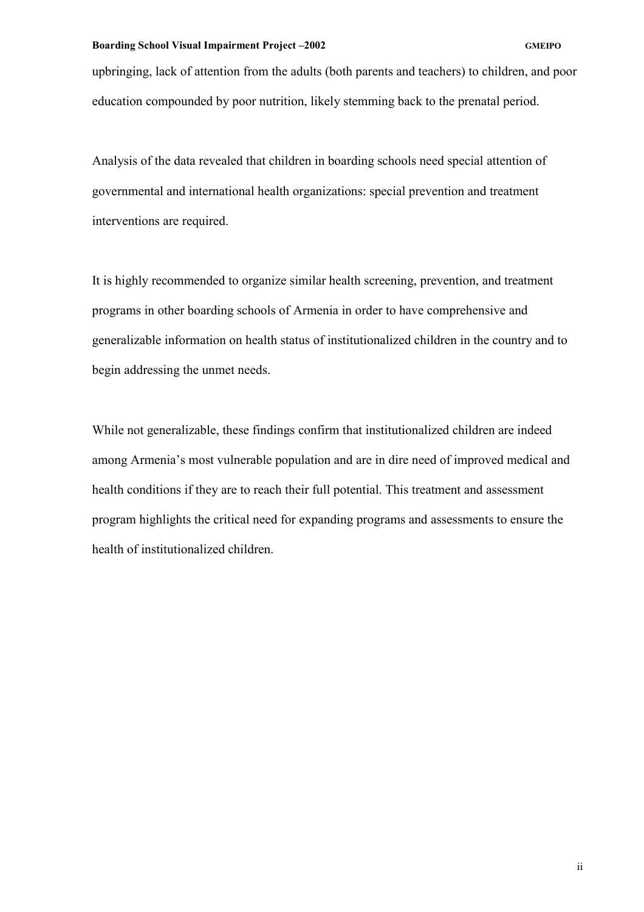upbringing, lack of attention from the adults (both parents and teachers) to children, and poor education compounded by poor nutrition, likely stemming back to the prenatal period.

Analysis of the data revealed that children in boarding schools need special attention of governmental and international health organizations: special prevention and treatment interventions are required.

It is highly recommended to organize similar health screening, prevention, and treatment programs in other boarding schools of Armenia in order to have comprehensive and generalizable information on health status of institutionalized children in the country and to begin addressing the unmet needs.

While not generalizable, these findings confirm that institutionalized children are indeed among Armenia's most vulnerable population and are in dire need of improved medical and health conditions if they are to reach their full potential. This treatment and assessment program highlights the critical need for expanding programs and assessments to ensure the health of institutionalized children.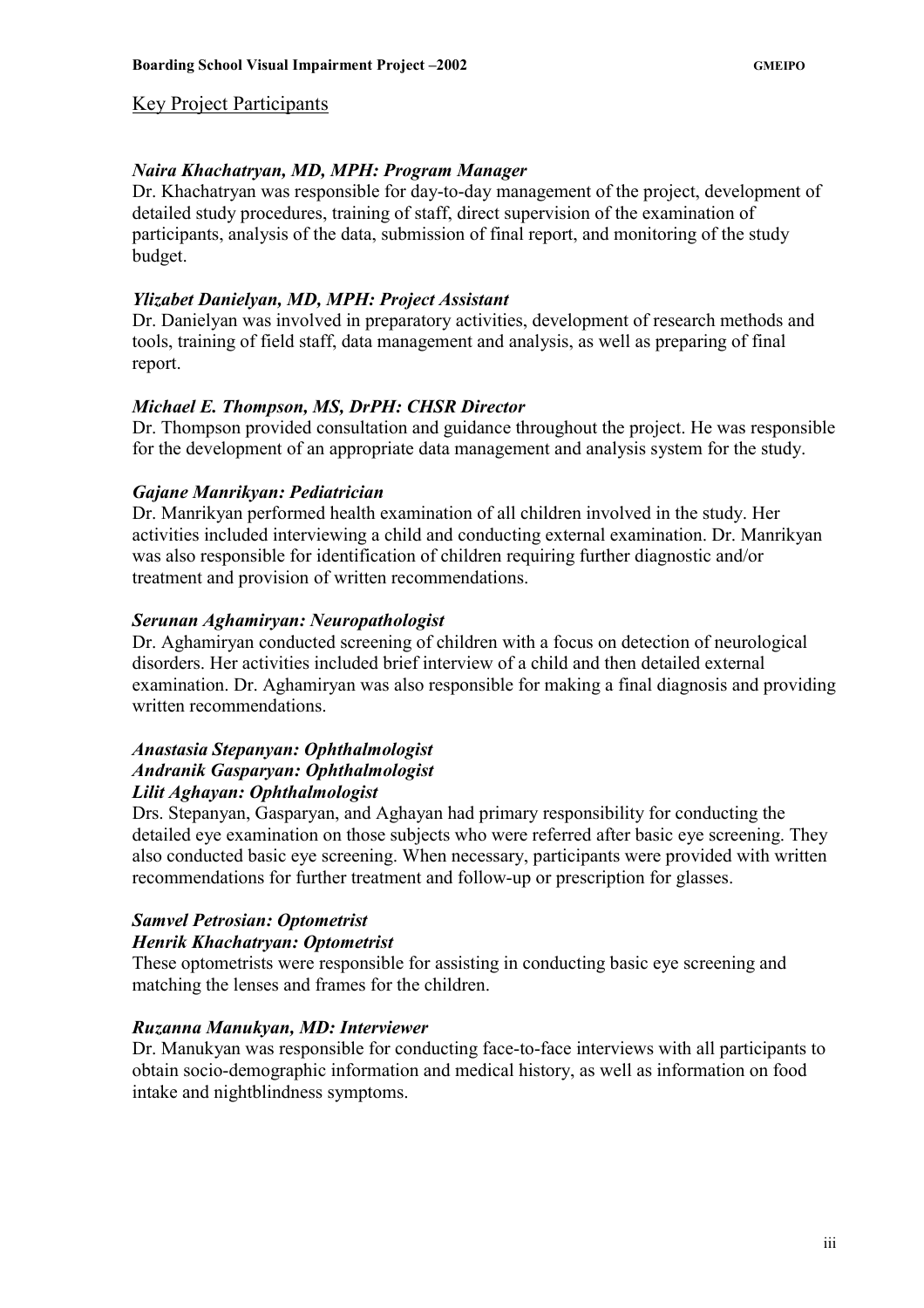## Key Project Participants

***Naira Khachatryan, MD, MPH: Program Manager***

Dr. Khachatryan was responsible for day-to-day management of the project, development of detailed study procedures, training of staff, direct supervision of the examination of participants, analysis of the data, submission of final report, and monitoring of the study budget.

***Ylizabet Danielyan, MD, MPH: Project Assistant***

Dr. Danielyan was involved in preparatory activities, development of research methods and tools, training of field staff, data management and analysis, as well as preparing of final report.

***Michael E. Thompson, MS, DrPH: CHSR Director***

Dr. Thompson provided consultation and guidance throughout the project. He was responsible for the development of an appropriate data management and analysis system for the study.

***Gajane Manrikyan: Pediatrician***

Dr. Manrikyan performed health examination of all children involved in the study. Her activities included interviewing a child and conducting external examination. Dr. Manrikyan was also responsible for identification of children requiring further diagnostic and/or treatment and provision of written recommendations.

***Serunan Aghamiryan: Neuropathologist***

Dr. Aghamiryan conducted screening of children with a focus on detection of neurological disorders. Her activities included brief interview of a child and then detailed external examination. Dr. Aghamiryan was also responsible for making a final diagnosis and providing written recommendations.

***Anastasia Stepanyan: Ophthalmologist***
***Andranik Gasparyan: Ophthalmologist***
***Lilit Aghayan: Ophthalmologist***

Drs. Stepanyan, Gasparyan, and Aghayan had primary responsibility for conducting the detailed eye examination on those subjects who were referred after basic eye screening. They also conducted basic eye screening. When necessary, participants were provided with written recommendations for further treatment and follow-up or prescription for glasses.

***Samvel Petrosian: Optometrist***
***Henrik Khachatryan: Optometrist***

These optometrists were responsible for assisting in conducting basic eye screening and matching the lenses and frames for the children.

***Ruzanna Manukyan, MD: Interviewer***

Dr. Manukyan was responsible for conducting face-to-face interviews with all participants to obtain socio-demographic information and medical history, as well as information on food intake and nightblindness symptoms.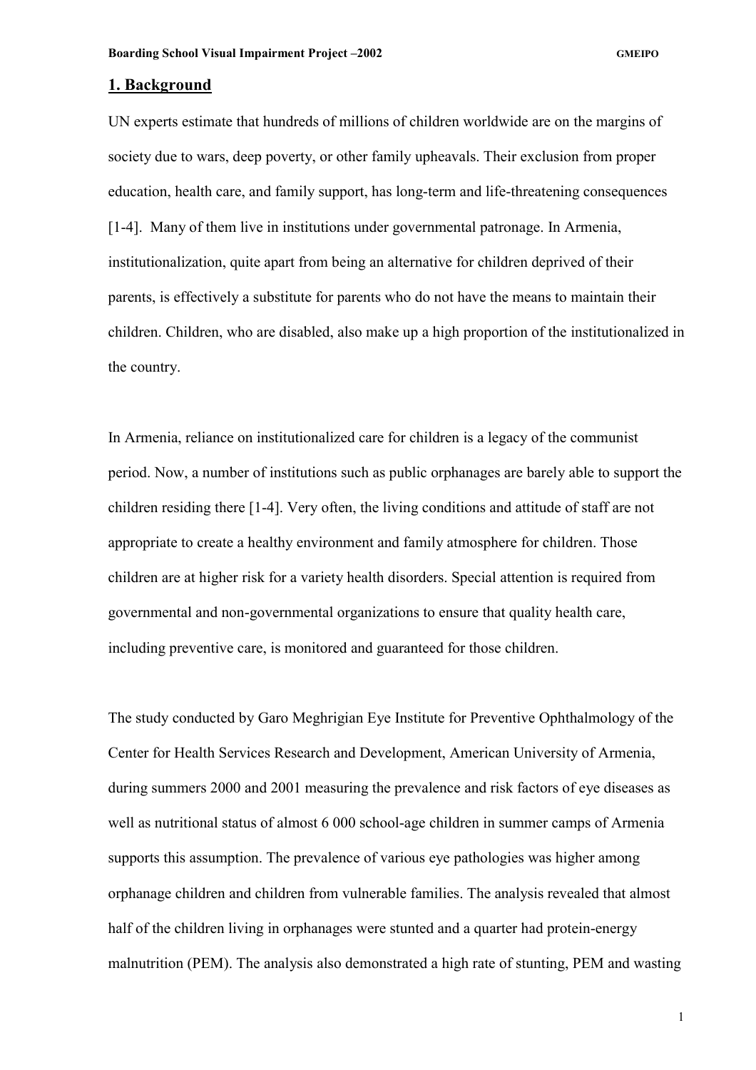## 1. Background

UN experts estimate that hundreds of millions of children worldwide are on the margins of society due to wars, deep poverty, or other family upheavals. Their exclusion from proper education, health care, and family support, has long-term and life-threatening consequences [1-4]. Many of them live in institutions under governmental patronage. In Armenia, institutionalization, quite apart from being an alternative for children deprived of their parents, is effectively a substitute for parents who do not have the means to maintain their children. Children, who are disabled, also make up a high proportion of the institutionalized in the country.

In Armenia, reliance on institutionalized care for children is a legacy of the communist period. Now, a number of institutions such as public orphanages are barely able to support the children residing there [1-4]. Very often, the living conditions and attitude of staff are not appropriate to create a healthy environment and family atmosphere for children. Those children are at higher risk for a variety health disorders. Special attention is required from governmental and non-governmental organizations to ensure that quality health care, including preventive care, is monitored and guaranteed for those children.

The study conducted by Garo Meghrigian Eye Institute for Preventive Ophthalmology of the Center for Health Services Research and Development, American University of Armenia, during summers 2000 and 2001 measuring the prevalence and risk factors of eye diseases as well as nutritional status of almost 6 000 school-age children in summer camps of Armenia supports this assumption. The prevalence of various eye pathologies was higher among orphanage children and children from vulnerable families. The analysis revealed that almost half of the children living in orphanages were stunted and a quarter had protein-energy malnutrition (PEM). The analysis also demonstrated a high rate of stunting, PEM and wasting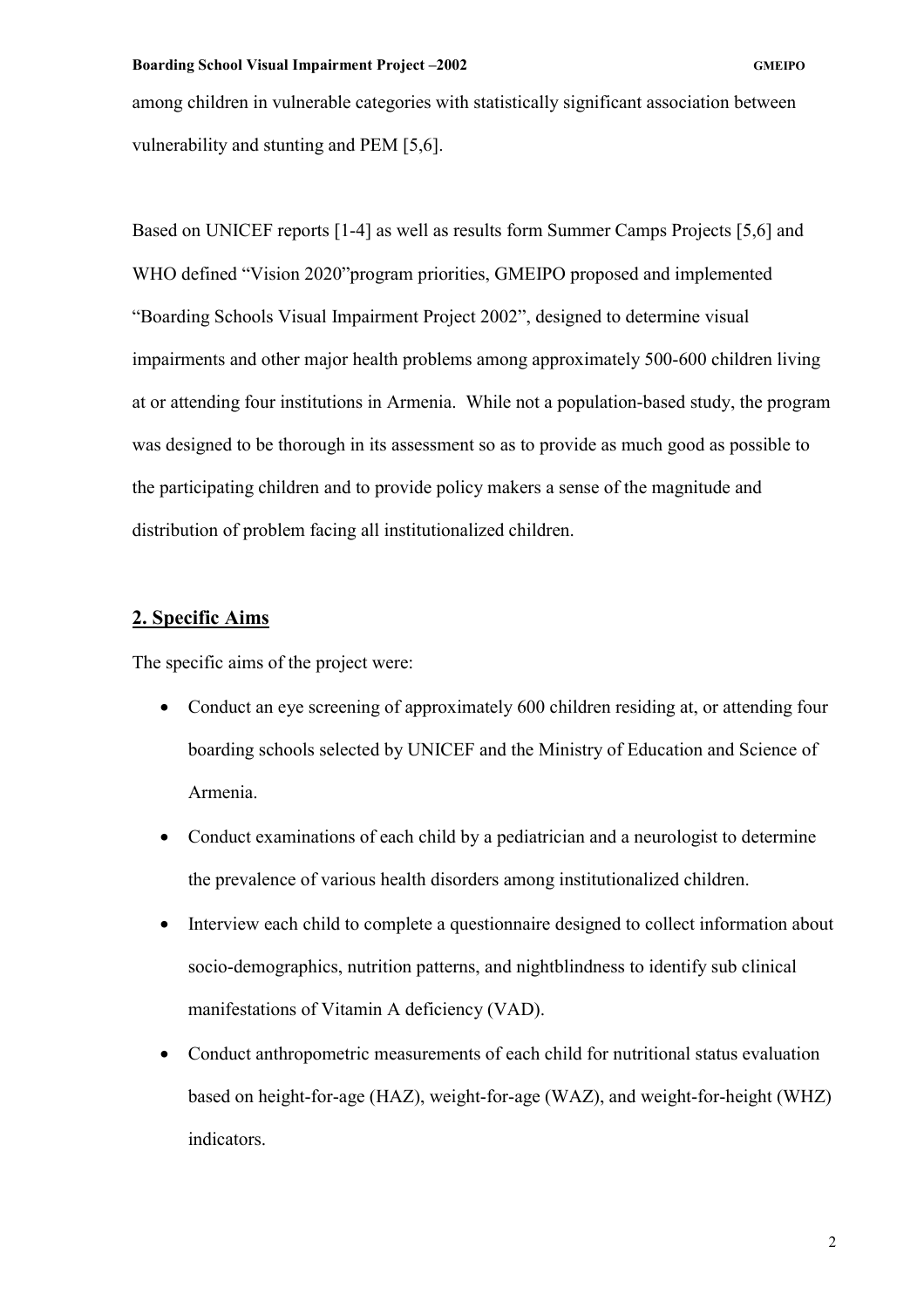among children in vulnerable categories with statistically significant association between vulnerability and stunting and PEM [5,6].

Based on UNICEF reports [1-4] as well as results form Summer Camps Projects [5,6] and WHO defined "Vision 2020"program priorities, GMEIPO proposed and implemented "Boarding Schools Visual Impairment Project 2002", designed to determine visual impairments and other major health problems among approximately 500-600 children living at or attending four institutions in Armenia. While not a population-based study, the program was designed to be thorough in its assessment so as to provide as much good as possible to the participating children and to provide policy makers a sense of the magnitude and distribution of problem facing all institutionalized children.

## 2. Specific Aims

The specific aims of the project were:

- Conduct an eye screening of approximately 600 children residing at, or attending four boarding schools selected by UNICEF and the Ministry of Education and Science of Armenia.
- Conduct examinations of each child by a pediatrician and a neurologist to determine the prevalence of various health disorders among institutionalized children.
- Interview each child to complete a questionnaire designed to collect information about socio-demographics, nutrition patterns, and nightblindness to identify sub clinical manifestations of Vitamin A deficiency (VAD).
- Conduct anthropometric measurements of each child for nutritional status evaluation based on height-for-age (HAZ), weight-for-age (WAZ), and weight-for-height (WHZ) indicators.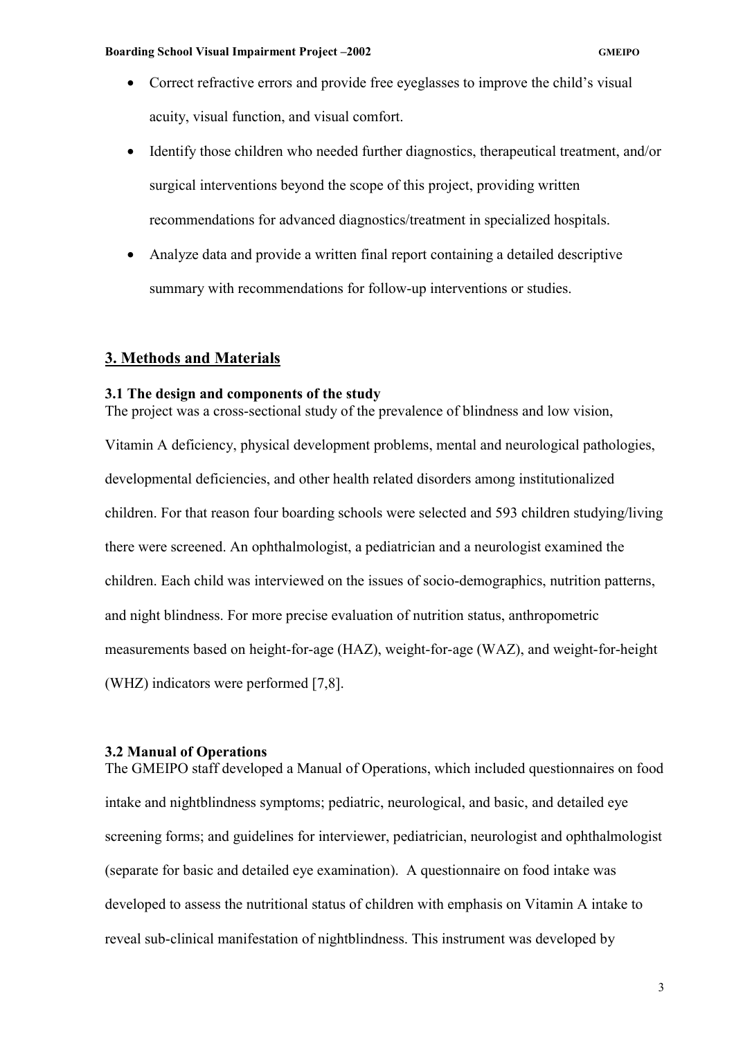- Correct refractive errors and provide free eyeglasses to improve the child's visual acuity, visual function, and visual comfort.
- Identify those children who needed further diagnostics, therapeutical treatment, and/or surgical interventions beyond the scope of this project, providing written recommendations for advanced diagnostics/treatment in specialized hospitals.
- Analyze data and provide a written final report containing a detailed descriptive summary with recommendations for follow-up interventions or studies.

## 3. Methods and Materials

### 3.1 The design and components of the study

The project was a cross-sectional study of the prevalence of blindness and low vision, Vitamin A deficiency, physical development problems, mental and neurological pathologies, developmental deficiencies, and other health related disorders among institutionalized children. For that reason four boarding schools were selected and 593 children studying/living there were screened. An ophthalmologist, a pediatrician and a neurologist examined the children. Each child was interviewed on the issues of socio-demographics, nutrition patterns, and night blindness. For more precise evaluation of nutrition status, anthropometric measurements based on height-for-age (HAZ), weight-for-age (WAZ), and weight-for-height (WHZ) indicators were performed [7,8].

### 3.2 Manual of Operations

The GMEIPO staff developed a Manual of Operations, which included questionnaires on food intake and nightblindness symptoms; pediatric, neurological, and basic, and detailed eye screening forms; and guidelines for interviewer, pediatrician, neurologist and ophthalmologist (separate for basic and detailed eye examination). A questionnaire on food intake was developed to assess the nutritional status of children with emphasis on Vitamin A intake to reveal sub-clinical manifestation of nightblindness. This instrument was developed by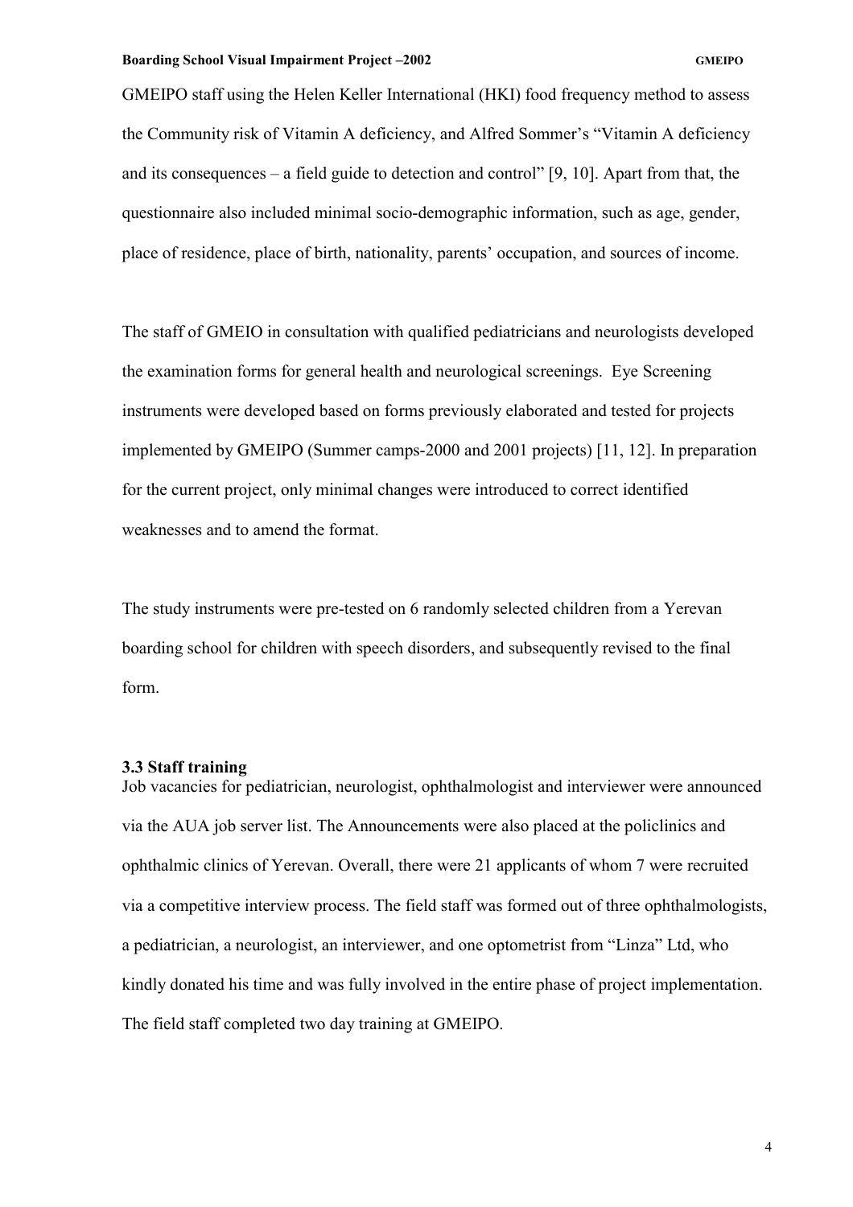GMEIPO staff using the Helen Keller International (HKI) food frequency method to assess the Community risk of Vitamin A deficiency, and Alfred Sommer's "Vitamin A deficiency and its consequences – a field guide to detection and control" [9, 10]. Apart from that, the questionnaire also included minimal socio-demographic information, such as age, gender, place of residence, place of birth, nationality, parents' occupation, and sources of income.

The staff of GMEIO in consultation with qualified pediatricians and neurologists developed the examination forms for general health and neurological screenings. Eye Screening instruments were developed based on forms previously elaborated and tested for projects implemented by GMEIPO (Summer camps-2000 and 2001 projects) [11, 12]. In preparation for the current project, only minimal changes were introduced to correct identified weaknesses and to amend the format.

The study instruments were pre-tested on 6 randomly selected children from a Yerevan boarding school for children with speech disorders, and subsequently revised to the final form.

### 3.3 Staff training

Job vacancies for pediatrician, neurologist, ophthalmologist and interviewer were announced via the AUA job server list. The Announcements were also placed at the policlinics and ophthalmic clinics of Yerevan. Overall, there were 21 applicants of whom 7 were recruited via a competitive interview process. The field staff was formed out of three ophthalmologists, a pediatrician, a neurologist, an interviewer, and one optometrist from "Linza" Ltd, who kindly donated his time and was fully involved in the entire phase of project implementation. The field staff completed two day training at GMEIPO.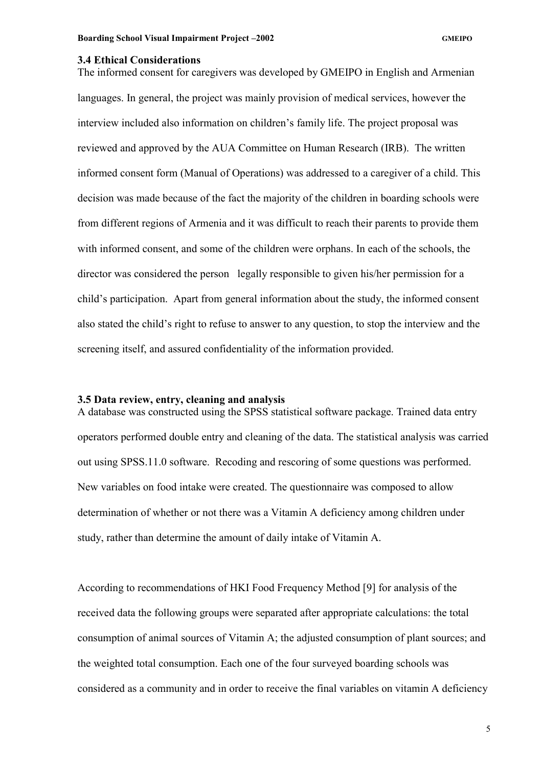### 3.4 Ethical Considerations

The informed consent for caregivers was developed by GMEIPO in English and Armenian languages. In general, the project was mainly provision of medical services, however the interview included also information on children's family life. The project proposal was reviewed and approved by the AUA Committee on Human Research (IRB). The written informed consent form (Manual of Operations) was addressed to a caregiver of a child. This decision was made because of the fact the majority of the children in boarding schools were from different regions of Armenia and it was difficult to reach their parents to provide them with informed consent, and some of the children were orphans. In each of the schools, the director was considered the person legally responsible to given his/her permission for a child's participation. Apart from general information about the study, the informed consent also stated the child's right to refuse to answer to any question, to stop the interview and the screening itself, and assured confidentiality of the information provided.

### 3.5 Data review, entry, cleaning and analysis

A database was constructed using the SPSS statistical software package. Trained data entry operators performed double entry and cleaning of the data. The statistical analysis was carried out using SPSS.11.0 software. Recoding and rescoring of some questions was performed. New variables on food intake were created. The questionnaire was composed to allow determination of whether or not there was a Vitamin A deficiency among children under study, rather than determine the amount of daily intake of Vitamin A.

According to recommendations of HKI Food Frequency Method [9] for analysis of the received data the following groups were separated after appropriate calculations: the total consumption of animal sources of Vitamin A; the adjusted consumption of plant sources; and the weighted total consumption. Each one of the four surveyed boarding schools was considered as a community and in order to receive the final variables on vitamin A deficiency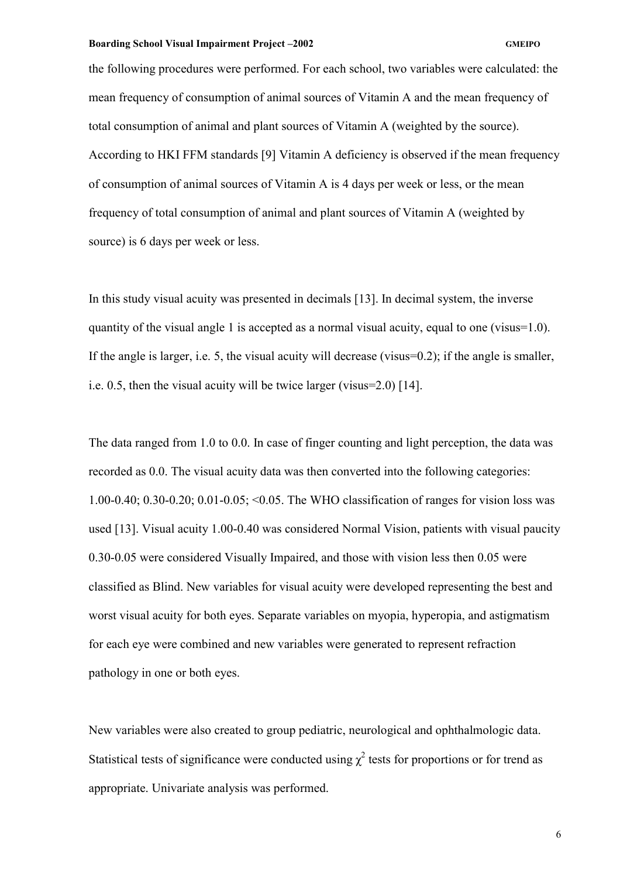the following procedures were performed. For each school, two variables were calculated: the mean frequency of consumption of animal sources of Vitamin A and the mean frequency of total consumption of animal and plant sources of Vitamin A (weighted by the source). According to HKI FFM standards [9] Vitamin A deficiency is observed if the mean frequency of consumption of animal sources of Vitamin A is 4 days per week or less, or the mean frequency of total consumption of animal and plant sources of Vitamin A (weighted by source) is 6 days per week or less.

In this study visual acuity was presented in decimals [13]. In decimal system, the inverse quantity of the visual angle 1 is accepted as a normal visual acuity, equal to one (visus=1.0). If the angle is larger, i.e. 5, the visual acuity will decrease (visus=0.2); if the angle is smaller, i.e. 0.5, then the visual acuity will be twice larger (visus=2.0) [14].

The data ranged from 1.0 to 0.0. In case of finger counting and light perception, the data was recorded as 0.0. The visual acuity data was then converted into the following categories: 1.00-0.40; 0.30-0.20; 0.01-0.05; <0.05. The WHO classification of ranges for vision loss was used [13]. Visual acuity 1.00-0.40 was considered Normal Vision, patients with visual paucity 0.30-0.05 were considered Visually Impaired, and those with vision less then 0.05 were classified as Blind. New variables for visual acuity were developed representing the best and worst visual acuity for both eyes. Separate variables on myopia, hyperopia, and astigmatism for each eye were combined and new variables were generated to represent refraction pathology in one or both eyes.

New variables were also created to group pediatric, neurological and ophthalmologic data. Statistical tests of significance were conducted using $\chi^2$ tests for proportions or for trend as appropriate. Univariate analysis was performed.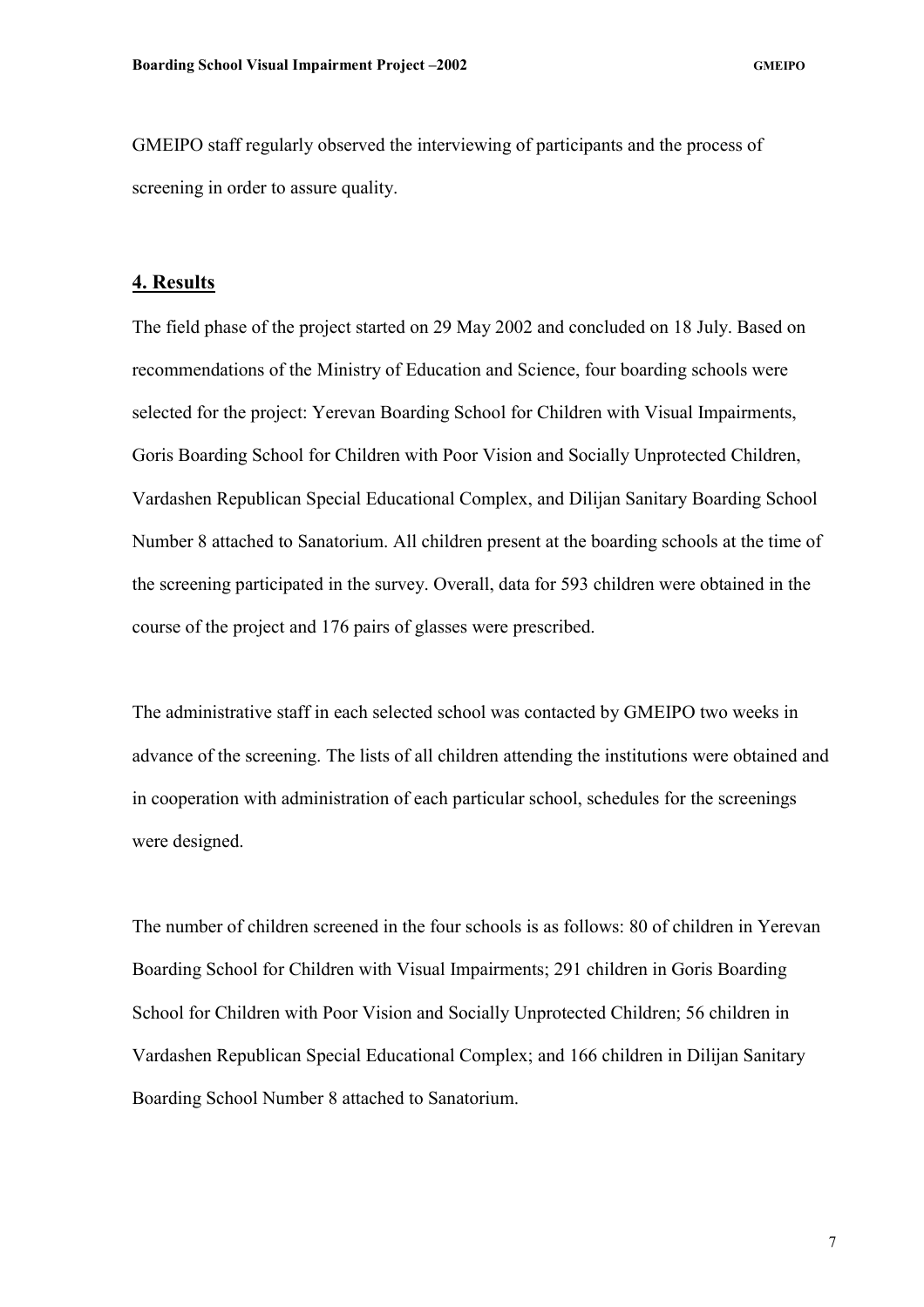GMEIPO staff regularly observed the interviewing of participants and the process of screening in order to assure quality.

## 4. Results

The field phase of the project started on 29 May 2002 and concluded on 18 July. Based on recommendations of the Ministry of Education and Science, four boarding schools were selected for the project: Yerevan Boarding School for Children with Visual Impairments, Goris Boarding School for Children with Poor Vision and Socially Unprotected Children, Vardashen Republican Special Educational Complex, and Dilijan Sanitary Boarding School Number 8 attached to Sanatorium. All children present at the boarding schools at the time of the screening participated in the survey. Overall, data for 593 children were obtained in the course of the project and 176 pairs of glasses were prescribed.

The administrative staff in each selected school was contacted by GMEIPO two weeks in advance of the screening. The lists of all children attending the institutions were obtained and in cooperation with administration of each particular school, schedules for the screenings were designed.

The number of children screened in the four schools is as follows: 80 of children in Yerevan Boarding School for Children with Visual Impairments; 291 children in Goris Boarding School for Children with Poor Vision and Socially Unprotected Children; 56 children in Vardashen Republican Special Educational Complex; and 166 children in Dilijan Sanitary Boarding School Number 8 attached to Sanatorium.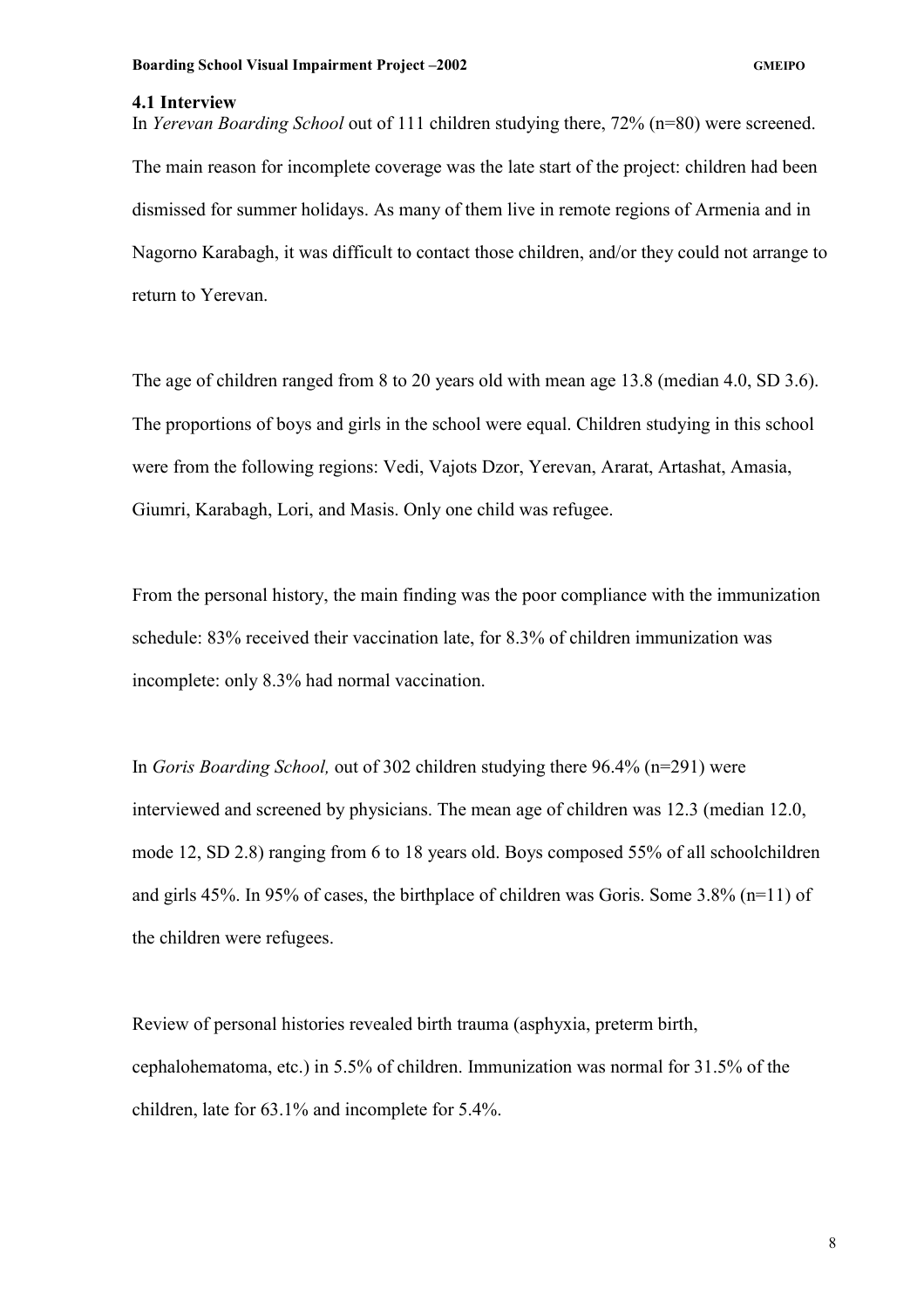### 4.1 Interview

In *Yerevan Boarding School* out of 111 children studying there, 72% (n=80) were screened. The main reason for incomplete coverage was the late start of the project: children had been dismissed for summer holidays. As many of them live in remote regions of Armenia and in Nagorno Karabagh, it was difficult to contact those children, and/or they could not arrange to return to Yerevan.

The age of children ranged from 8 to 20 years old with mean age 13.8 (median 4.0, SD 3.6). The proportions of boys and girls in the school were equal. Children studying in this school were from the following regions: Vedi, Vajots Dzor, Yerevan, Ararat, Artashat, Amasia, Giumri, Karabagh, Lori, and Masis. Only one child was refugee.

From the personal history, the main finding was the poor compliance with the immunization schedule: 83% received their vaccination late, for 8.3% of children immunization was incomplete: only 8.3% had normal vaccination.

In *Goris Boarding School,* out of 302 children studying there 96.4% (n=291) were interviewed and screened by physicians. The mean age of children was 12.3 (median 12.0, mode 12, SD 2.8) ranging from 6 to 18 years old. Boys composed 55% of all schoolchildren and girls 45%. In 95% of cases, the birthplace of children was Goris. Some 3.8% (n=11) of the children were refugees.

Review of personal histories revealed birth trauma (asphyxia, preterm birth, cephalohematoma, etc.) in 5.5% of children. Immunization was normal for 31.5% of the children, late for 63.1% and incomplete for 5.4%.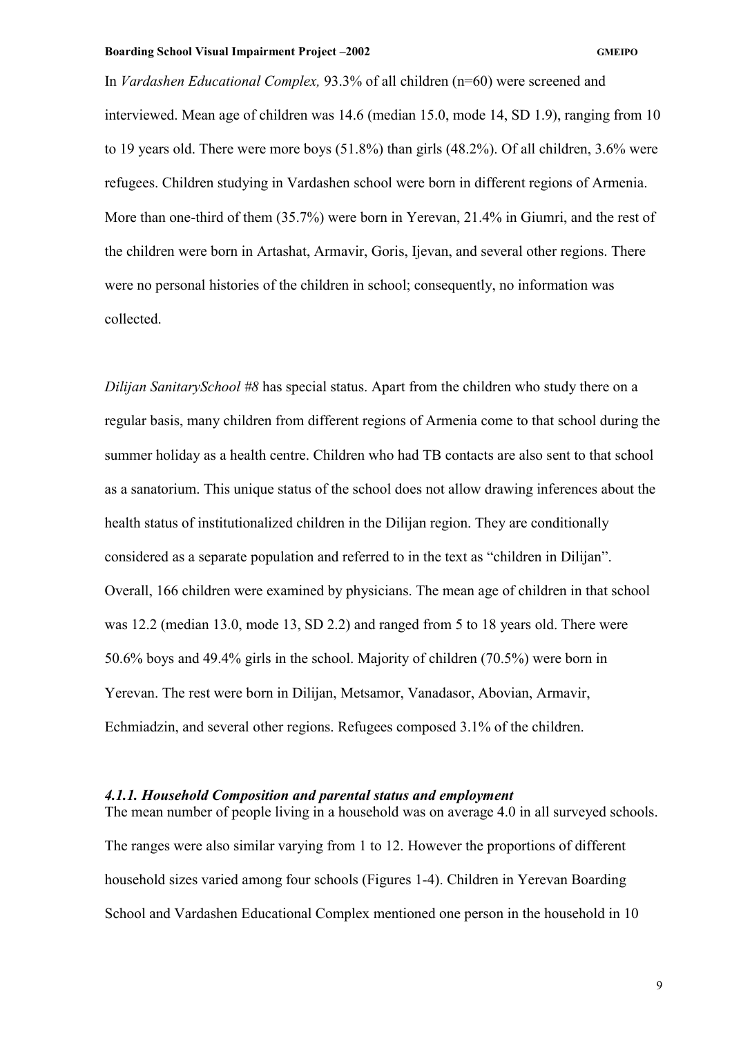In *Vardashen Educational Complex,* 93.3% of all children (n=60) were screened and interviewed. Mean age of children was 14.6 (median 15.0, mode 14, SD 1.9), ranging from 10 to 19 years old. There were more boys (51.8%) than girls (48.2%). Of all children, 3.6% were refugees. Children studying in Vardashen school were born in different regions of Armenia. More than one-third of them (35.7%) were born in Yerevan, 21.4% in Giumri, and the rest of the children were born in Artashat, Armavir, Goris, Ijevan, and several other regions. There were no personal histories of the children in school; consequently, no information was collected.

*Dilijan SanitarySchool #8* has special status. Apart from the children who study there on a regular basis, many children from different regions of Armenia come to that school during the summer holiday as a health centre. Children who had TB contacts are also sent to that school as a sanatorium. This unique status of the school does not allow drawing inferences about the health status of institutionalized children in the Dilijan region. They are conditionally considered as a separate population and referred to in the text as "children in Dilijan". Overall, 166 children were examined by physicians. The mean age of children in that school was 12.2 (median 13.0, mode 13, SD 2.2) and ranged from 5 to 18 years old. There were 50.6% boys and 49.4% girls in the school. Majority of children (70.5%) were born in Yerevan. The rest were born in Dilijan, Metsamor, Vanadasor, Abovian, Armavir, Echmiadzin, and several other regions. Refugees composed 3.1% of the children.

#### *4.1.1. Household Composition and parental status and employment*

The mean number of people living in a household was on average 4.0 in all surveyed schools. The ranges were also similar varying from 1 to 12. However the proportions of different household sizes varied among four schools (Figures 1-4). Children in Yerevan Boarding School and Vardashen Educational Complex mentioned one person in the household in 10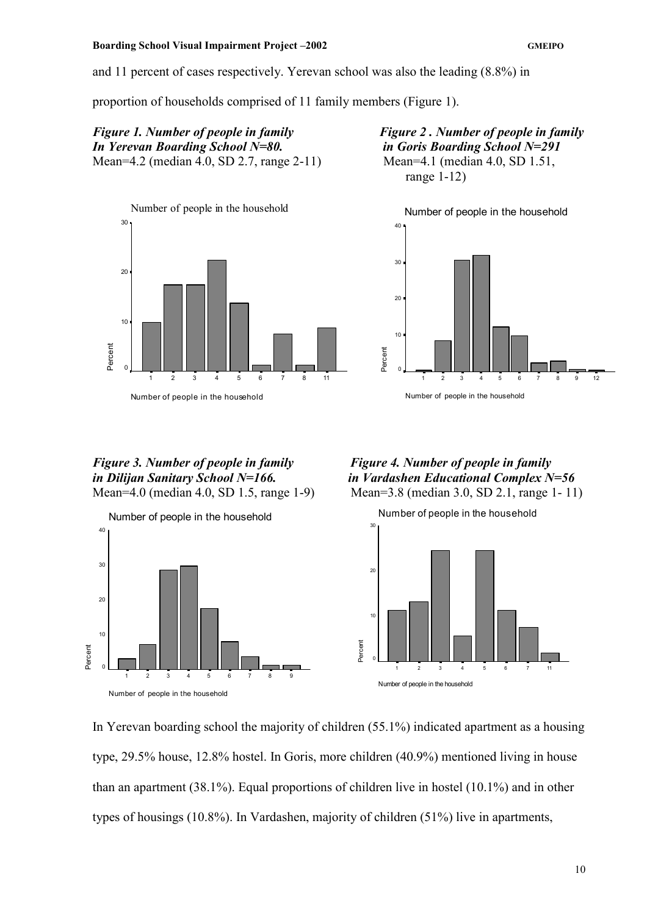and 11 percent of cases respectively. Yerevan school was also the leading (8.8%) in proportion of households comprised of 11 family members (Figure 1).

***Figure 1. Number of people in family In Yerevan Boarding School N=80.***
Mean=4.2 (median 4.0, SD 2.7, range 2-11)

***Figure 2 . Number of people in family in Goris Boarding School N=291***
Mean=4.1 (median 4.0, SD 1.51, range 1-12)

***Figure 3. Number of people in family in Dilijan Sanitary School N=166.***
Mean=4.0 (median 4.0, SD 1.5, range 1-9)

***Figure 4. Number of people in family in Vardashen Educational Complex N=56***
Mean=3.8 (median 3.0, SD 2.1, range 1- 11)

In Yerevan boarding school the majority of children (55.1%) indicated apartment as a housing type, 29.5% house, 12.8% hostel. In Goris, more children (40.9%) mentioned living in house than an apartment (38.1%). Equal proportions of children live in hostel (10.1%) and in other types of housings (10.8%). In Vardashen, majority of children (51%) live in apartments,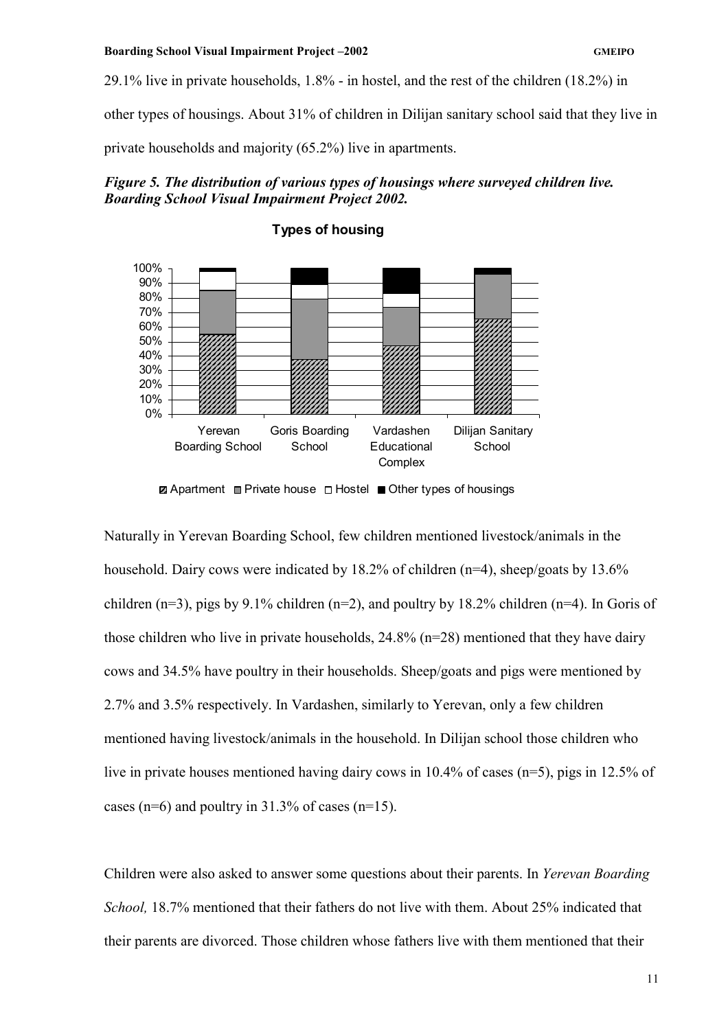29.1% live in private households, 1.8% - in hostel, and the rest of the children (18.2%) in other types of housings. About 31% of children in Dilijan sanitary school said that they live in private households and majority (65.2%) live in apartments.

***Figure 5. The distribution of various types of housings where surveyed children live. Boarding School Visual Impairment Project 2002.***

Naturally in Yerevan Boarding School, few children mentioned livestock/animals in the household. Dairy cows were indicated by 18.2% of children (n=4), sheep/goats by 13.6% children (n=3), pigs by 9.1% children (n=2), and poultry by 18.2% children (n=4). In Goris of those children who live in private households, 24.8% (n=28) mentioned that they have dairy cows and 34.5% have poultry in their households. Sheep/goats and pigs were mentioned by 2.7% and 3.5% respectively. In Vardashen, similarly to Yerevan, only a few children mentioned having livestock/animals in the household. In Dilijan school those children who live in private houses mentioned having dairy cows in 10.4% of cases (n=5), pigs in 12.5% of cases (n=6) and poultry in 31.3% of cases (n=15).

Children were also asked to answer some questions about their parents. In *Yerevan Boarding School,* 18.7% mentioned that their fathers do not live with them. About 25% indicated that their parents are divorced. Those children whose fathers live with them mentioned that their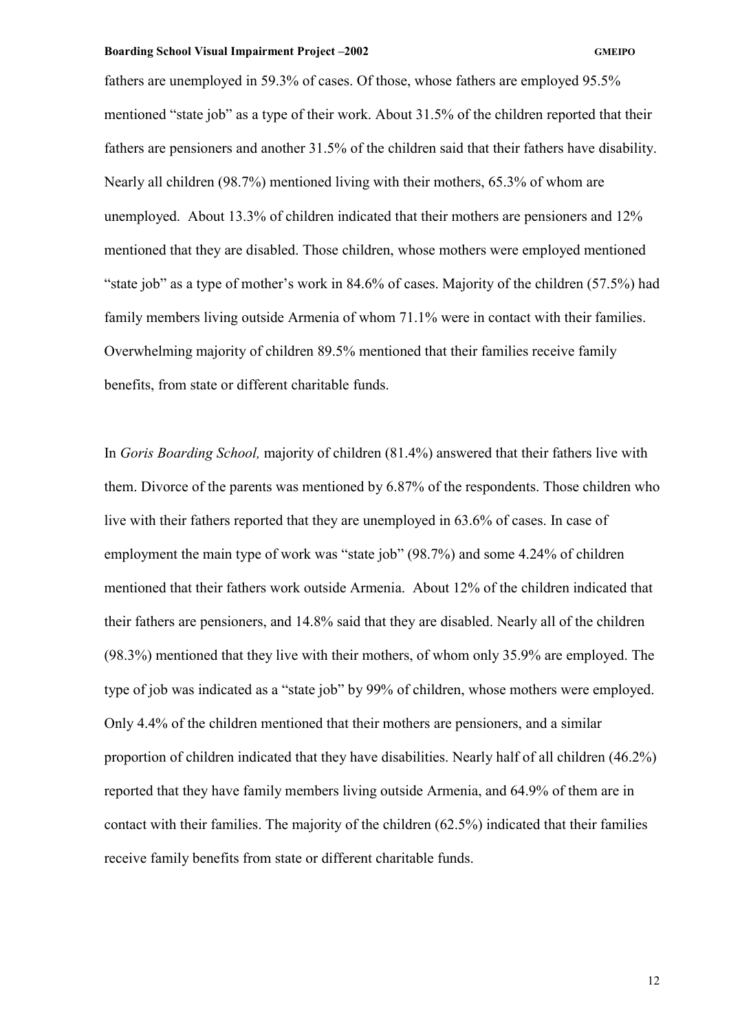fathers are unemployed in 59.3% of cases. Of those, whose fathers are employed 95.5% mentioned "state job" as a type of their work. About 31.5% of the children reported that their fathers are pensioners and another 31.5% of the children said that their fathers have disability. Nearly all children (98.7%) mentioned living with their mothers, 65.3% of whom are unemployed. About 13.3% of children indicated that their mothers are pensioners and 12% mentioned that they are disabled. Those children, whose mothers were employed mentioned "state job" as a type of mother's work in 84.6% of cases. Majority of the children (57.5%) had family members living outside Armenia of whom 71.1% were in contact with their families. Overwhelming majority of children 89.5% mentioned that their families receive family benefits, from state or different charitable funds.

In *Goris Boarding School,* majority of children (81.4%) answered that their fathers live with them. Divorce of the parents was mentioned by 6.87% of the respondents. Those children who live with their fathers reported that they are unemployed in 63.6% of cases. In case of employment the main type of work was "state job" (98.7%) and some 4.24% of children mentioned that their fathers work outside Armenia. About 12% of the children indicated that their fathers are pensioners, and 14.8% said that they are disabled. Nearly all of the children (98.3%) mentioned that they live with their mothers, of whom only 35.9% are employed. The type of job was indicated as a "state job" by 99% of children, whose mothers were employed. Only 4.4% of the children mentioned that their mothers are pensioners, and a similar proportion of children indicated that they have disabilities. Nearly half of all children (46.2%) reported that they have family members living outside Armenia, and 64.9% of them are in contact with their families. The majority of the children (62.5%) indicated that their families receive family benefits from state or different charitable funds.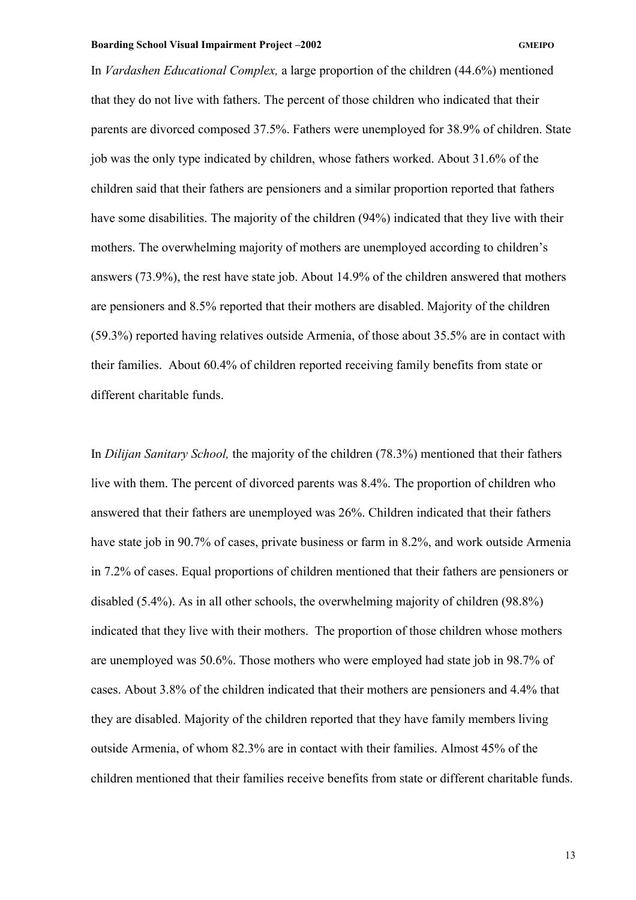In *Vardashen Educational Complex,* a large proportion of the children (44.6%) mentioned that they do not live with fathers. The percent of those children who indicated that their parents are divorced composed 37.5%. Fathers were unemployed for 38.9% of children. State job was the only type indicated by children, whose fathers worked. About 31.6% of the children said that their fathers are pensioners and a similar proportion reported that fathers have some disabilities. The majority of the children (94%) indicated that they live with their mothers. The overwhelming majority of mothers are unemployed according to children's answers (73.9%), the rest have state job. About 14.9% of the children answered that mothers are pensioners and 8.5% reported that their mothers are disabled. Majority of the children (59.3%) reported having relatives outside Armenia, of those about 35.5% are in contact with their families. About 60.4% of children reported receiving family benefits from state or different charitable funds.

In *Dilijan Sanitary School,* the majority of the children (78.3%) mentioned that their fathers live with them. The percent of divorced parents was 8.4%. The proportion of children who answered that their fathers are unemployed was 26%. Children indicated that their fathers have state job in 90.7% of cases, private business or farm in 8.2%, and work outside Armenia in 7.2% of cases. Equal proportions of children mentioned that their fathers are pensioners or disabled (5.4%). As in all other schools, the overwhelming majority of children (98.8%) indicated that they live with their mothers. The proportion of those children whose mothers are unemployed was 50.6%. Those mothers who were employed had state job in 98.7% of cases. About 3.8% of the children indicated that their mothers are pensioners and 4.4% that they are disabled. Majority of the children reported that they have family members living outside Armenia, of whom 82.3% are in contact with their families. Almost 45% of the children mentioned that their families receive benefits from state or different charitable funds.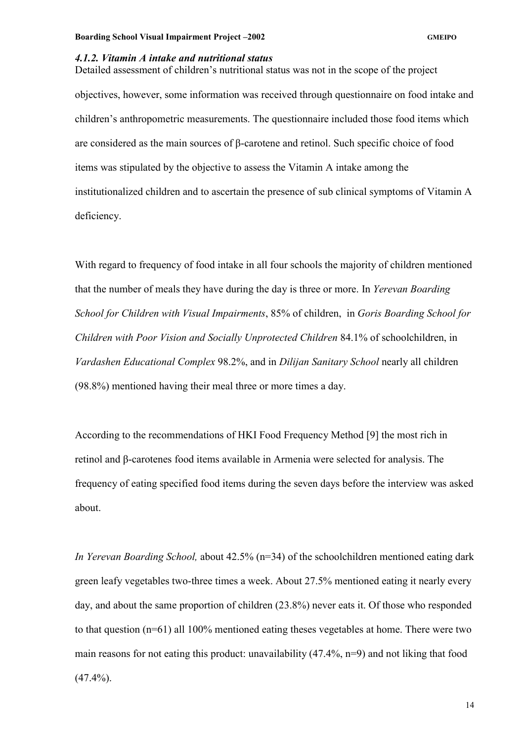#### *4.1.2. Vitamin A intake and nutritional status*

Detailed assessment of children's nutritional status was not in the scope of the project objectives, however, some information was received through questionnaire on food intake and children's anthropometric measurements. The questionnaire included those food items which are considered as the main sources of β-carotene and retinol. Such specific choice of food items was stipulated by the objective to assess the Vitamin A intake among the institutionalized children and to ascertain the presence of sub clinical symptoms of Vitamin A deficiency.

With regard to frequency of food intake in all four schools the majority of children mentioned that the number of meals they have during the day is three or more. In *Yerevan Boarding School for Children with Visual Impairments*, 85% of children, in *Goris Boarding School for Children with Poor Vision and Socially Unprotected Children* 84.1% of schoolchildren, in *Vardashen Educational Complex* 98.2%, and in *Dilijan Sanitary School* nearly all children (98.8%) mentioned having their meal three or more times a day.

According to the recommendations of HKI Food Frequency Method [9] the most rich in retinol and β-carotenes food items available in Armenia were selected for analysis. The frequency of eating specified food items during the seven days before the interview was asked about.

*In Yerevan Boarding School,* about 42.5% (n=34) of the schoolchildren mentioned eating dark green leafy vegetables two-three times a week. About 27.5% mentioned eating it nearly every day, and about the same proportion of children (23.8%) never eats it. Of those who responded to that question (n=61) all 100% mentioned eating theses vegetables at home. There were two main reasons for not eating this product: unavailability (47.4%, n=9) and not liking that food (47.4%).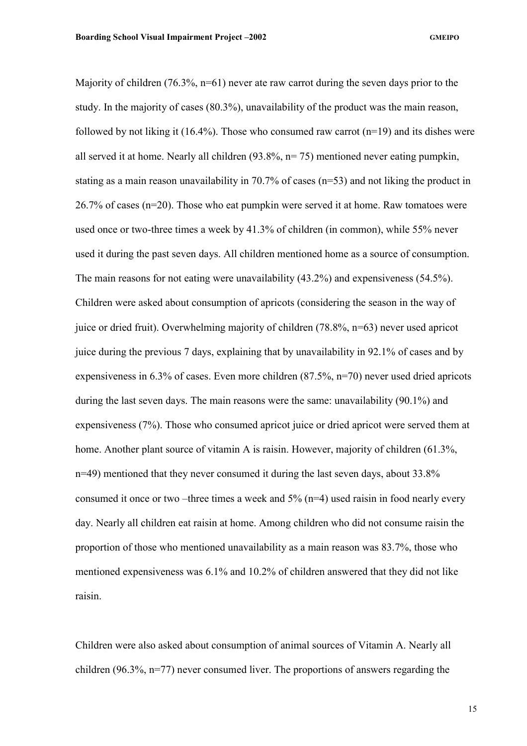Majority of children (76.3%, n=61) never ate raw carrot during the seven days prior to the study. In the majority of cases (80.3%), unavailability of the product was the main reason, followed by not liking it (16.4%). Those who consumed raw carrot (n=19) and its dishes were all served it at home. Nearly all children (93.8%, n= 75) mentioned never eating pumpkin, stating as a main reason unavailability in 70.7% of cases (n=53) and not liking the product in 26.7% of cases (n=20). Those who eat pumpkin were served it at home. Raw tomatoes were used once or two-three times a week by 41.3% of children (in common), while 55% never used it during the past seven days. All children mentioned home as a source of consumption. The main reasons for not eating were unavailability (43.2%) and expensiveness (54.5%). Children were asked about consumption of apricots (considering the season in the way of juice or dried fruit). Overwhelming majority of children (78.8%, n=63) never used apricot juice during the previous 7 days, explaining that by unavailability in 92.1% of cases and by expensiveness in 6.3% of cases. Even more children (87.5%, n=70) never used dried apricots during the last seven days. The main reasons were the same: unavailability (90.1%) and expensiveness (7%). Those who consumed apricot juice or dried apricot were served them at home. Another plant source of vitamin A is raisin. However, majority of children (61.3%, n=49) mentioned that they never consumed it during the last seven days, about 33.8% consumed it once or two –three times a week and 5% (n=4) used raisin in food nearly every day. Nearly all children eat raisin at home. Among children who did not consume raisin the proportion of those who mentioned unavailability as a main reason was 83.7%, those who mentioned expensiveness was 6.1% and 10.2% of children answered that they did not like raisin.

Children were also asked about consumption of animal sources of Vitamin A. Nearly all children (96.3%, n=77) never consumed liver. The proportions of answers regarding the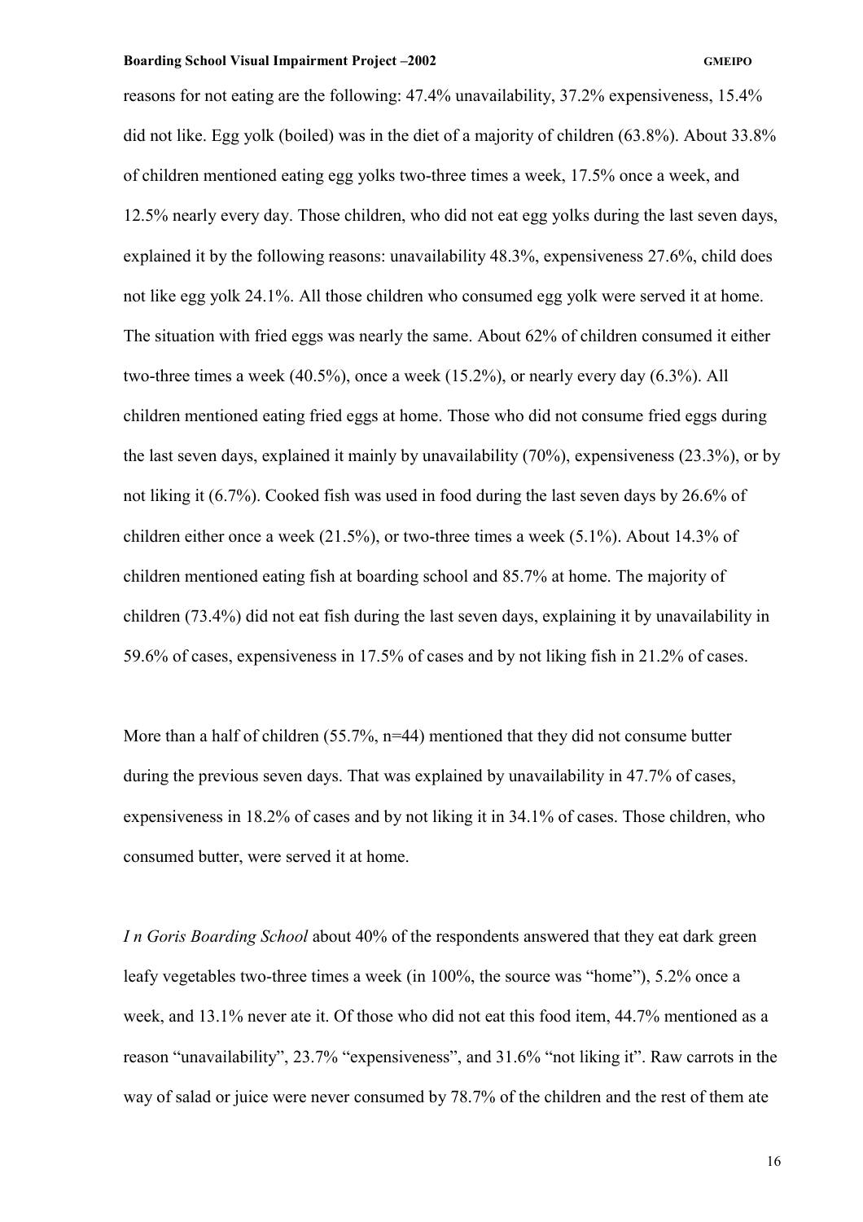reasons for not eating are the following: 47.4% unavailability, 37.2% expensiveness, 15.4% did not like. Egg yolk (boiled) was in the diet of a majority of children (63.8%). About 33.8% of children mentioned eating egg yolks two-three times a week, 17.5% once a week, and 12.5% nearly every day. Those children, who did not eat egg yolks during the last seven days, explained it by the following reasons: unavailability 48.3%, expensiveness 27.6%, child does not like egg yolk 24.1%. All those children who consumed egg yolk were served it at home. The situation with fried eggs was nearly the same. About 62% of children consumed it either two-three times a week (40.5%), once a week (15.2%), or nearly every day (6.3%). All children mentioned eating fried eggs at home. Those who did not consume fried eggs during the last seven days, explained it mainly by unavailability (70%), expensiveness (23.3%), or by not liking it (6.7%). Cooked fish was used in food during the last seven days by 26.6% of children either once a week (21.5%), or two-three times a week (5.1%). About 14.3% of children mentioned eating fish at boarding school and 85.7% at home. The majority of children (73.4%) did not eat fish during the last seven days, explaining it by unavailability in 59.6% of cases, expensiveness in 17.5% of cases and by not liking fish in 21.2% of cases.

More than a half of children (55.7%, n=44) mentioned that they did not consume butter during the previous seven days. That was explained by unavailability in 47.7% of cases, expensiveness in 18.2% of cases and by not liking it in 34.1% of cases. Those children, who consumed butter, were served it at home.

*I n Goris Boarding School* about 40% of the respondents answered that they eat dark green leafy vegetables two-three times a week (in 100%, the source was "home"), 5.2% once a week, and 13.1% never ate it. Of those who did not eat this food item, 44.7% mentioned as a reason "unavailability", 23.7% "expensiveness", and 31.6% "not liking it". Raw carrots in the way of salad or juice were never consumed by 78.7% of the children and the rest of them ate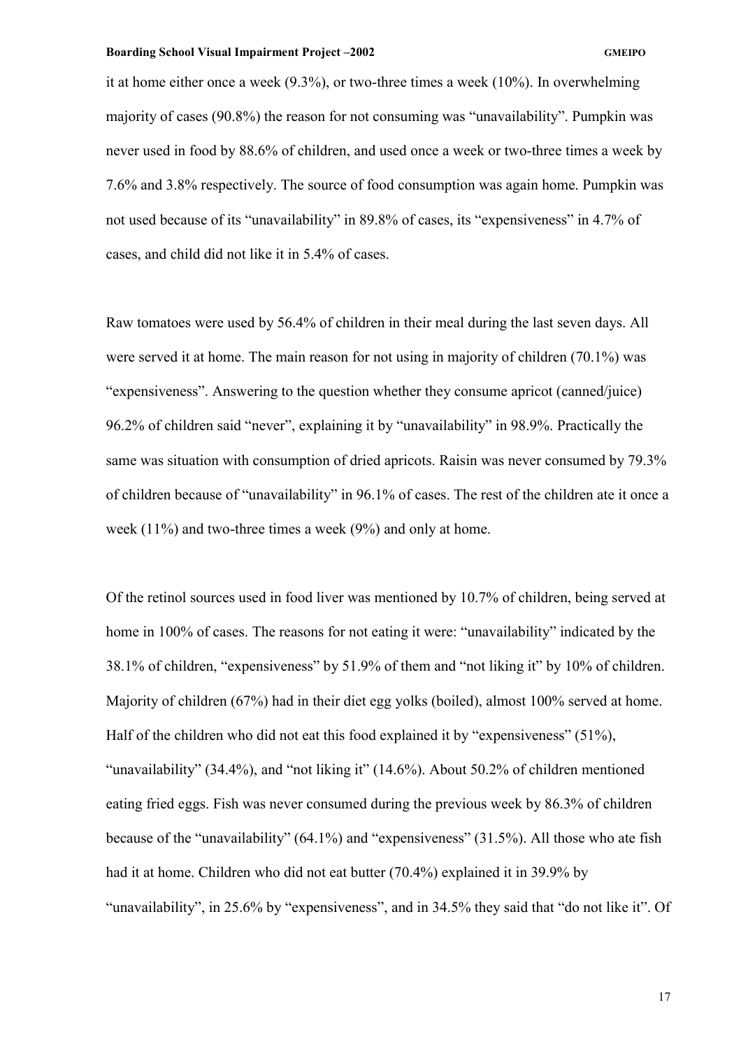it at home either once a week (9.3%), or two-three times a week (10%). In overwhelming majority of cases (90.8%) the reason for not consuming was “unavailability”. Pumpkin was never used in food by 88.6% of children, and used once a week or two-three times a week by 7.6% and 3.8% respectively. The source of food consumption was again home. Pumpkin was not used because of its “unavailability” in 89.8% of cases, its “expensiveness” in 4.7% of cases, and child did not like it in 5.4% of cases.

Raw tomatoes were used by 56.4% of children in their meal during the last seven days. All were served it at home. The main reason for not using in majority of children (70.1%) was “expensiveness”. Answering to the question whether they consume apricot (canned/juice) 96.2% of children said “never”, explaining it by “unavailability” in 98.9%. Practically the same was situation with consumption of dried apricots. Raisin was never consumed by 79.3% of children because of “unavailability” in 96.1% of cases. The rest of the children ate it once a week (11%) and two-three times a week (9%) and only at home.

Of the retinol sources used in food liver was mentioned by 10.7% of children, being served at home in 100% of cases. The reasons for not eating it were: “unavailability” indicated by the 38.1% of children, “expensiveness” by 51.9% of them and “not liking it” by 10% of children. Majority of children (67%) had in their diet egg yolks (boiled), almost 100% served at home. Half of the children who did not eat this food explained it by “expensiveness” (51%), “unavailability” (34.4%), and “not liking it” (14.6%). About 50.2% of children mentioned eating fried eggs. Fish was never consumed during the previous week by 86.3% of children because of the “unavailability” (64.1%) and “expensiveness” (31.5%). All those who ate fish had it at home. Children who did not eat butter (70.4%) explained it in 39.9% by “unavailability”, in 25.6% by “expensiveness”, and in 34.5% they said that “do not like it”. Of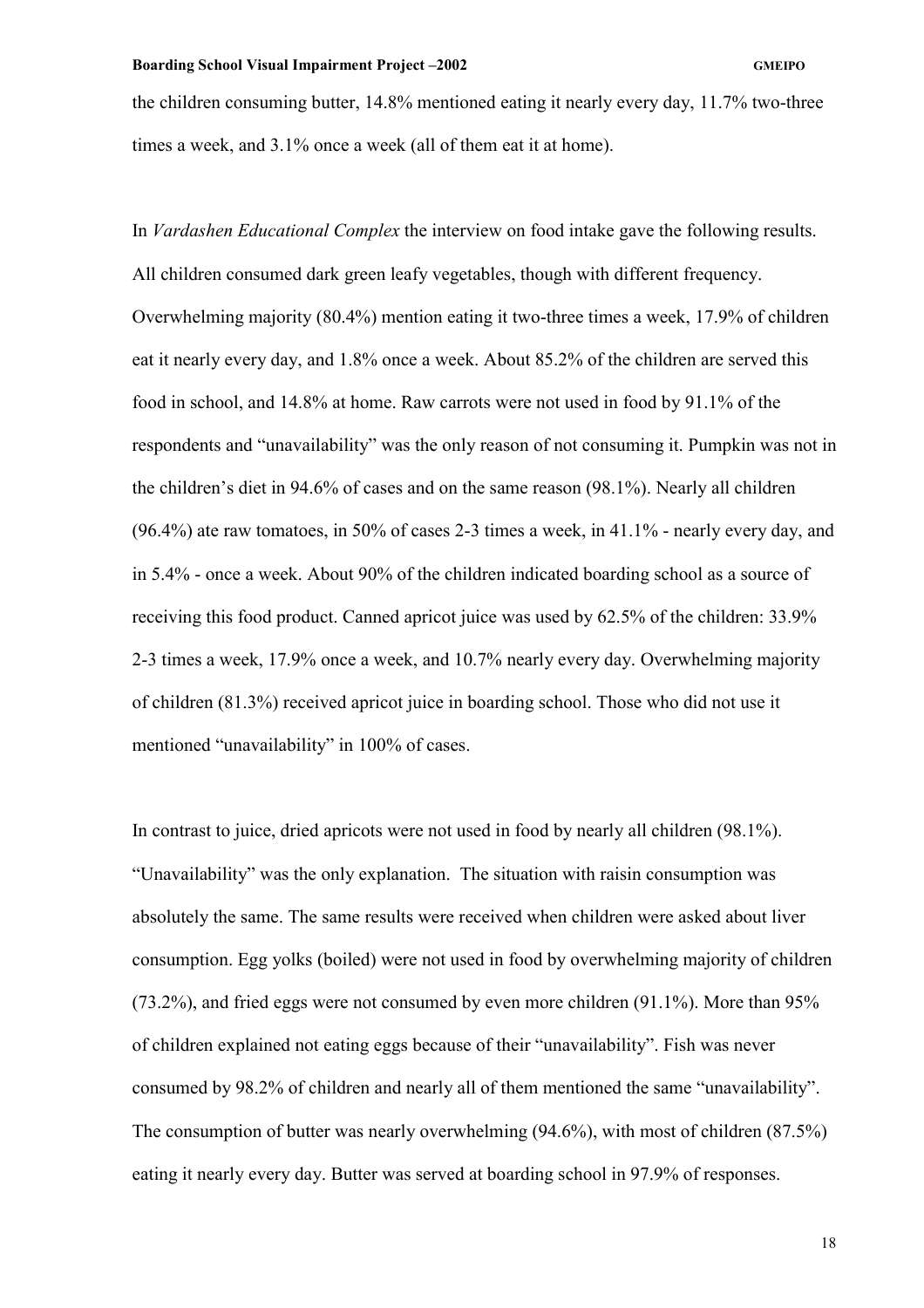the children consuming butter, 14.8% mentioned eating it nearly every day, 11.7% two-three times a week, and 3.1% once a week (all of them eat it at home).

In *Vardashen Educational Complex* the interview on food intake gave the following results. All children consumed dark green leafy vegetables, though with different frequency. Overwhelming majority (80.4%) mention eating it two-three times a week, 17.9% of children eat it nearly every day, and 1.8% once a week. About 85.2% of the children are served this food in school, and 14.8% at home. Raw carrots were not used in food by 91.1% of the respondents and "unavailability" was the only reason of not consuming it. Pumpkin was not in the children's diet in 94.6% of cases and on the same reason (98.1%). Nearly all children (96.4%) ate raw tomatoes, in 50% of cases 2-3 times a week, in 41.1% - nearly every day, and in 5.4% - once a week. About 90% of the children indicated boarding school as a source of receiving this food product. Canned apricot juice was used by 62.5% of the children: 33.9% 2-3 times a week, 17.9% once a week, and 10.7% nearly every day. Overwhelming majority of children (81.3%) received apricot juice in boarding school. Those who did not use it mentioned "unavailability" in 100% of cases.

In contrast to juice, dried apricots were not used in food by nearly all children (98.1%). "Unavailability" was the only explanation. The situation with raisin consumption was absolutely the same. The same results were received when children were asked about liver consumption. Egg yolks (boiled) were not used in food by overwhelming majority of children (73.2%), and fried eggs were not consumed by even more children (91.1%). More than 95% of children explained not eating eggs because of their "unavailability". Fish was never consumed by 98.2% of children and nearly all of them mentioned the same "unavailability". The consumption of butter was nearly overwhelming (94.6%), with most of children (87.5%) eating it nearly every day. Butter was served at boarding school in 97.9% of responses.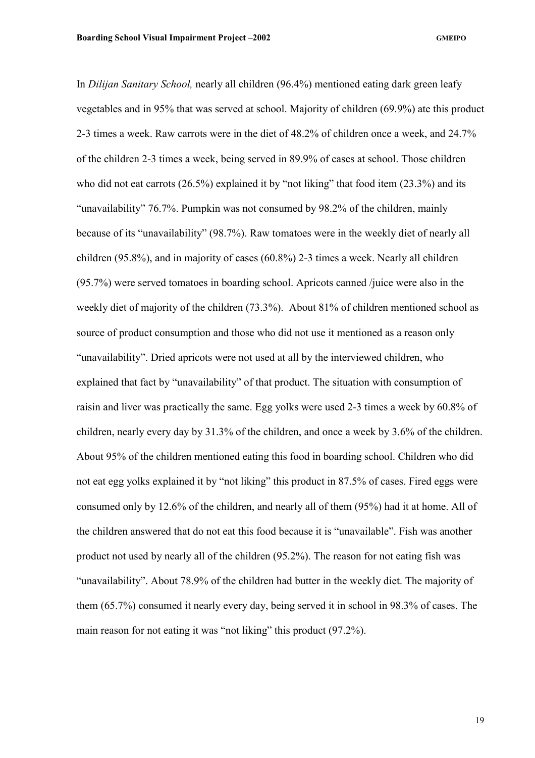In *Dilijan Sanitary School,* nearly all children (96.4%) mentioned eating dark green leafy vegetables and in 95% that was served at school. Majority of children (69.9%) ate this product 2-3 times a week. Raw carrots were in the diet of 48.2% of children once a week, and 24.7% of the children 2-3 times a week, being served in 89.9% of cases at school. Those children who did not eat carrots (26.5%) explained it by "not liking" that food item (23.3%) and its "unavailability" 76.7%. Pumpkin was not consumed by 98.2% of the children, mainly because of its "unavailability" (98.7%). Raw tomatoes were in the weekly diet of nearly all children (95.8%), and in majority of cases (60.8%) 2-3 times a week. Nearly all children (95.7%) were served tomatoes in boarding school. Apricots canned /juice were also in the weekly diet of majority of the children (73.3%). About 81% of children mentioned school as source of product consumption and those who did not use it mentioned as a reason only "unavailability". Dried apricots were not used at all by the interviewed children, who explained that fact by "unavailability" of that product. The situation with consumption of raisin and liver was practically the same. Egg yolks were used 2-3 times a week by 60.8% of children, nearly every day by 31.3% of the children, and once a week by 3.6% of the children. About 95% of the children mentioned eating this food in boarding school. Children who did not eat egg yolks explained it by "not liking" this product in 87.5% of cases. Fired eggs were consumed only by 12.6% of the children, and nearly all of them (95%) had it at home. All of the children answered that do not eat this food because it is "unavailable". Fish was another product not used by nearly all of the children (95.2%). The reason for not eating fish was "unavailability". About 78.9% of the children had butter in the weekly diet. The majority of them (65.7%) consumed it nearly every day, being served it in school in 98.3% of cases. The main reason for not eating it was "not liking" this product (97.2%).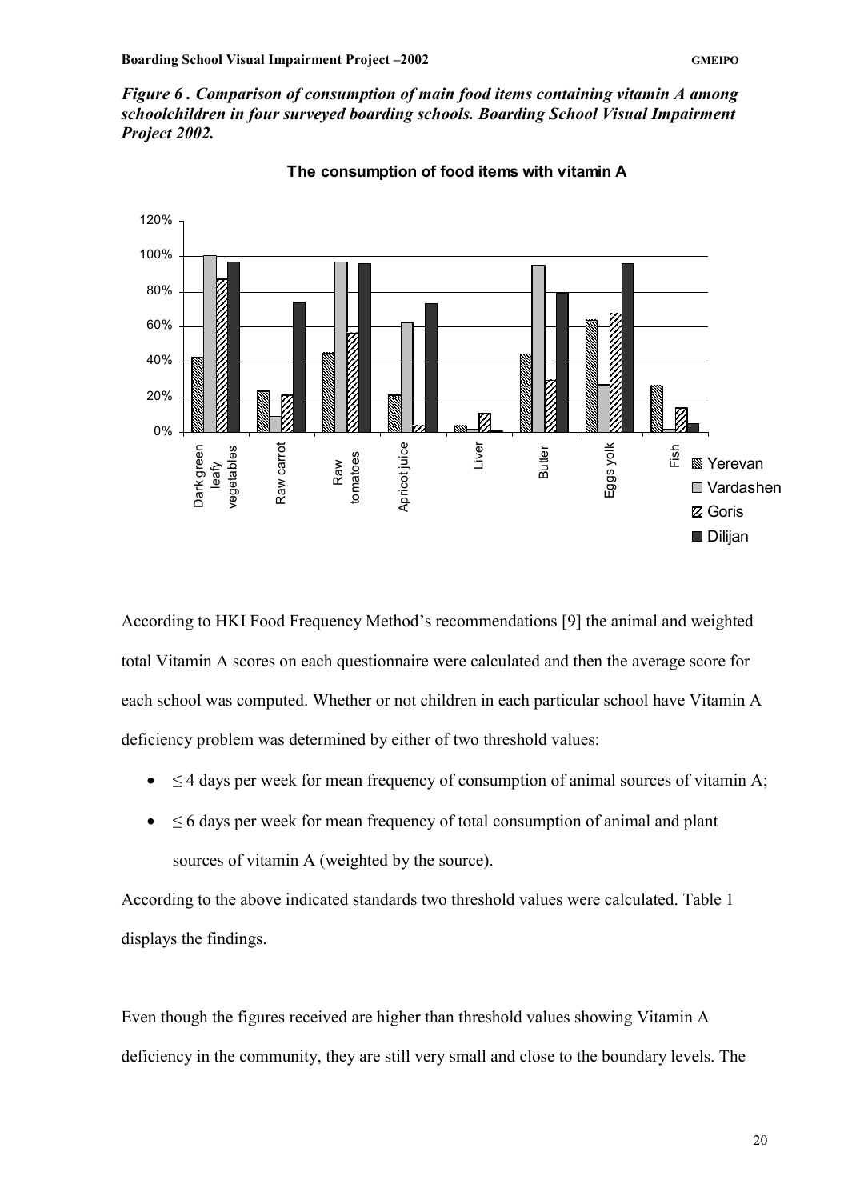*Figure 6 . Comparison of consumption of main food items containing vitamin A among schoolchildren in four surveyed boarding schools. Boarding School Visual Impairment Project 2002.*

According to HKI Food Frequency Method's recommendations [9] the animal and weighted total Vitamin A scores on each questionnaire were calculated and then the average score for each school was computed. Whether or not children in each particular school have Vitamin A deficiency problem was determined by either of two threshold values:

- ≤ 4 days per week for mean frequency of consumption of animal sources of vitamin A;
- ≤ 6 days per week for mean frequency of total consumption of animal and plant sources of vitamin A (weighted by the source).

According to the above indicated standards two threshold values were calculated. Table 1 displays the findings.

Even though the figures received are higher than threshold values showing Vitamin A deficiency in the community, they are still very small and close to the boundary levels. The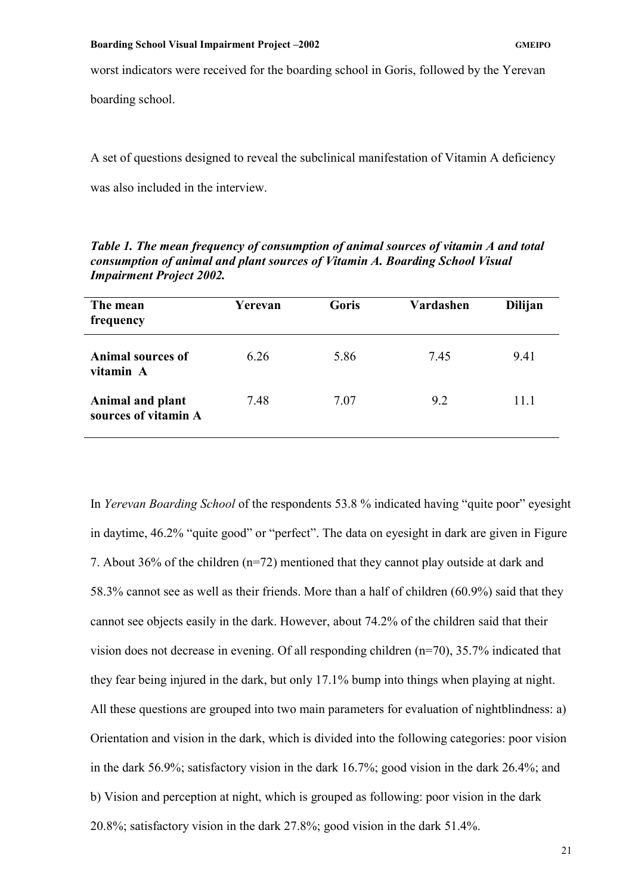worst indicators were received for the boarding school in Goris, followed by the Yerevan boarding school.

A set of questions designed to reveal the subclinical manifestation of Vitamin A deficiency was also included in the interview.

***Table 1. The mean frequency of consumption of animal sources of vitamin A and total consumption of animal and plant sources of Vitamin A. Boarding School Visual Impairment Project 2002.***

| The mean frequency | Yerevan | Goris | Vardashen | Dilijan |
|---|---|---|---|---|
| **Animal sources of vitamin A** | 6.26 | 5.86 | 7.45 | 9.41 |
| **Animal and plant sources of vitamin A** | 7.48 | 7.07 | 9.2 | 11.1 |

In *Yerevan Boarding School* of the respondents 53.8 % indicated having "quite poor" eyesight in daytime, 46.2% "quite good" or "perfect". The data on eyesight in dark are given in Figure 7. About 36% of the children (n=72) mentioned that they cannot play outside at dark and 58.3% cannot see as well as their friends. More than a half of children (60.9%) said that they cannot see objects easily in the dark. However, about 74.2% of the children said that their vision does not decrease in evening. Of all responding children (n=70), 35.7% indicated that they fear being injured in the dark, but only 17.1% bump into things when playing at night. All these questions are grouped into two main parameters for evaluation of nightblindness: a) Orientation and vision in the dark, which is divided into the following categories: poor vision in the dark 56.9%; satisfactory vision in the dark 16.7%; good vision in the dark 26.4%; and b) Vision and perception at night, which is grouped as following: poor vision in the dark 20.8%; satisfactory vision in the dark 27.8%; good vision in the dark 51.4%.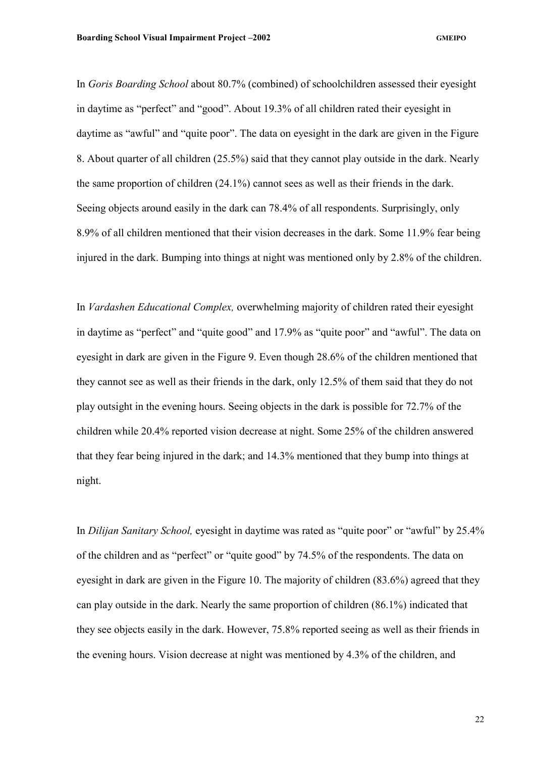In *Goris Boarding School* about 80.7% (combined) of schoolchildren assessed their eyesight in daytime as "perfect" and "good". About 19.3% of all children rated their eyesight in daytime as "awful" and "quite poor". The data on eyesight in the dark are given in the Figure 8. About quarter of all children (25.5%) said that they cannot play outside in the dark. Nearly the same proportion of children (24.1%) cannot sees as well as their friends in the dark. Seeing objects around easily in the dark can 78.4% of all respondents. Surprisingly, only 8.9% of all children mentioned that their vision decreases in the dark. Some 11.9% fear being injured in the dark. Bumping into things at night was mentioned only by 2.8% of the children.

In *Vardashen Educational Complex,* overwhelming majority of children rated their eyesight in daytime as "perfect" and "quite good" and 17.9% as "quite poor" and "awful". The data on eyesight in dark are given in the Figure 9. Even though 28.6% of the children mentioned that they cannot see as well as their friends in the dark, only 12.5% of them said that they do not play outsight in the evening hours. Seeing objects in the dark is possible for 72.7% of the children while 20.4% reported vision decrease at night. Some 25% of the children answered that they fear being injured in the dark; and 14.3% mentioned that they bump into things at night.

In *Dilijan Sanitary School,* eyesight in daytime was rated as "quite poor" or "awful" by 25.4% of the children and as "perfect" or "quite good" by 74.5% of the respondents. The data on eyesight in dark are given in the Figure 10. The majority of children (83.6%) agreed that they can play outside in the dark. Nearly the same proportion of children (86.1%) indicated that they see objects easily in the dark. However, 75.8% reported seeing as well as their friends in the evening hours. Vision decrease at night was mentioned by 4.3% of the children, and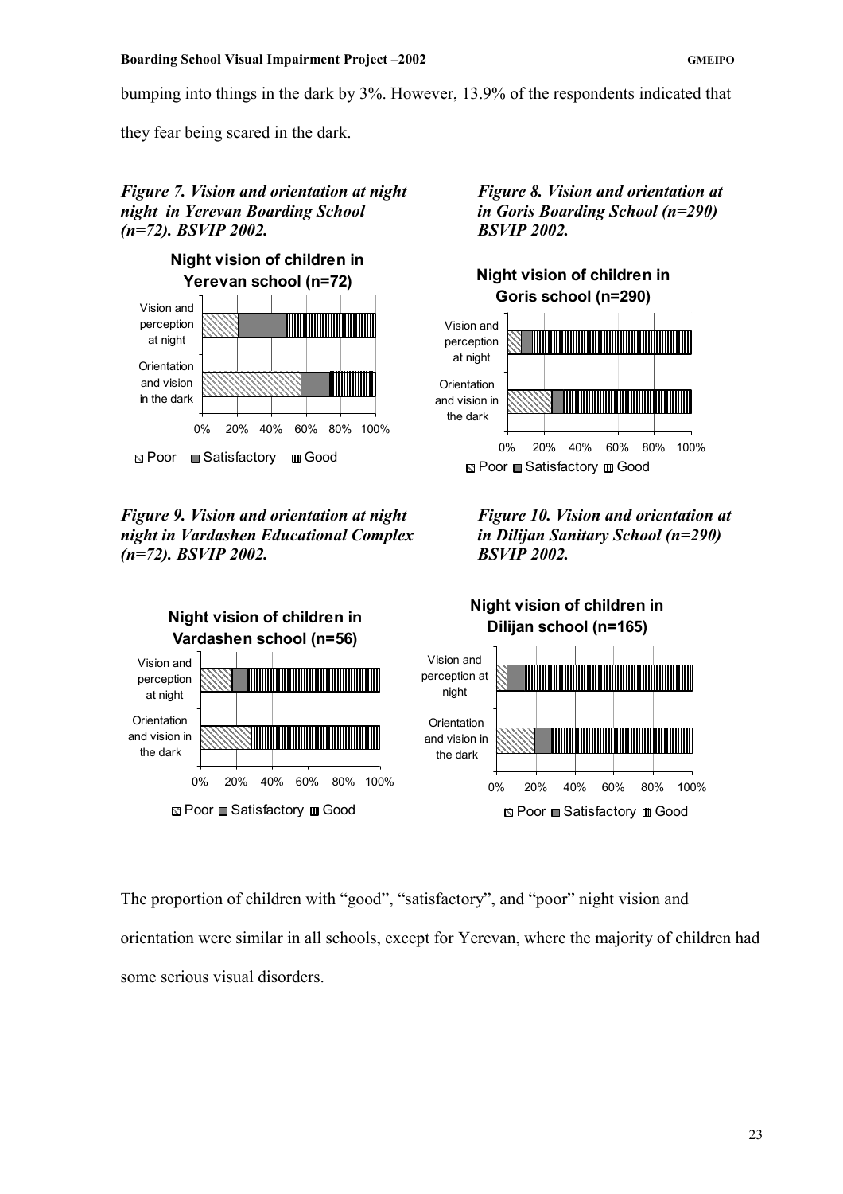bumping into things in the dark by 3%. However, 13.9% of the respondents indicated that they fear being scared in the dark.

***Figure 7. Vision and orientation at night night in Yerevan Boarding School (n=72). BSVIP 2002.***

**Night vision of children in Yerevan school (n=72)**

***Figure 8. Vision and orientation at in Goris Boarding School (n=290) BSVIP 2002.***

**Night vision of children in Goris school (n=290)**

***Figure 9. Vision and orientation at night night in Vardashen Educational Complex (n=72). BSVIP 2002.***

**Night vision of children in Vardashen school (n=56)**

***Figure 10. Vision and orientation at in Dilijan Sanitary School (n=290) BSVIP 2002.***

**Night vision of children in Dilijan school (n=165)**

The proportion of children with "good", "satisfactory", and "poor" night vision and orientation were similar in all schools, except for Yerevan, where the majority of children had some serious visual disorders.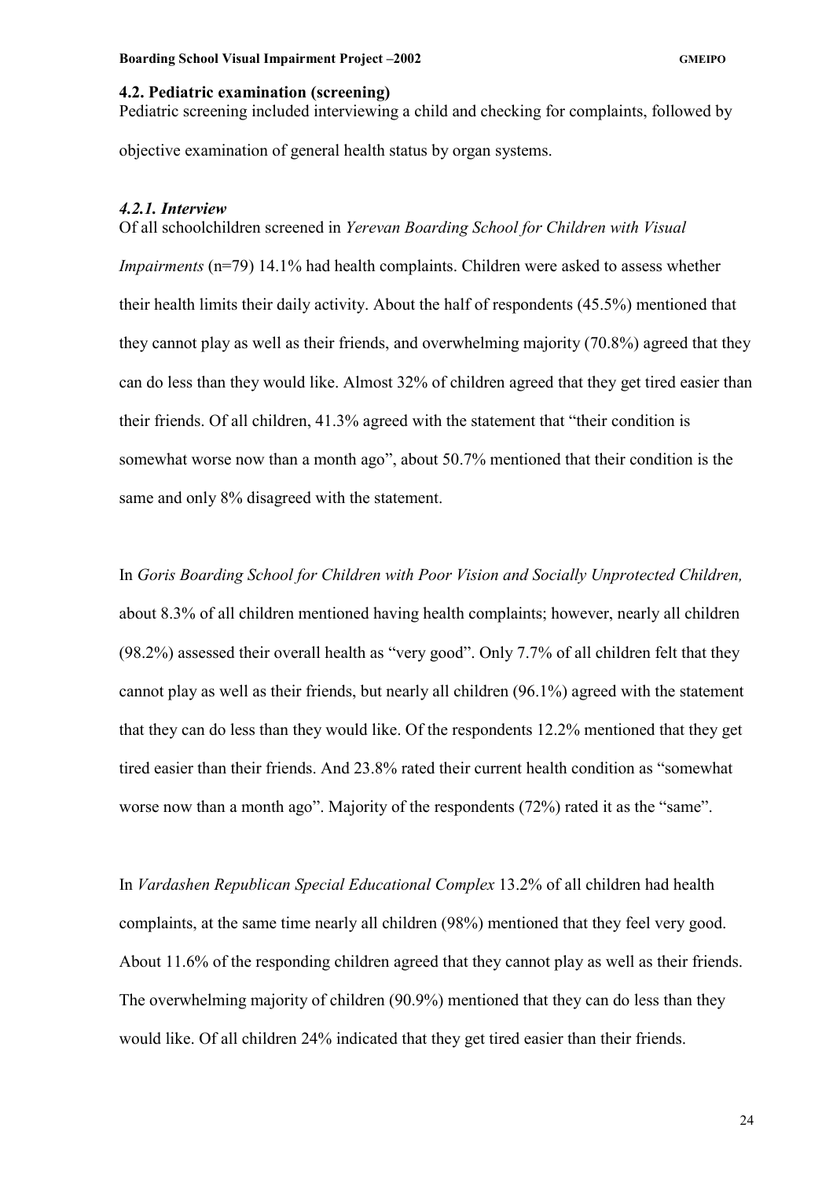### 4.2. Pediatric examination (screening)

Pediatric screening included interviewing a child and checking for complaints, followed by objective examination of general health status by organ systems.

#### *4.2.1. Interview*

Of all schoolchildren screened in *Yerevan Boarding School for Children with Visual Impairments* (n=79) 14.1% had health complaints. Children were asked to assess whether their health limits their daily activity. About the half of respondents (45.5%) mentioned that they cannot play as well as their friends, and overwhelming majority (70.8%) agreed that they can do less than they would like. Almost 32% of children agreed that they get tired easier than their friends. Of all children, 41.3% agreed with the statement that "their condition is somewhat worse now than a month ago", about 50.7% mentioned that their condition is the same and only 8% disagreed with the statement.

In *Goris Boarding School for Children with Poor Vision and Socially Unprotected Children,* about 8.3% of all children mentioned having health complaints; however, nearly all children (98.2%) assessed their overall health as "very good". Only 7.7% of all children felt that they cannot play as well as their friends, but nearly all children (96.1%) agreed with the statement that they can do less than they would like. Of the respondents 12.2% mentioned that they get tired easier than their friends. And 23.8% rated their current health condition as "somewhat worse now than a month ago". Majority of the respondents (72%) rated it as the "same".

In *Vardashen Republican Special Educational Complex* 13.2% of all children had health complaints, at the same time nearly all children (98%) mentioned that they feel very good. About 11.6% of the responding children agreed that they cannot play as well as their friends. The overwhelming majority of children (90.9%) mentioned that they can do less than they would like. Of all children 24% indicated that they get tired easier than their friends.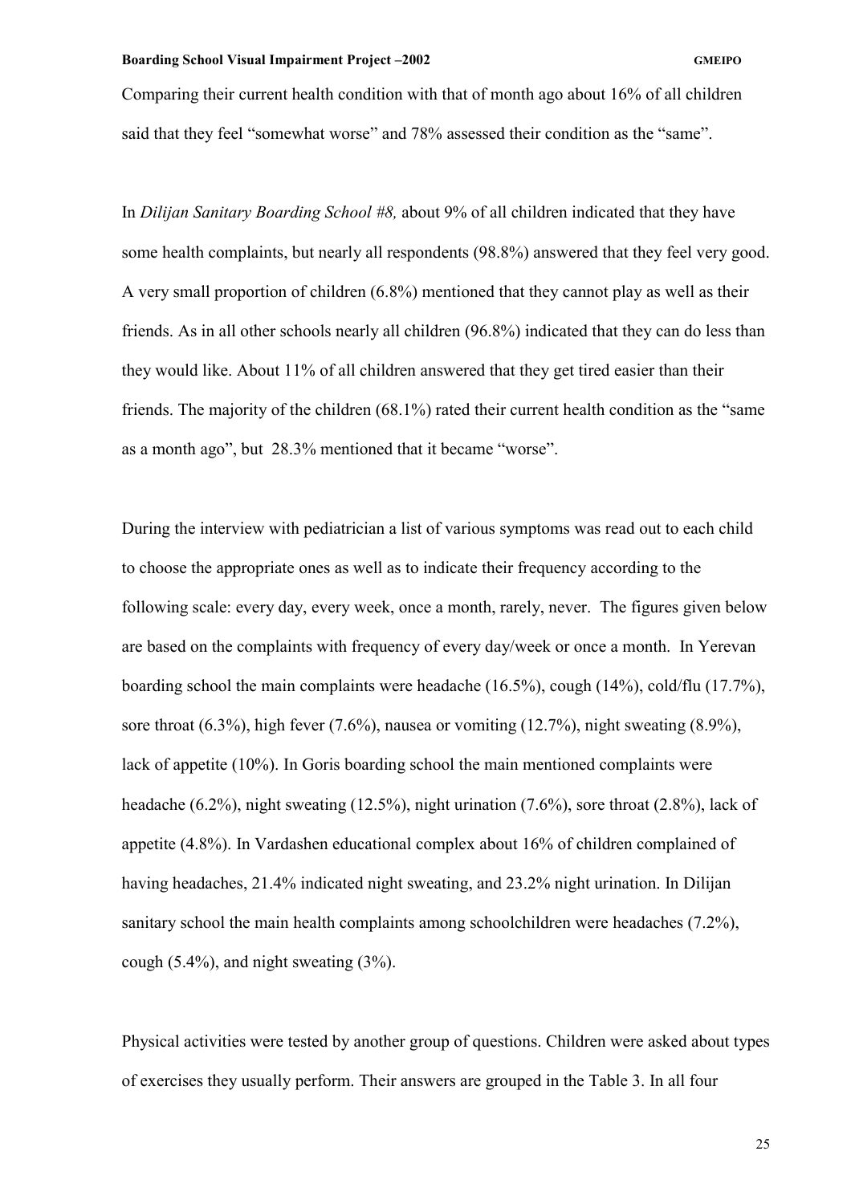Comparing their current health condition with that of month ago about 16% of all children said that they feel "somewhat worse" and 78% assessed their condition as the "same".

In *Dilijan Sanitary Boarding School #8,* about 9% of all children indicated that they have some health complaints, but nearly all respondents (98.8%) answered that they feel very good. A very small proportion of children (6.8%) mentioned that they cannot play as well as their friends. As in all other schools nearly all children (96.8%) indicated that they can do less than they would like. About 11% of all children answered that they get tired easier than their friends. The majority of the children (68.1%) rated their current health condition as the "same as a month ago", but 28.3% mentioned that it became "worse".

During the interview with pediatrician a list of various symptoms was read out to each child to choose the appropriate ones as well as to indicate their frequency according to the following scale: every day, every week, once a month, rarely, never. The figures given below are based on the complaints with frequency of every day/week or once a month. In Yerevan boarding school the main complaints were headache (16.5%), cough (14%), cold/flu (17.7%), sore throat (6.3%), high fever (7.6%), nausea or vomiting (12.7%), night sweating (8.9%), lack of appetite (10%). In Goris boarding school the main mentioned complaints were headache (6.2%), night sweating (12.5%), night urination (7.6%), sore throat (2.8%), lack of appetite (4.8%). In Vardashen educational complex about 16% of children complained of having headaches, 21.4% indicated night sweating, and 23.2% night urination. In Dilijan sanitary school the main health complaints among schoolchildren were headaches (7.2%), cough (5.4%), and night sweating (3%).

Physical activities were tested by another group of questions. Children were asked about types of exercises they usually perform. Their answers are grouped in the Table 3. In all four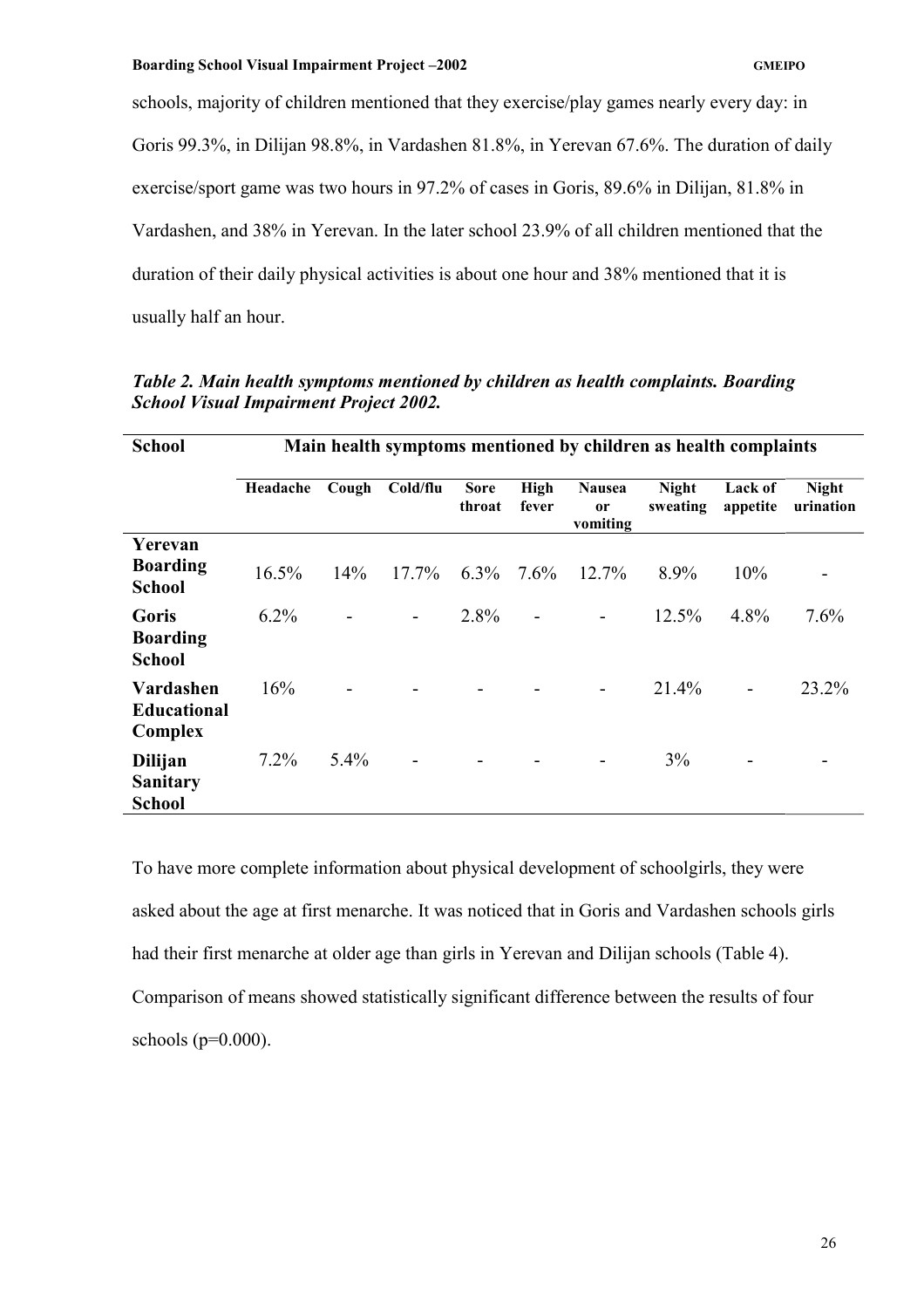schools, majority of children mentioned that they exercise/play games nearly every day: in Goris 99.3%, in Dilijan 98.8%, in Vardashen 81.8%, in Yerevan 67.6%. The duration of daily exercise/sport game was two hours in 97.2% of cases in Goris, 89.6% in Dilijan, 81.8% in Vardashen, and 38% in Yerevan. In the later school 23.9% of all children mentioned that the duration of their daily physical activities is about one hour and 38% mentioned that it is usually half an hour.

***Table 2. Main health symptoms mentioned by children as health complaints. Boarding School Visual Impairment Project 2002.***

| School | Main health symptoms mentioned by children as health complaints | | | | | | | | |
|---|---|---|---|---|---|---|---|---|---|
| | Headache | Cough | Cold/flu | Sore throat | High fever | Nausea or vomiting | Night sweating | Lack of appetite | Night urination |
| **Yerevan Boarding School** | 16.5% | 14% | 17.7% | 6.3% | 7.6% | 12.7% | 8.9% | 10% | - |
| **Goris Boarding School** | 6.2% | - | - | 2.8% | - | - | 12.5% | 4.8% | 7.6% |
| **Vardashen Educational Complex** | 16% | - | - | - | - | - | 21.4% | - | 23.2% |
| **Dilijan Sanitary School** | 7.2% | 5.4% | - | - | - | - | 3% | - | - |

To have more complete information about physical development of schoolgirls, they were asked about the age at first menarche. It was noticed that in Goris and Vardashen schools girls had their first menarche at older age than girls in Yerevan and Dilijan schools (Table 4). Comparison of means showed statistically significant difference between the results of four schools ($p=0.000$).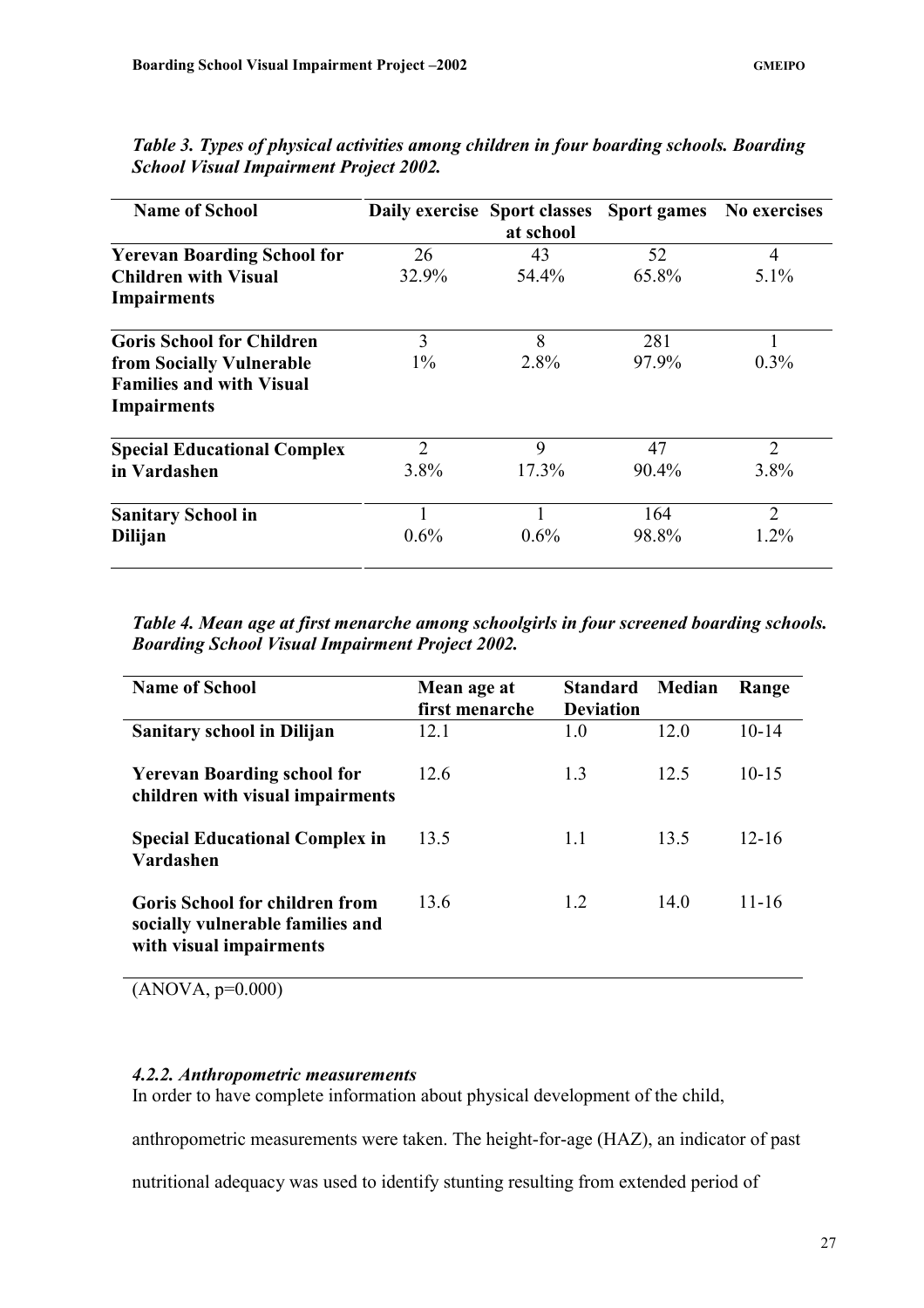*Table 3. Types of physical activities among children in four boarding schools. Boarding School Visual Impairment Project 2002.*

| Name of School | Daily exercise | Sport classes at school | Sport games | No exercises |
|---|---|---|---|---|
| **Yerevan Boarding School for Children with Visual Impairments** | 26<br>32.9% | 43<br>54.4% | 52<br>65.8% | 4<br>5.1% |
| **Goris School for Children from Socially Vulnerable Families and with Visual Impairments** | 3<br>1% | 8<br>2.8% | 281<br>97.9% | 1<br>0.3% |
| **Special Educational Complex in Vardashen** | 2<br>3.8% | 9<br>17.3% | 47<br>90.4% | 2<br>3.8% |
| **Sanitary School in Dilijan** | 1<br>0.6% | 1<br>0.6% | 164<br>98.8% | 2<br>1.2% |

*Table 4. Mean age at first menarche among schoolgirls in four screened boarding schools. Boarding School Visual Impairment Project 2002.*

| Name of School | Mean age at first menarche | Standard Deviation | Median | Range |
|---|---|---|---|---|
| **Sanitary school in Dilijan** | 12.1 | 1.0 | 12.0 | 10-14 |
| **Yerevan Boarding school for children with visual impairments** | 12.6 | 1.3 | 12.5 | 10-15 |
| **Special Educational Complex in Vardashen** | 13.5 | 1.1 | 13.5 | 12-16 |
| **Goris School for children from socially vulnerable families and with visual impairments** | 13.6 | 1.2 | 14.0 | 11-16 |

(ANOVA, $p=0.000$)

#### *4.2.2. Anthropometric measurements*

In order to have complete information about physical development of the child, anthropometric measurements were taken. The height-for-age (HAZ), an indicator of past nutritional adequacy was used to identify stunting resulting from extended period of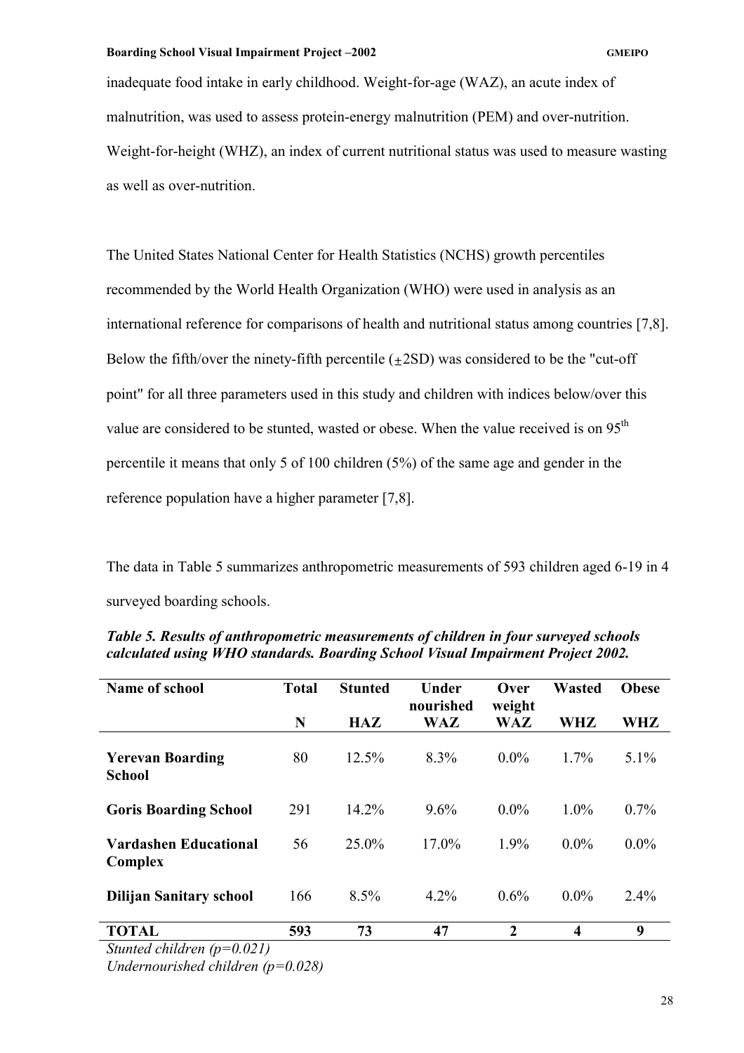inadequate food intake in early childhood. Weight-for-age (WAZ), an acute index of malnutrition, was used to assess protein-energy malnutrition (PEM) and over-nutrition. Weight-for-height (WHZ), an index of current nutritional status was used to measure wasting as well as over-nutrition.

The United States National Center for Health Statistics (NCHS) growth percentiles recommended by the World Health Organization (WHO) were used in analysis as an international reference for comparisons of health and nutritional status among countries [7,8]. Below the fifth/over the ninety-fifth percentile ($\pm$2SD) was considered to be the "cut-off point" for all three parameters used in this study and children with indices below/over this value are considered to be stunted, wasted or obese. When the value received is on 95th percentile it means that only 5 of 100 children (5%) of the same age and gender in the reference population have a higher parameter [7,8].

The data in Table 5 summarizes anthropometric measurements of 593 children aged 6-19 in 4 surveyed boarding schools.

***Table 5. Results of anthropometric measurements of children in four surveyed schools calculated using WHO standards. Boarding School Visual Impairment Project 2002.***

| Name of school | Total N | Stunted HAZ | Under nourished WAZ | Over weight WAZ | Wasted WHZ | Obese WHZ |
|---|---|---|---|---|---|---|
| **Yerevan Boarding School** | 80 | 12.5% | 8.3% | 0.0% | 1.7% | 5.1% |
| **Goris Boarding School** | 291 | 14.2% | 9.6% | 0.0% | 1.0% | 0.7% |
| **Vardashen Educational Complex** | 56 | 25.0% | 17.0% | 1.9% | 0.0% | 0.0% |
| **Dilijan Sanitary school** | 166 | 8.5% | 4.2% | 0.6% | 0.0% | 2.4% |
| **TOTAL** | **593** | **73** | **47** | **2** | **4** | **9** |

*Stunted children (p=0.021)*
*Undernourished children (p=0.028)*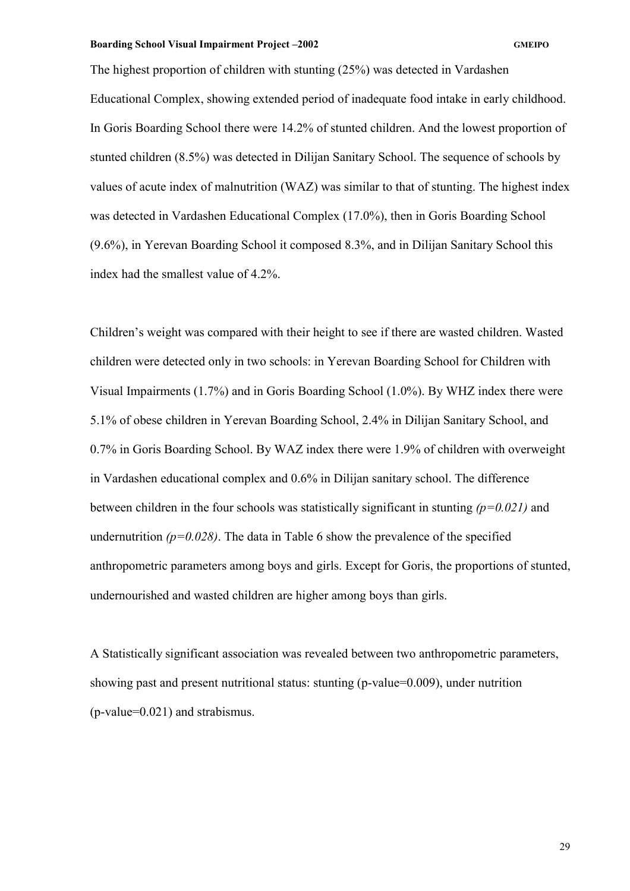The highest proportion of children with stunting (25%) was detected in Vardashen Educational Complex, showing extended period of inadequate food intake in early childhood. In Goris Boarding School there were 14.2% of stunted children. And the lowest proportion of stunted children (8.5%) was detected in Dilijan Sanitary School. The sequence of schools by values of acute index of malnutrition (WAZ) was similar to that of stunting. The highest index was detected in Vardashen Educational Complex (17.0%), then in Goris Boarding School (9.6%), in Yerevan Boarding School it composed 8.3%, and in Dilijan Sanitary School this index had the smallest value of 4.2%.

Children's weight was compared with their height to see if there are wasted children. Wasted children were detected only in two schools: in Yerevan Boarding School for Children with Visual Impairments (1.7%) and in Goris Boarding School (1.0%). By WHZ index there were 5.1% of obese children in Yerevan Boarding School, 2.4% in Dilijan Sanitary School, and 0.7% in Goris Boarding School. By WAZ index there were 1.9% of children with overweight in Vardashen educational complex and 0.6% in Dilijan sanitary school. The difference between children in the four schools was statistically significant in stunting *($p=0.021$)* and undernutrition *($p=0.028$)*. The data in Table 6 show the prevalence of the specified anthropometric parameters among boys and girls. Except for Goris, the proportions of stunted, undernourished and wasted children are higher among boys than girls.

A Statistically significant association was revealed between two anthropometric parameters, showing past and present nutritional status: stunting (p-value=0.009), under nutrition (p-value=0.021) and strabismus.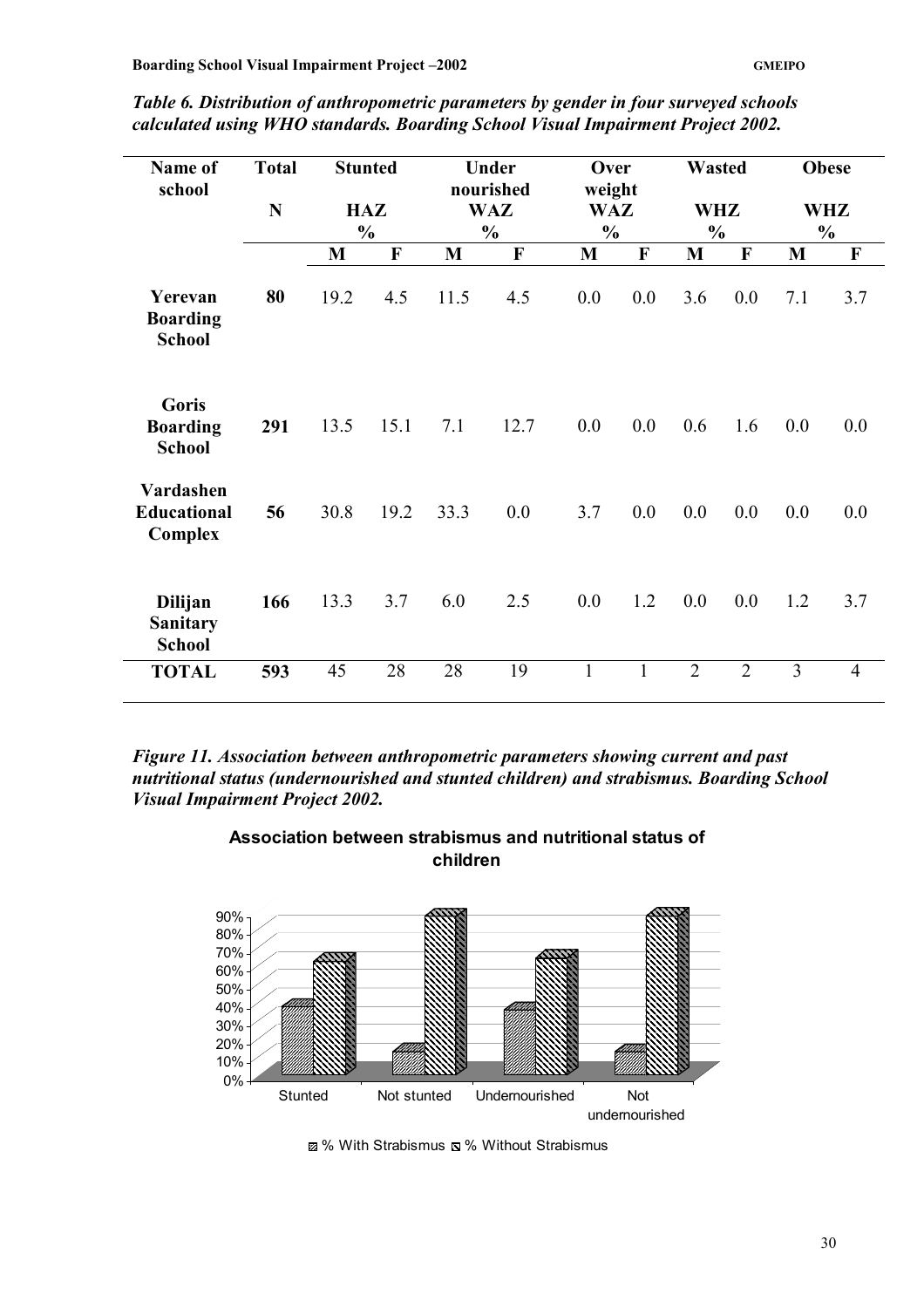***Table 6. Distribution of anthropometric parameters by gender in four surveyed schools calculated using WHO standards. Boarding School Visual Impairment Project 2002.***

| Name of school | Total | Stunted | | Under nourished | | Over weight | | Wasted | | Obese | |
|---|---|---|---|---|---|---|---|---|---|---|---|
| | N | HAZ % | | WAZ % | | WAZ % | | WHZ % | | WHZ % | |
| | | M | F | M | F | M | F | M | F | M | F |
| **Yerevan Boarding School** | **80** | 19.2 | 4.5 | 11.5 | 4.5 | 0.0 | 0.0 | 3.6 | 0.0 | 7.1 | 3.7 |
| **Goris Boarding School** | **291** | 13.5 | 15.1 | 7.1 | 12.7 | 0.0 | 0.0 | 0.6 | 1.6 | 0.0 | 0.0 |
| **Vardashen Educational Complex** | **56** | 30.8 | 19.2 | 33.3 | 0.0 | 3.7 | 0.0 | 0.0 | 0.0 | 0.0 | 0.0 |
| **Dilijan Sanitary School** | **166** | 13.3 | 3.7 | 6.0 | 2.5 | 0.0 | 1.2 | 0.0 | 0.0 | 1.2 | 3.7 |
| **TOTAL** | **593** | 45 | 28 | 28 | 19 | 1 | 1 | 2 | 2 | 3 | 4 |

***Figure 11. Association between anthropometric parameters showing current and past nutritional status (undernourished and stunted children) and strabismus. Boarding School Visual Impairment Project 2002.***

**Association between strabismus and nutritional status of children**

Stunted | Not stunted | Undernourished | Not undernourished

% With Strabismus | % Without Strabismus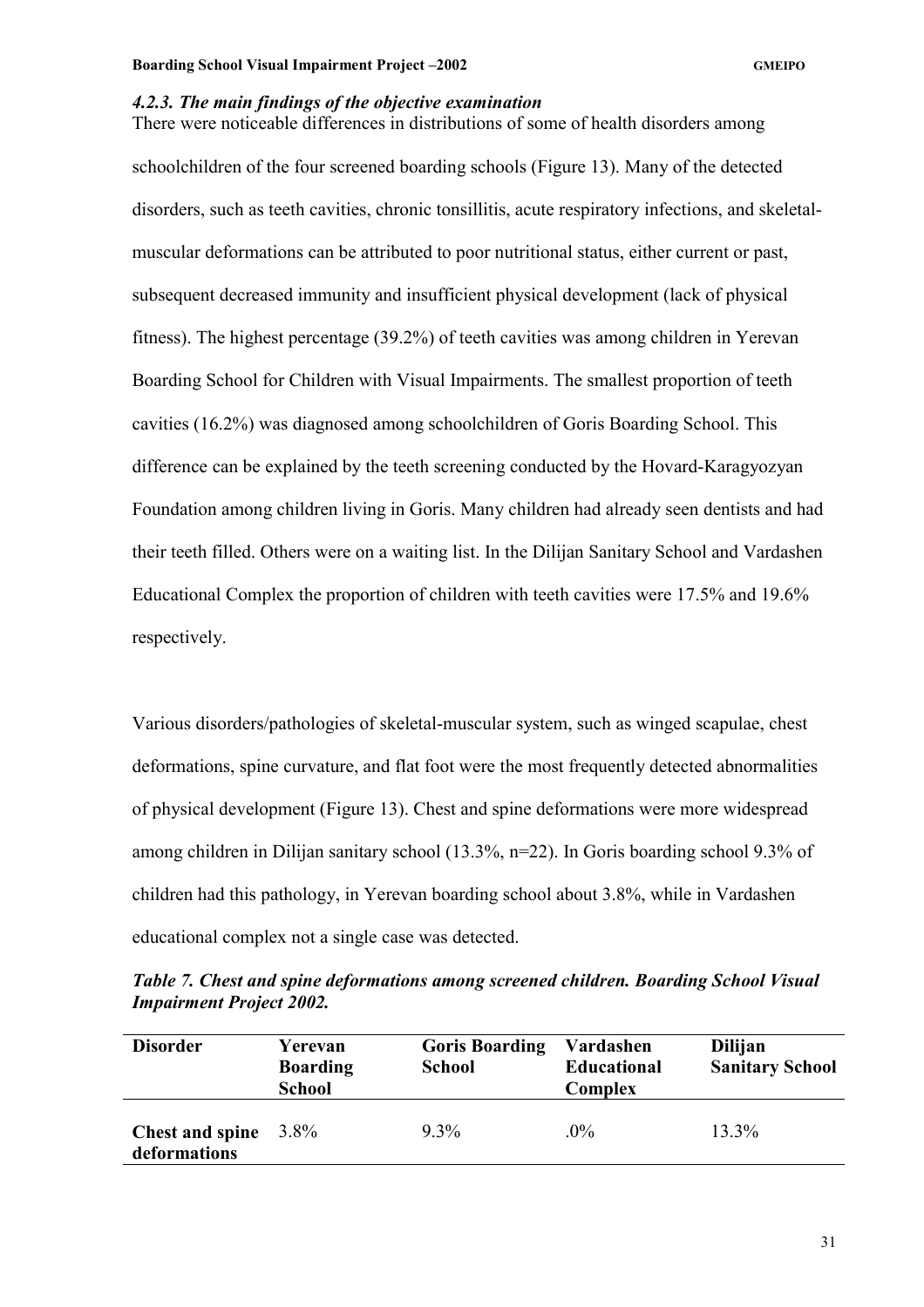#### *4.2.3. The main findings of the objective examination*

There were noticeable differences in distributions of some of health disorders among schoolchildren of the four screened boarding schools (Figure 13). Many of the detected disorders, such as teeth cavities, chronic tonsillitis, acute respiratory infections, and skeletal-muscular deformations can be attributed to poor nutritional status, either current or past, subsequent decreased immunity and insufficient physical development (lack of physical fitness). The highest percentage (39.2%) of teeth cavities was among children in Yerevan Boarding School for Children with Visual Impairments. The smallest proportion of teeth cavities (16.2%) was diagnosed among schoolchildren of Goris Boarding School. This difference can be explained by the teeth screening conducted by the Hovard-Karagyozyan Foundation among children living in Goris. Many children had already seen dentists and had their teeth filled. Others were on a waiting list. In the Dilijan Sanitary School and Vardashen Educational Complex the proportion of children with teeth cavities were 17.5% and 19.6% respectively.

Various disorders/pathologies of skeletal-muscular system, such as winged scapulae, chest deformations, spine curvature, and flat foot were the most frequently detected abnormalities of physical development (Figure 13). Chest and spine deformations were more widespread among children in Dilijan sanitary school (13.3%, n=22). In Goris boarding school 9.3% of children had this pathology, in Yerevan boarding school about 3.8%, while in Vardashen educational complex not a single case was detected.

***Table 7. Chest and spine deformations among screened children. Boarding School Visual Impairment Project 2002.***

| Disorder | Yerevan Boarding School | Goris Boarding School | Vardashen Educational Complex | Dilijan Sanitary School |
|---|---|---|---|---|
| **Chest and spine deformations** | 3.8% | 9.3% | .0% | 13.3% |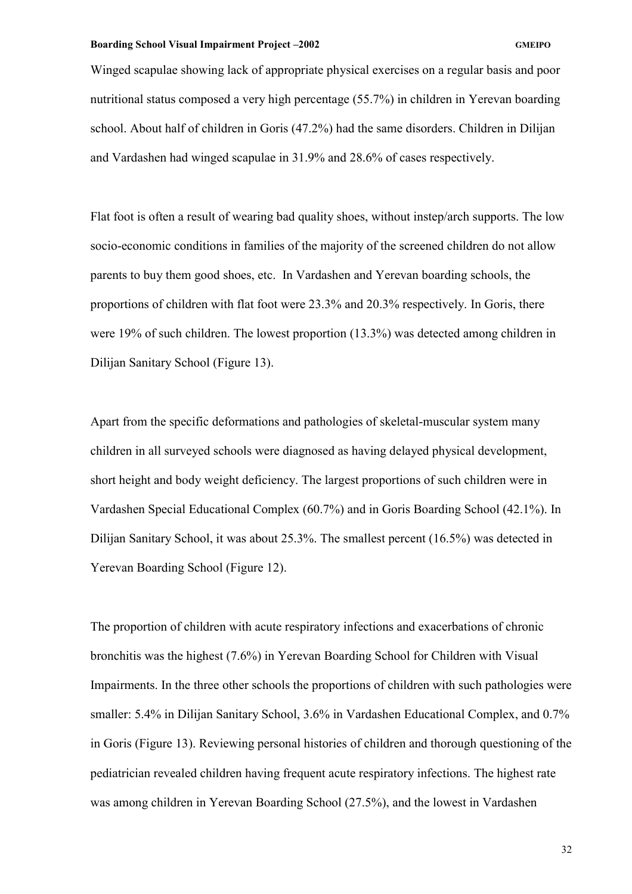Winged scapulae showing lack of appropriate physical exercises on a regular basis and poor nutritional status composed a very high percentage (55.7%) in children in Yerevan boarding school. About half of children in Goris (47.2%) had the same disorders. Children in Dilijan and Vardashen had winged scapulae in 31.9% and 28.6% of cases respectively.

Flat foot is often a result of wearing bad quality shoes, without instep/arch supports. The low socio-economic conditions in families of the majority of the screened children do not allow parents to buy them good shoes, etc.  In Vardashen and Yerevan boarding schools, the proportions of children with flat foot were 23.3% and 20.3% respectively. In Goris, there were 19% of such children. The lowest proportion (13.3%) was detected among children in Dilijan Sanitary School (Figure 13).

Apart from the specific deformations and pathologies of skeletal-muscular system many children in all surveyed schools were diagnosed as having delayed physical development, short height and body weight deficiency. The largest proportions of such children were in Vardashen Special Educational Complex (60.7%) and in Goris Boarding School (42.1%). In Dilijan Sanitary School, it was about 25.3%. The smallest percent (16.5%) was detected in Yerevan Boarding School (Figure 12).

The proportion of children with acute respiratory infections and exacerbations of chronic bronchitis was the highest (7.6%) in Yerevan Boarding School for Children with Visual Impairments. In the three other schools the proportions of children with such pathologies were smaller: 5.4% in Dilijan Sanitary School, 3.6% in Vardashen Educational Complex, and 0.7% in Goris (Figure 13). Reviewing personal histories of children and thorough questioning of the pediatrician revealed children having frequent acute respiratory infections. The highest rate was among children in Yerevan Boarding School (27.5%), and the lowest in Vardashen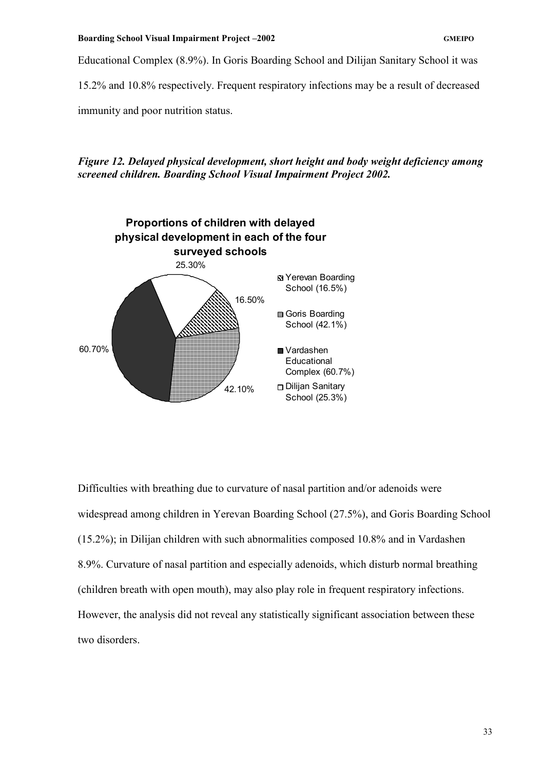Educational Complex (8.9%). In Goris Boarding School and Dilijan Sanitary School it was 15.2% and 10.8% respectively. Frequent respiratory infections may be a result of decreased immunity and poor nutrition status.

***Figure 12. Delayed physical development, short height and body weight deficiency among screened children. Boarding School Visual Impairment Project 2002.***

**Proportions of children with delayed physical development in each of the four surveyed schools**

25.30%

16.50%

60.70%

42.10%

- Yerevan Boarding School (16.5%)
- Goris Boarding School (42.1%)
- Vardashen Educational Complex (60.7%)
- Dilijan Sanitary School (25.3%)

Difficulties with breathing due to curvature of nasal partition and/or adenoids were widespread among children in Yerevan Boarding School (27.5%), and Goris Boarding School (15.2%); in Dilijan children with such abnormalities composed 10.8% and in Vardashen 8.9%. Curvature of nasal partition and especially adenoids, which disturb normal breathing (children breath with open mouth), may also play role in frequent respiratory infections. However, the analysis did not reveal any statistically significant association between these two disorders.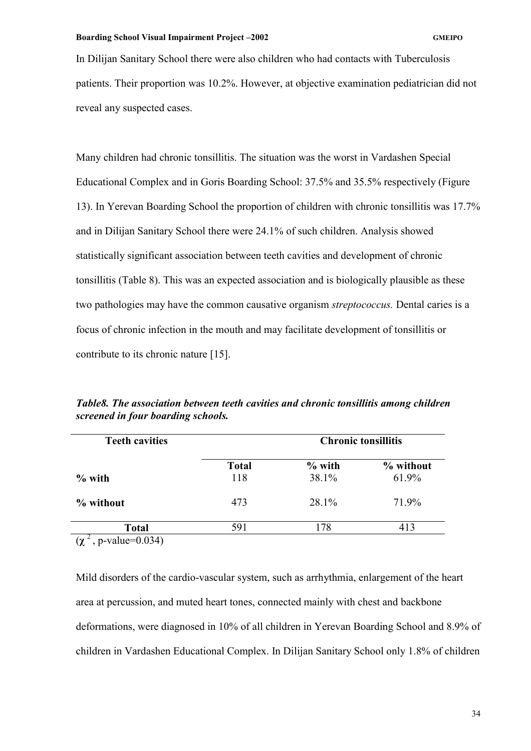In Dilijan Sanitary School there were also children who had contacts with Tuberculosis patients. Their proportion was 10.2%. However, at objective examination pediatrician did not reveal any suspected cases.

Many children had chronic tonsillitis. The situation was the worst in Vardashen Special Educational Complex and in Goris Boarding School: 37.5% and 35.5% respectively (Figure 13). In Yerevan Boarding School the proportion of children with chronic tonsillitis was 17.7% and in Dilijan Sanitary School there were 24.1% of such children. Analysis showed statistically significant association between teeth cavities and development of chronic tonsillitis (Table 8). This was an expected association and is biologically plausible as these two pathologies may have the common causative organism *streptococcus.* Dental caries is a focus of chronic infection in the mouth and may facilitate development of tonsillitis or contribute to its chronic nature [15].

***Table8. The association between teeth cavities and chronic tonsillitis among children screened in four boarding schools.***

| **Teeth cavities** | | **Chronic tonsillitis** | |
|---|---|---|---|
| | **Total** | **% with** | **% without** |
| **% with** | 118 | 38.1% | 61.9% |
| **% without** | 473 | 28.1% | 71.9% |
| **Total** | 591 | 178 | 413 |

($\chi^2$, p-value=0.034)

Mild disorders of the cardio-vascular system, such as arrhythmia, enlargement of the heart area at percussion, and muted heart tones, connected mainly with chest and backbone deformations, were diagnosed in 10% of all children in Yerevan Boarding School and 8.9% of children in Vardashen Educational Complex. In Dilijan Sanitary School only 1.8% of children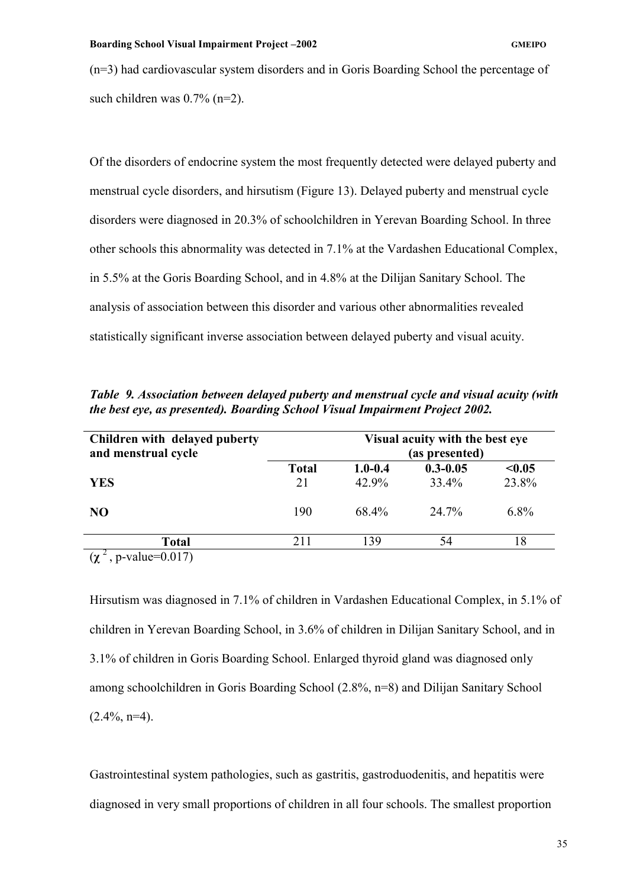(n=3) had cardiovascular system disorders and in Goris Boarding School the percentage of such children was 0.7% (n=2).

Of the disorders of endocrine system the most frequently detected were delayed puberty and menstrual cycle disorders, and hirsutism (Figure 13). Delayed puberty and menstrual cycle disorders were diagnosed in 20.3% of schoolchildren in Yerevan Boarding School. In three other schools this abnormality was detected in 7.1% at the Vardashen Educational Complex, in 5.5% at the Goris Boarding School, and in 4.8% at the Dilijan Sanitary School. The analysis of association between this disorder and various other abnormalities revealed statistically significant inverse association between delayed puberty and visual acuity.

***Table 9. Association between delayed puberty and menstrual cycle and visual acuity (with the best eye, as presented). Boarding School Visual Impairment Project 2002.***

| Children with delayed puberty and menstrual cycle | Visual acuity with the best eye (as presented) | | | |
|---|---|---|---|---|
| | **Total** | **1.0-0.4** | **0.3-0.05** | **<0.05** |
| **YES** | 21 | 42.9% | 33.4% | 23.8% |
| **NO** | 190 | 68.4% | 24.7% | 6.8% |
| **Total** | 211 | 139 | 54 | 18 |

($\chi^2$, p-value=0.017)

Hirsutism was diagnosed in 7.1% of children in Vardashen Educational Complex, in 5.1% of children in Yerevan Boarding School, in 3.6% of children in Dilijan Sanitary School, and in 3.1% of children in Goris Boarding School. Enlarged thyroid gland was diagnosed only among schoolchildren in Goris Boarding School (2.8%, n=8) and Dilijan Sanitary School (2.4%, n=4).

Gastrointestinal system pathologies, such as gastritis, gastroduodenitis, and hepatitis were diagnosed in very small proportions of children in all four schools. The smallest proportion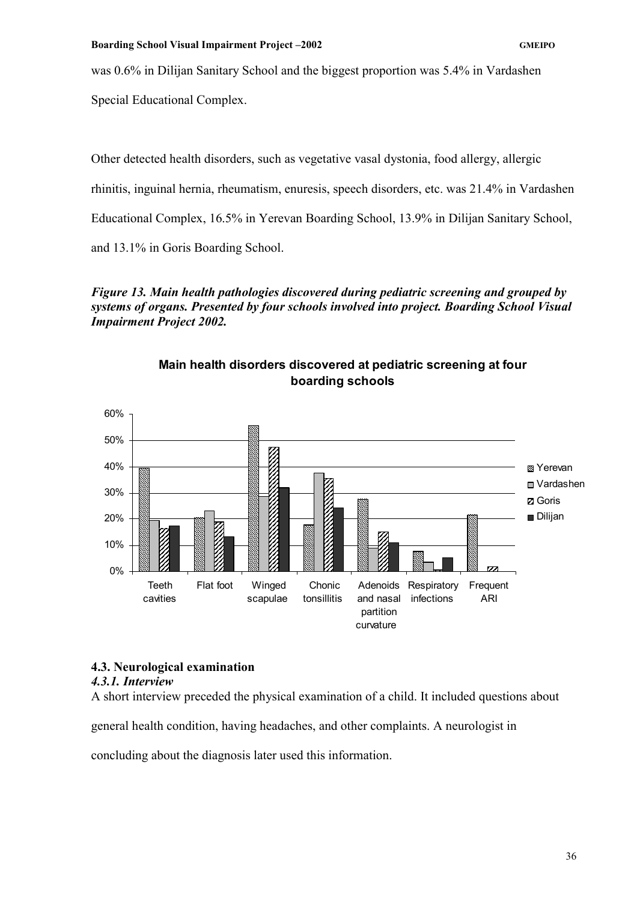was 0.6% in Dilijan Sanitary School and the biggest proportion was 5.4% in Vardashen Special Educational Complex.

Other detected health disorders, such as vegetative vasal dystonia, food allergy, allergic rhinitis, inguinal hernia, rheumatism, enuresis, speech disorders, etc. was 21.4% in Vardashen Educational Complex, 16.5% in Yerevan Boarding School, 13.9% in Dilijan Sanitary School, and 13.1% in Goris Boarding School.

***Figure 13. Main health pathologies discovered during pediatric screening and grouped by systems of organs. Presented by four schools involved into project. Boarding School Visual Impairment Project 2002.***

**Main health disorders discovered at pediatric screening at four boarding schools**

### 4.3. Neurological examination

#### *4.3.1. Interview*

A short interview preceded the physical examination of a child. It included questions about general health condition, having headaches, and other complaints. A neurologist in concluding about the diagnosis later used this information.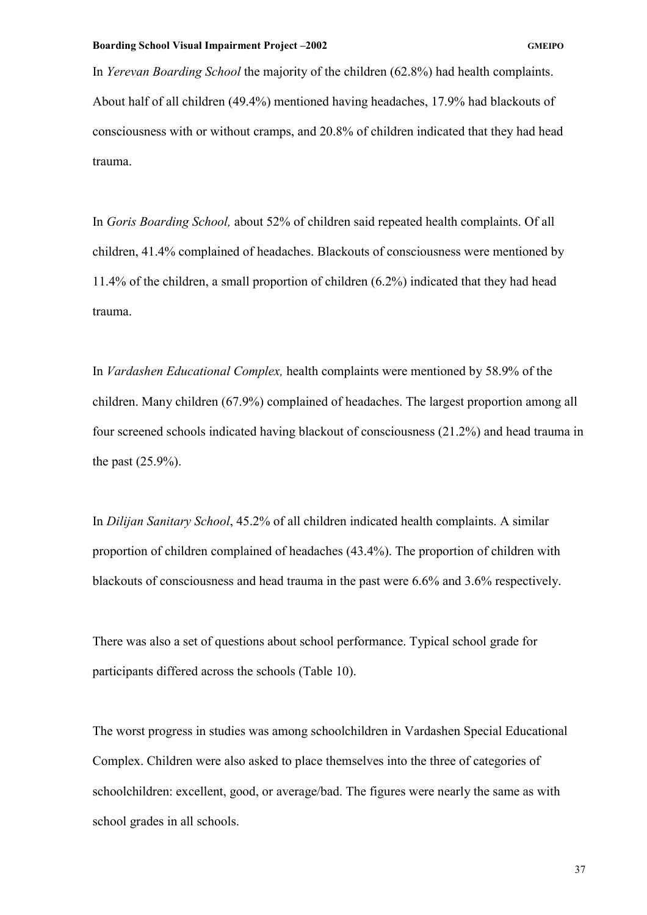In *Yerevan Boarding School* the majority of the children (62.8%) had health complaints. About half of all children (49.4%) mentioned having headaches, 17.9% had blackouts of consciousness with or without cramps, and 20.8% of children indicated that they had head trauma.

In *Goris Boarding School,* about 52% of children said repeated health complaints. Of all children, 41.4% complained of headaches. Blackouts of consciousness were mentioned by 11.4% of the children, a small proportion of children (6.2%) indicated that they had head trauma.

In *Vardashen Educational Complex,* health complaints were mentioned by 58.9% of the children. Many children (67.9%) complained of headaches. The largest proportion among all four screened schools indicated having blackout of consciousness (21.2%) and head trauma in the past (25.9%).

In *Dilijan Sanitary School*, 45.2% of all children indicated health complaints. A similar proportion of children complained of headaches (43.4%). The proportion of children with blackouts of consciousness and head trauma in the past were 6.6% and 3.6% respectively.

There was also a set of questions about school performance. Typical school grade for participants differed across the schools (Table 10).

The worst progress in studies was among schoolchildren in Vardashen Special Educational Complex. Children were also asked to place themselves into the three of categories of schoolchildren: excellent, good, or average/bad. The figures were nearly the same as with school grades in all schools.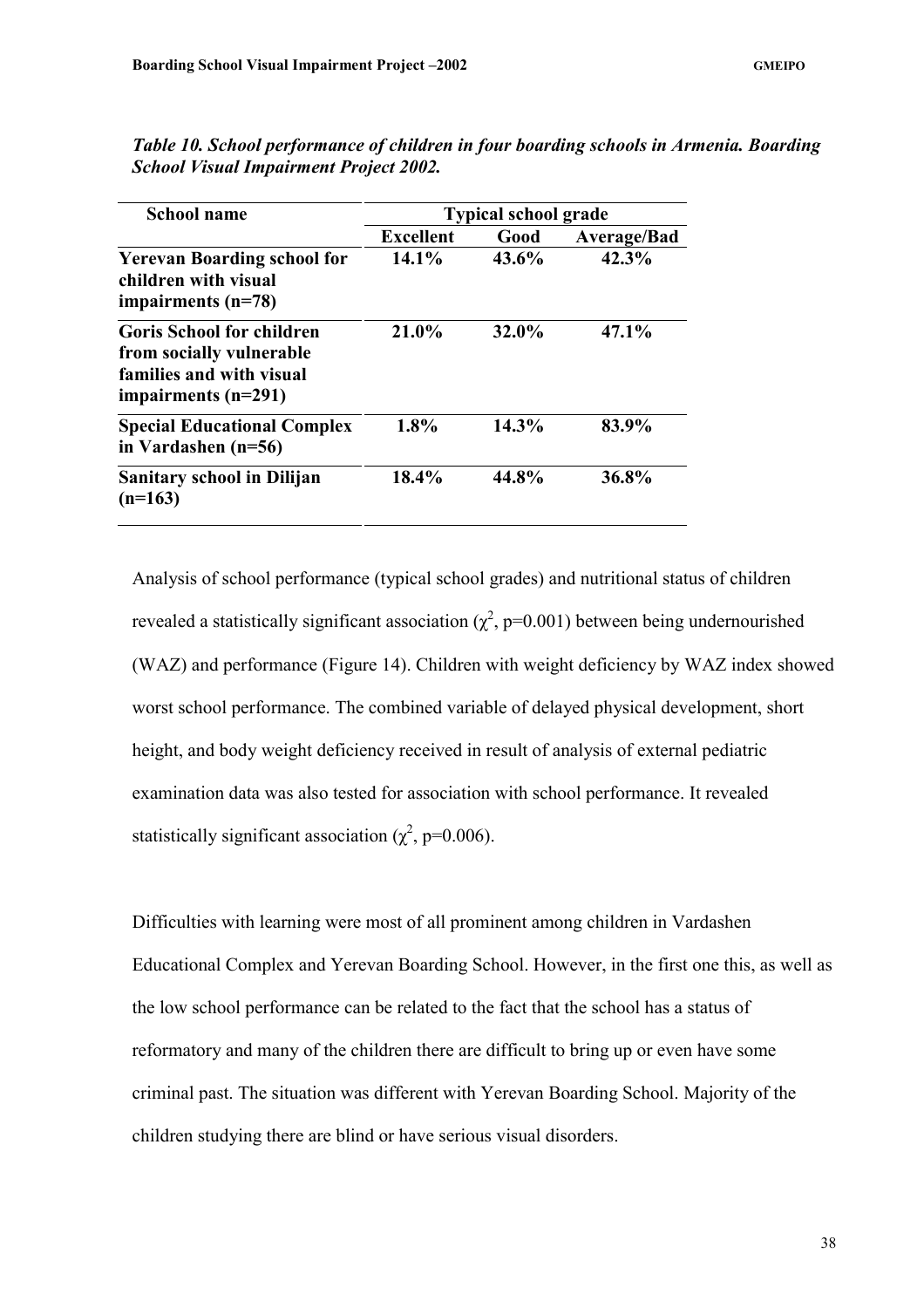***Table 10. School performance of children in four boarding schools in Armenia. Boarding School Visual Impairment Project 2002.***

| School name | Typical school grade | | |
|---|---|---|---|
| | **Excellent** | **Good** | **Average/Bad** |
| **Yerevan Boarding school for children with visual impairments (n=78)** | **14.1%** | **43.6%** | **42.3%** |
| **Goris School for children from socially vulnerable families and with visual impairments (n=291)** | **21.0%** | **32.0%** | **47.1%** |
| **Special Educational Complex in Vardashen (n=56)** | **1.8%** | **14.3%** | **83.9%** |
| **Sanitary school in Dilijan (n=163)** | **18.4%** | **44.8%** | **36.8%** |

Analysis of school performance (typical school grades) and nutritional status of children revealed a statistically significant association ($\chi^2$, p=0.001) between being undernourished (WAZ) and performance (Figure 14). Children with weight deficiency by WAZ index showed worst school performance. The combined variable of delayed physical development, short height, and body weight deficiency received in result of analysis of external pediatric examination data was also tested for association with school performance. It revealed statistically significant association ($\chi^2$, p=0.006).

Difficulties with learning were most of all prominent among children in Vardashen Educational Complex and Yerevan Boarding School. However, in the first one this, as well as the low school performance can be related to the fact that the school has a status of reformatory and many of the children there are difficult to bring up or even have some criminal past. The situation was different with Yerevan Boarding School. Majority of the children studying there are blind or have serious visual disorders.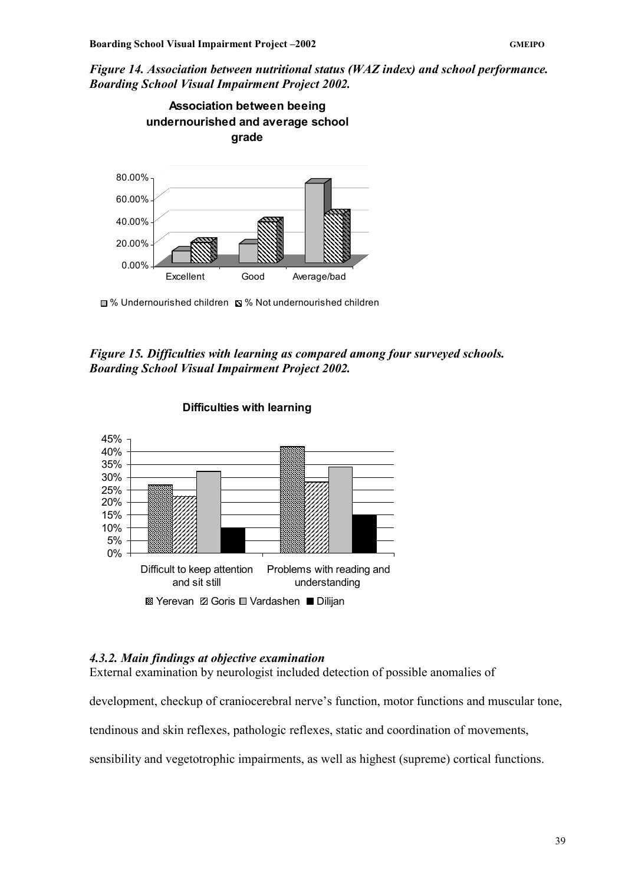*Figure 14. Association between nutritional status (WAZ index) and school performance. Boarding School Visual Impairment Project 2002.*

*Figure 15. Difficulties with learning as compared among four surveyed schools. Boarding School Visual Impairment Project 2002.*

### *4.3.2. Main findings at objective examination*

External examination by neurologist included detection of possible anomalies of development, checkup of craniocerebral nerve's function, motor functions and muscular tone, tendinous and skin reflexes, pathologic reflexes, static and coordination of movements, sensibility and vegetotrophic impairments, as well as highest (supreme) cortical functions.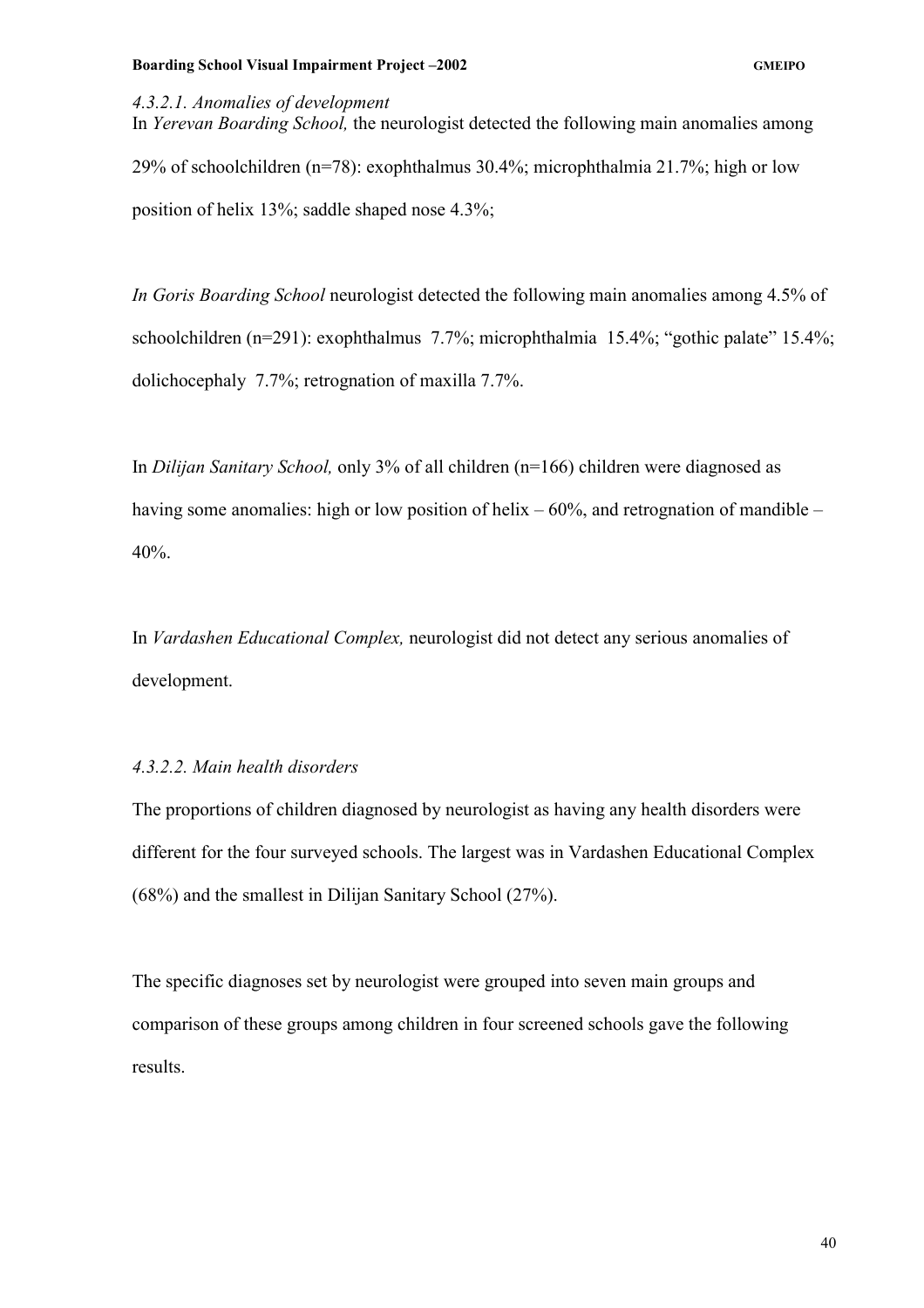*4.3.2.1. Anomalies of development*

In *Yerevan Boarding School,* the neurologist detected the following main anomalies among 29% of schoolchildren (n=78): exophthalmus 30.4%; microphthalmia 21.7%; high or low position of helix 13%; saddle shaped nose 4.3%;

*In Goris Boarding School* neurologist detected the following main anomalies among 4.5% of schoolchildren (n=291): exophthalmus 7.7%; microphthalmia 15.4%; "gothic palate" 15.4%; dolichocephaly 7.7%; retrognation of maxilla 7.7%.

In *Dilijan Sanitary School,* only 3% of all children (n=166) children were diagnosed as having some anomalies: high or low position of helix – 60%, and retrognation of mandible – 40%.

In *Vardashen Educational Complex,* neurologist did not detect any serious anomalies of development.

*4.3.2.2. Main health disorders*

The proportions of children diagnosed by neurologist as having any health disorders were different for the four surveyed schools. The largest was in Vardashen Educational Complex (68%) and the smallest in Dilijan Sanitary School (27%).

The specific diagnoses set by neurologist were grouped into seven main groups and comparison of these groups among children in four screened schools gave the following results.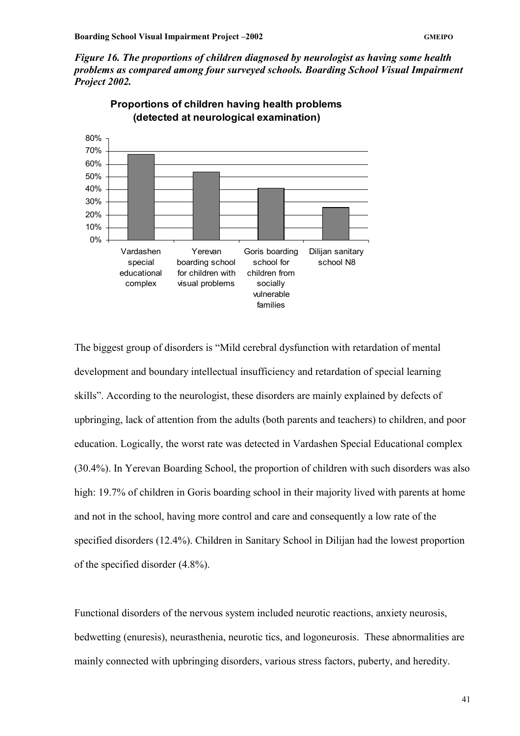*__Figure 16. The proportions of children diagnosed by neurologist as having some health problems as compared among four surveyed schools. Boarding School Visual Impairment Project 2002.__*

The biggest group of disorders is "Mild cerebral dysfunction with retardation of mental development and boundary intellectual insufficiency and retardation of special learning skills". According to the neurologist, these disorders are mainly explained by defects of upbringing, lack of attention from the adults (both parents and teachers) to children, and poor education. Logically, the worst rate was detected in Vardashen Special Educational complex (30.4%). In Yerevan Boarding School, the proportion of children with such disorders was also high: 19.7% of children in Goris boarding school in their majority lived with parents at home and not in the school, having more control and care and consequently a low rate of the specified disorders (12.4%). Children in Sanitary School in Dilijan had the lowest proportion of the specified disorder (4.8%).

Functional disorders of the nervous system included neurotic reactions, anxiety neurosis, bedwetting (enuresis), neurasthenia, neurotic tics, and logoneurosis. These abnormalities are mainly connected with upbringing disorders, various stress factors, puberty, and heredity.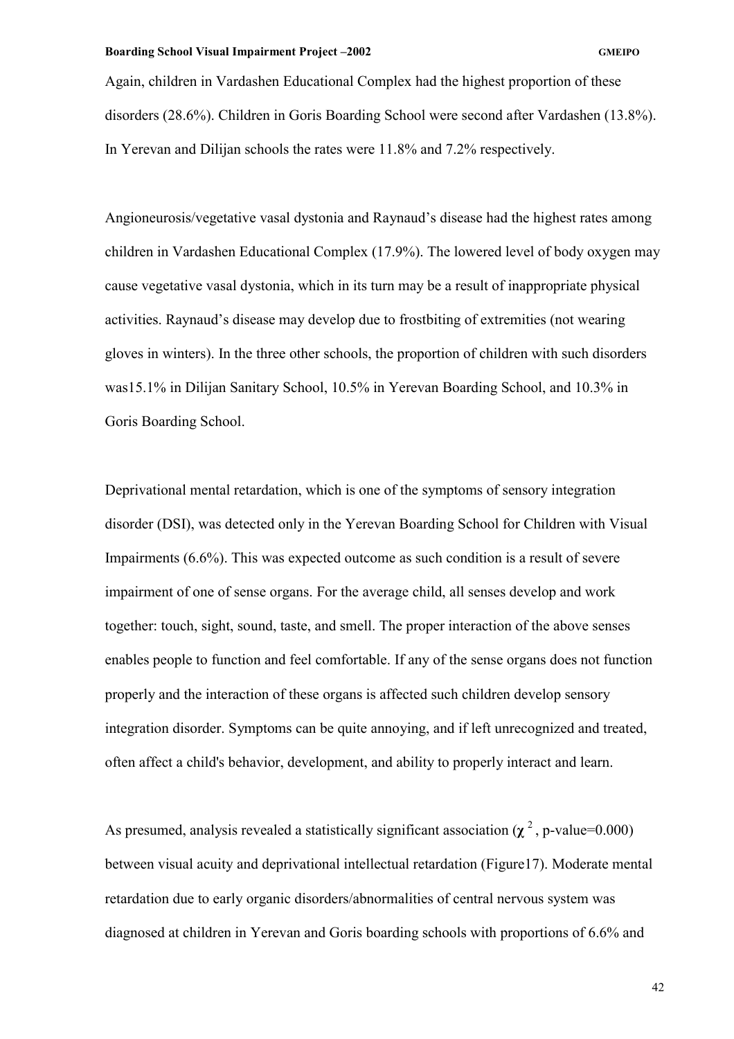Again, children in Vardashen Educational Complex had the highest proportion of these disorders (28.6%). Children in Goris Boarding School were second after Vardashen (13.8%). In Yerevan and Dilijan schools the rates were 11.8% and 7.2% respectively.

Angioneurosis/vegetative vasal dystonia and Raynaud's disease had the highest rates among children in Vardashen Educational Complex (17.9%). The lowered level of body oxygen may cause vegetative vasal dystonia, which in its turn may be a result of inappropriate physical activities. Raynaud's disease may develop due to frostbiting of extremities (not wearing gloves in winters). In the three other schools, the proportion of children with such disorders was15.1% in Dilijan Sanitary School, 10.5% in Yerevan Boarding School, and 10.3% in Goris Boarding School.

Deprivational mental retardation, which is one of the symptoms of sensory integration disorder (DSI), was detected only in the Yerevan Boarding School for Children with Visual Impairments (6.6%). This was expected outcome as such condition is a result of severe impairment of one of sense organs. For the average child, all senses develop and work together: touch, sight, sound, taste, and smell. The proper interaction of the above senses enables people to function and feel comfortable. If any of the sense organs does not function properly and the interaction of these organs is affected such children develop sensory integration disorder. Symptoms can be quite annoying, and if left unrecognized and treated, often affect a child's behavior, development, and ability to properly interact and learn.

As presumed, analysis revealed a statistically significant association ($\chi^2$, p-value=0.000) between visual acuity and deprivational intellectual retardation (Figure17). Moderate mental retardation due to early organic disorders/abnormalities of central nervous system was diagnosed at children in Yerevan and Goris boarding schools with proportions of 6.6% and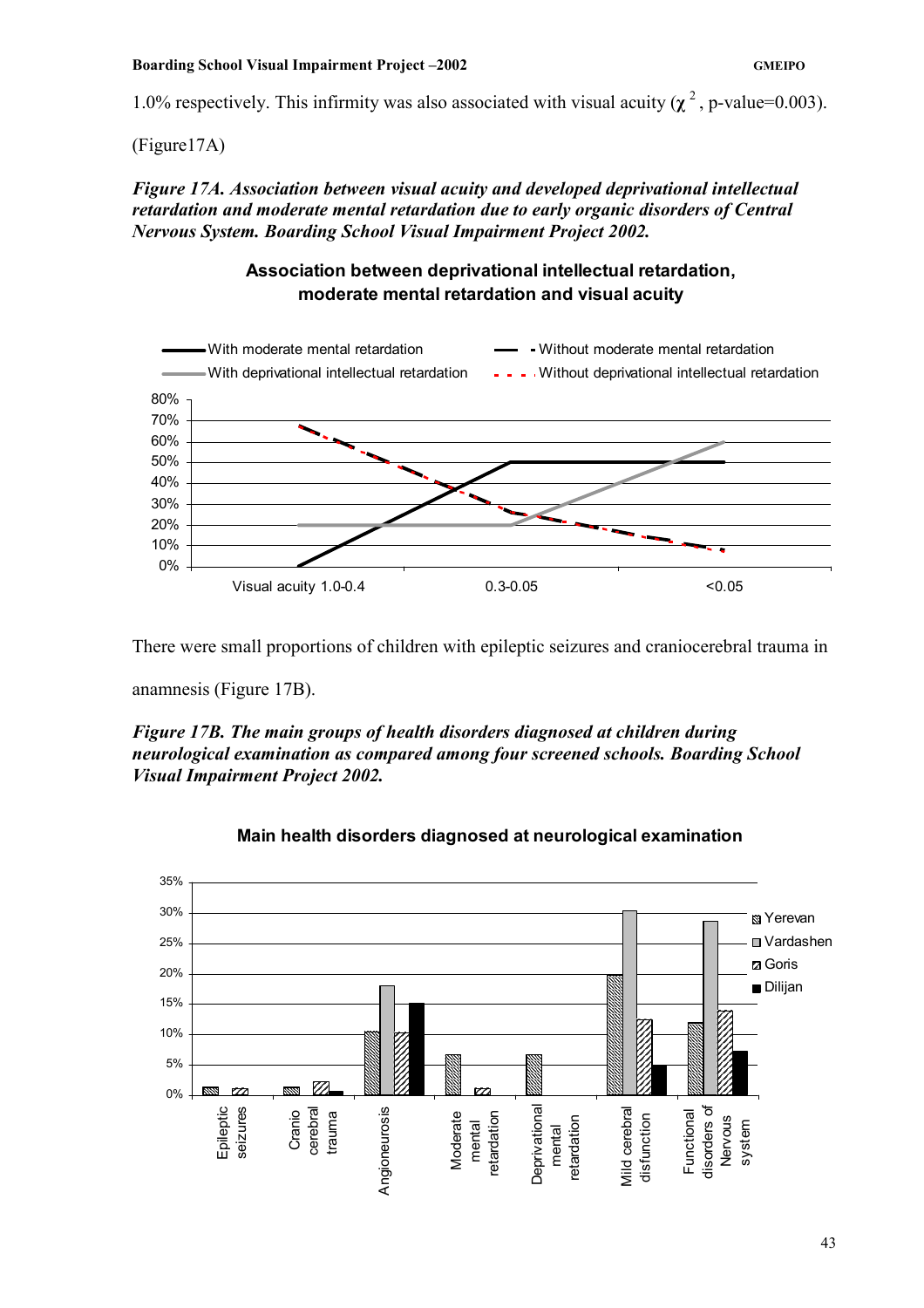1.0% respectively. This infirmity was also associated with visual acuity ($\chi^2$, p-value=0.003).

(Figure17A)

***Figure 17A. Association between visual acuity and developed deprivational intellectual retardation and moderate mental retardation due to early organic disorders of Central Nervous System. Boarding School Visual Impairment Project 2002.***

There were small proportions of children with epileptic seizures and craniocerebral trauma in anamnesis (Figure 17B).

***Figure 17B. The main groups of health disorders diagnosed at children during neurological examination as compared among four screened schools. Boarding School Visual Impairment Project 2002.***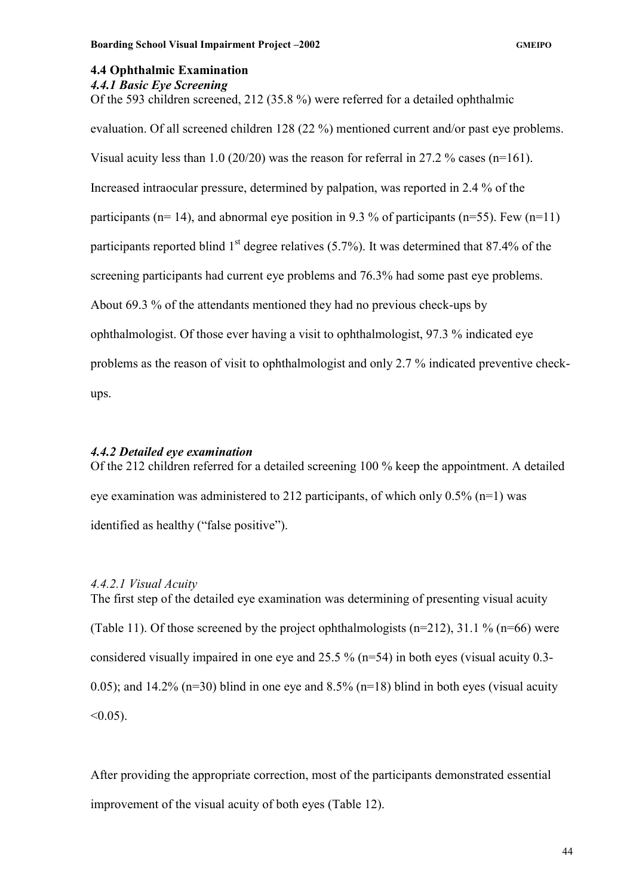## 4.4 Ophthalmic Examination

### *4.4.1 Basic Eye Screening*

Of the 593 children screened, 212 (35.8 %) were referred for a detailed ophthalmic evaluation. Of all screened children 128 (22 %) mentioned current and/or past eye problems. Visual acuity less than 1.0 (20/20) was the reason for referral in 27.2 % cases (n=161). Increased intraocular pressure, determined by palpation, was reported in 2.4 % of the participants (n= 14), and abnormal eye position in 9.3 % of participants (n=55). Few (n=11) participants reported blind 1st degree relatives (5.7%). It was determined that 87.4% of the screening participants had current eye problems and 76.3% had some past eye problems. About 69.3 % of the attendants mentioned they had no previous check-ups by ophthalmologist. Of those ever having a visit to ophthalmologist, 97.3 % indicated eye problems as the reason of visit to ophthalmologist and only 2.7 % indicated preventive check-ups.

### *4.4.2 Detailed eye examination*

Of the 212 children referred for a detailed screening 100 % keep the appointment. A detailed eye examination was administered to 212 participants, of which only 0.5% (n=1) was identified as healthy ("false positive").

#### *4.4.2.1 Visual Acuity*

The first step of the detailed eye examination was determining of presenting visual acuity (Table 11). Of those screened by the project ophthalmologists (n=212), 31.1 % (n=66) were considered visually impaired in one eye and 25.5 % (n=54) in both eyes (visual acuity 0.3-0.05); and 14.2% (n=30) blind in one eye and 8.5% (n=18) blind in both eyes (visual acuity <0.05).

After providing the appropriate correction, most of the participants demonstrated essential improvement of the visual acuity of both eyes (Table 12).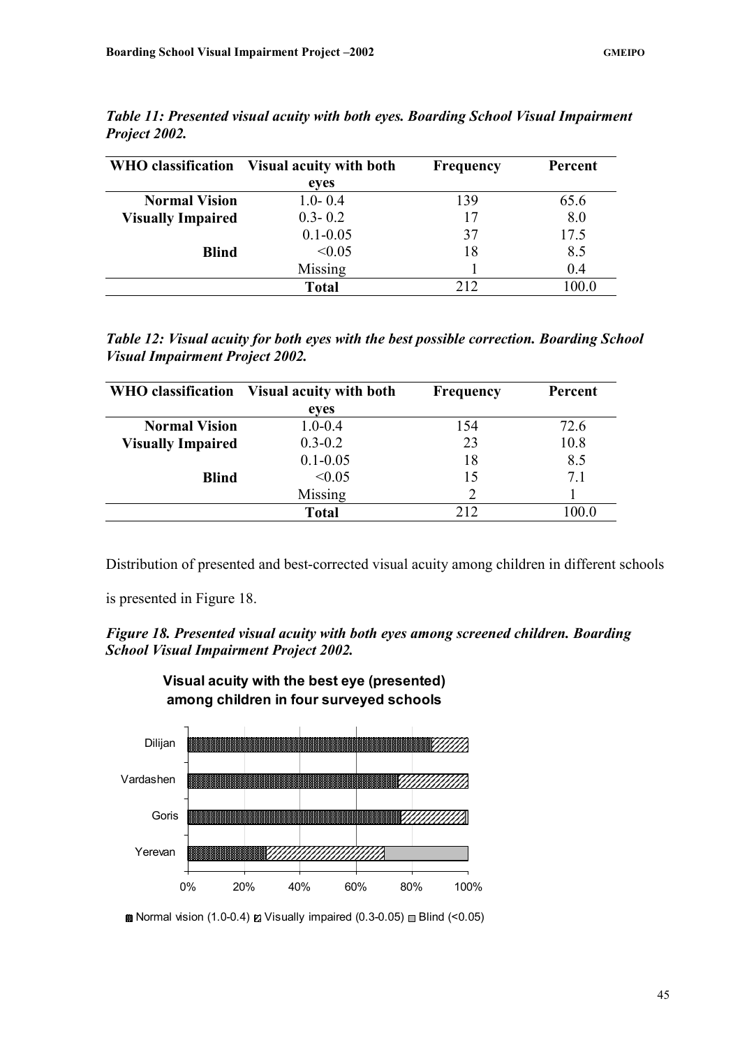***Table 11: Presented visual acuity with both eyes. Boarding School Visual Impairment Project 2002.***

| WHO classification | Visual acuity with both eyes | Frequency | Percent |
|---|---|---|---|
| **Normal Vision** | 1.0- 0.4 | 139 | 65.6 |
| **Visually Impaired** | 0.3- 0.2 | 17 | 8.0 |
| | 0.1-0.05 | 37 | 17.5 |
| **Blind** | <0.05 | 18 | 8.5 |
| | Missing | 1 | 0.4 |
| | **Total** | 212 | 100.0 |

***Table 12: Visual acuity for both eyes with the best possible correction. Boarding School Visual Impairment Project 2002.***

| WHO classification | Visual acuity with both eyes | Frequency | Percent |
|---|---|---|---|
| **Normal Vision** | 1.0-0.4 | 154 | 72.6 |
| **Visually Impaired** | 0.3-0.2 | 23 | 10.8 |
| | 0.1-0.05 | 18 | 8.5 |
| **Blind** | <0.05 | 15 | 7.1 |
| | Missing | 2 | 1 |
| | **Total** | 212 | 100.0 |

Distribution of presented and best-corrected visual acuity among children in different schools is presented in Figure 18.

***Figure 18. Presented visual acuity with both eyes among screened children. Boarding School Visual Impairment Project 2002.***

**Visual acuity with the best eye (presented) among children in four surveyed schools**

Dilijan, Vardashen, Goris, Yerevan

0% 20% 40% 60% 80% 100%

Normal vision (1.0-0.4) Visually impaired (0.3-0.05) Blind (<0.05)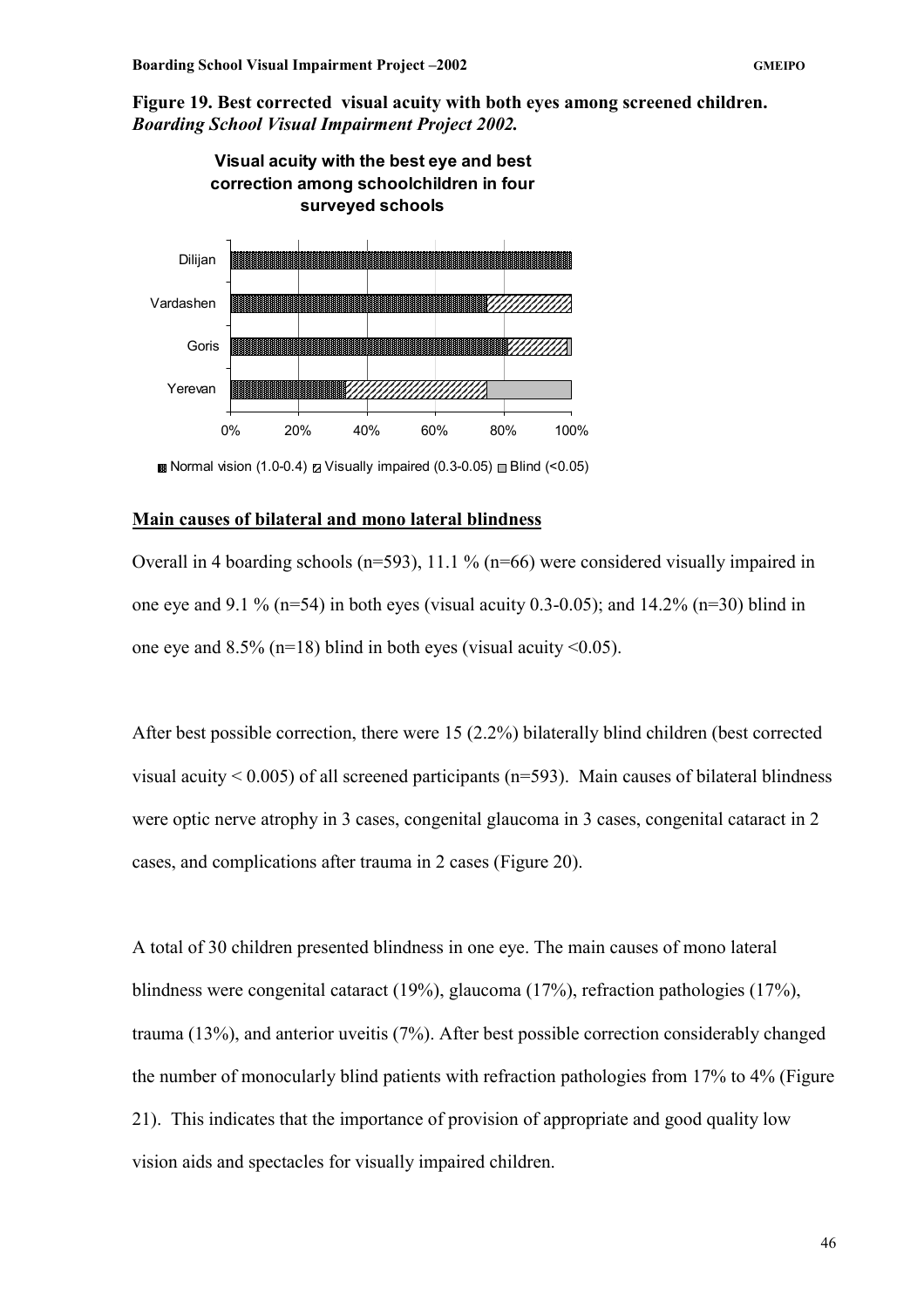**Figure 19. Best corrected visual acuity with both eyes among screened children.** ***Boarding School Visual Impairment Project 2002.***

**Main causes of bilateral and mono lateral blindness**

Overall in 4 boarding schools (n=593), 11.1 % (n=66) were considered visually impaired in one eye and 9.1 % (n=54) in both eyes (visual acuity 0.3-0.05); and 14.2% (n=30) blind in one eye and 8.5% (n=18) blind in both eyes (visual acuity <0.05).

After best possible correction, there were 15 (2.2%) bilaterally blind children (best corrected visual acuity < 0.005) of all screened participants (n=593). Main causes of bilateral blindness were optic nerve atrophy in 3 cases, congenital glaucoma in 3 cases, congenital cataract in 2 cases, and complications after trauma in 2 cases (Figure 20).

A total of 30 children presented blindness in one eye. The main causes of mono lateral blindness were congenital cataract (19%), glaucoma (17%), refraction pathologies (17%), trauma (13%), and anterior uveitis (7%). After best possible correction considerably changed the number of monocularly blind patients with refraction pathologies from 17% to 4% (Figure 21). This indicates that the importance of provision of appropriate and good quality low vision aids and spectacles for visually impaired children.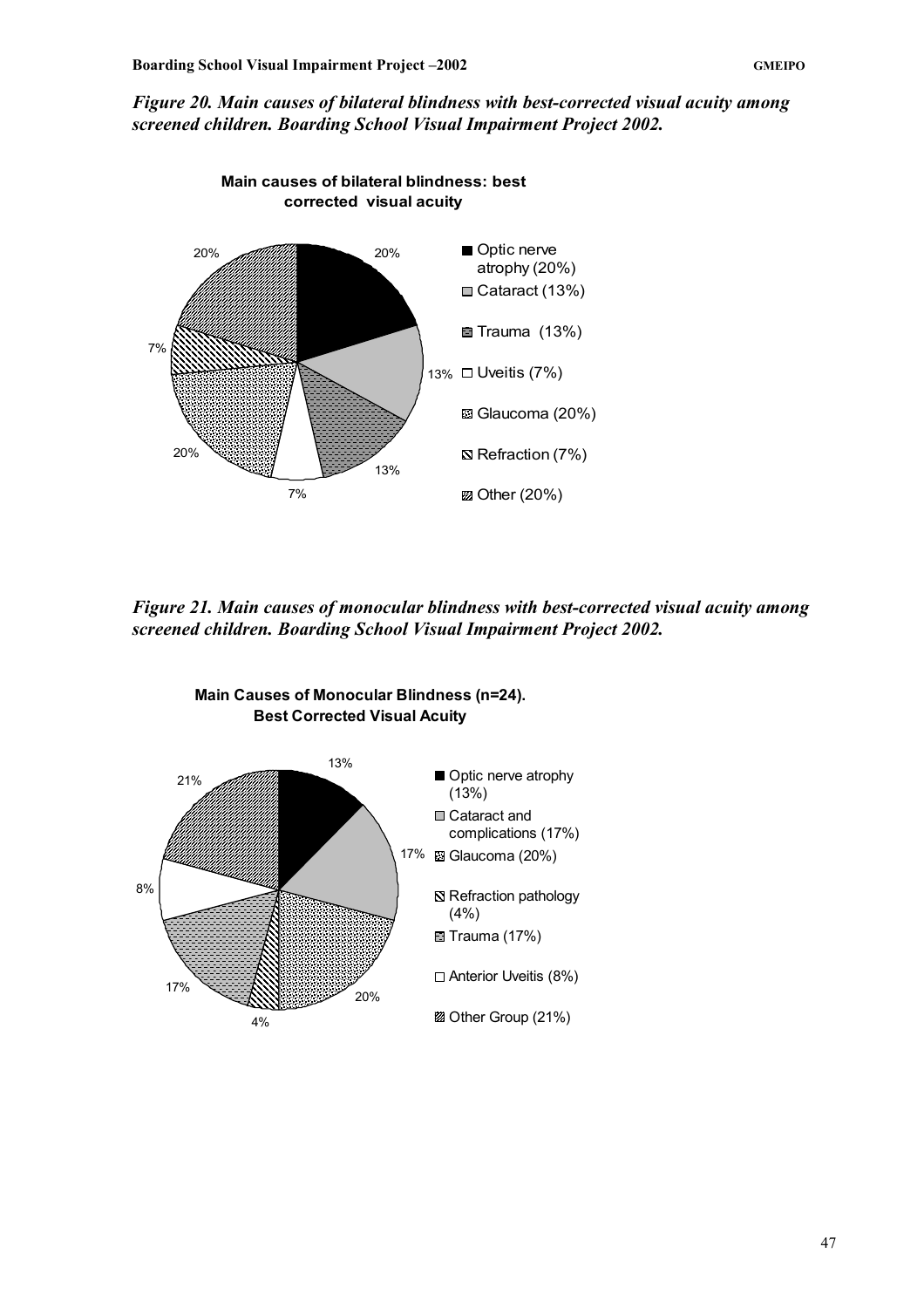*Figure 20. Main causes of bilateral blindness with best-corrected visual acuity among screened children. Boarding School Visual Impairment Project 2002.*

**Main causes of bilateral blindness: best corrected visual acuity**

- Optic nerve atrophy (20%)
- Cataract (13%)
- Trauma (13%)
- Uveitis (7%)
- Glaucoma (20%)
- Refraction (7%)
- Other (20%)

*Figure 21. Main causes of monocular blindness with best-corrected visual acuity among screened children. Boarding School Visual Impairment Project 2002.*

**Main Causes of Monocular Blindness (n=24). Best Corrected Visual Acuity**

- Optic nerve atrophy (13%)
- Cataract and complications (17%)
- Glaucoma (20%)
- Refraction pathology (4%)
- Trauma (17%)
- Anterior Uveitis (8%)
- Other Group (21%)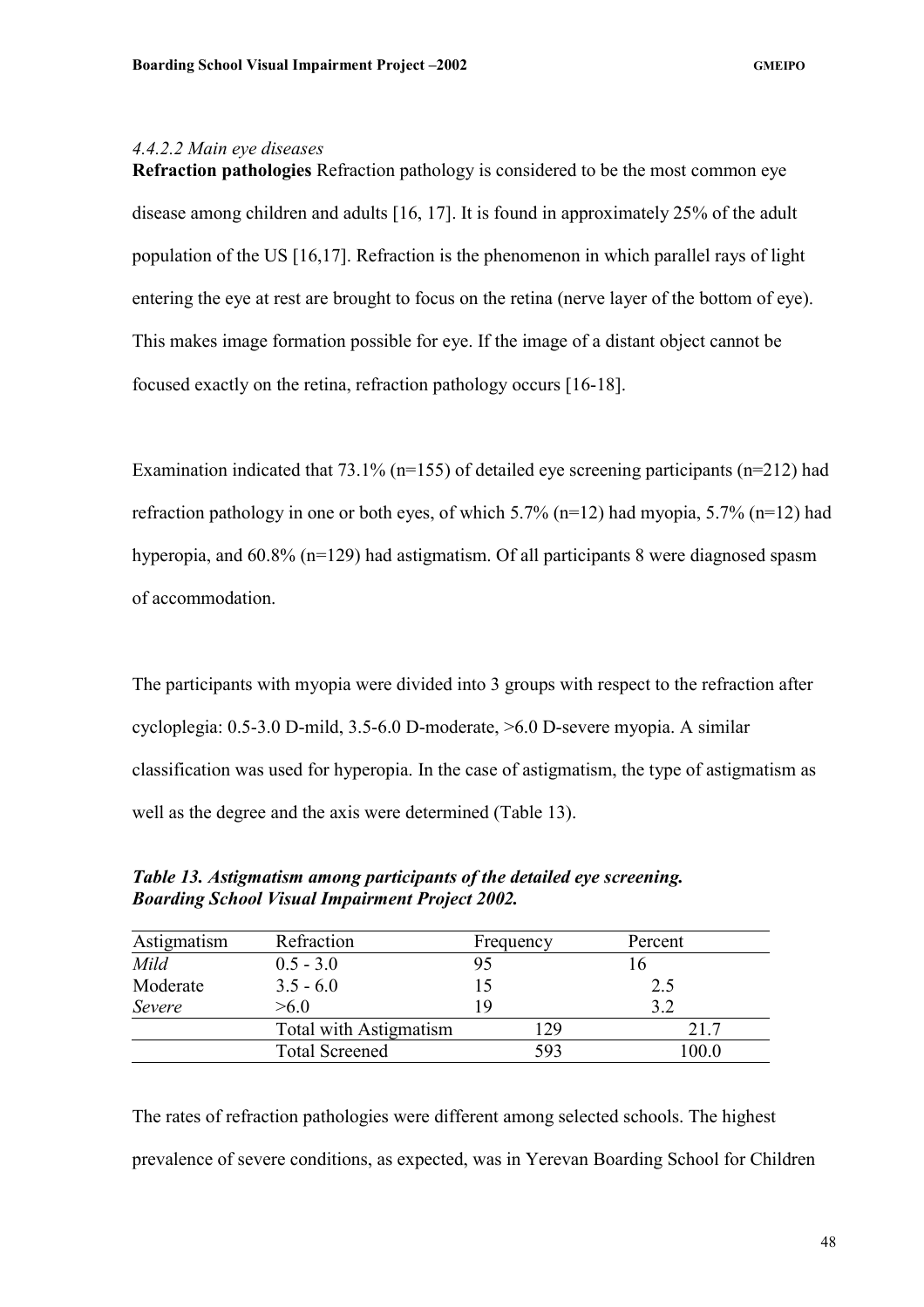*4.4.2.2 Main eye diseases*

**Refraction pathologies** Refraction pathology is considered to be the most common eye disease among children and adults [16, 17]. It is found in approximately 25% of the adult population of the US [16,17]. Refraction is the phenomenon in which parallel rays of light entering the eye at rest are brought to focus on the retina (nerve layer of the bottom of eye). This makes image formation possible for eye. If the image of a distant object cannot be focused exactly on the retina, refraction pathology occurs [16-18].

Examination indicated that 73.1% (n=155) of detailed eye screening participants (n=212) had refraction pathology in one or both eyes, of which 5.7% (n=12) had myopia, 5.7% (n=12) had hyperopia, and 60.8% (n=129) had astigmatism. Of all participants 8 were diagnosed spasm of accommodation.

The participants with myopia were divided into 3 groups with respect to the refraction after cycloplegia: 0.5-3.0 D-mild, 3.5-6.0 D-moderate, >6.0 D-severe myopia. A similar classification was used for hyperopia. In the case of astigmatism, the type of astigmatism as well as the degree and the axis were determined (Table 13).

***Table 13. Astigmatism among participants of the detailed eye screening. Boarding School Visual Impairment Project 2002.***

| Astigmatism | Refraction | Frequency | Percent |
|---|---|---|---|
| *Mild* | 0.5 - 3.0 | 95 | 16 |
| Moderate | 3.5 - 6.0 | 15 | 2.5 |
| *Severe* | >6.0 | 19 | 3.2 |
| | Total with Astigmatism | 129 | 21.7 |
| | Total Screened | 593 | 100.0 |

The rates of refraction pathologies were different among selected schools. The highest prevalence of severe conditions, as expected, was in Yerevan Boarding School for Children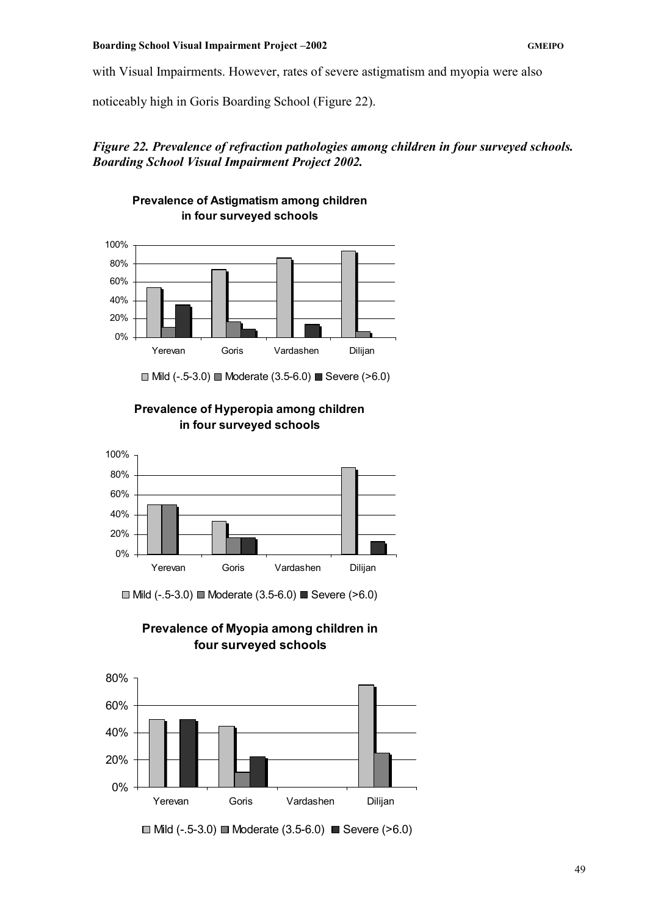with Visual Impairments. However, rates of severe astigmatism and myopia were also noticeably high in Goris Boarding School (Figure 22).

***Figure 22. Prevalence of refraction pathologies among children in four surveyed schools. Boarding School Visual Impairment Project 2002.***

**Prevalence of Astigmatism among children in four surveyed schools**

Yerevan Goris Vardashen Dilijan

Mild (-.5-3.0) Moderate (3.5-6.0) Severe (>6.0)

**Prevalence of Hyperopia among children in four surveyed schools**

Yerevan Goris Vardashen Dilijan

Mild (-.5-3.0) Moderate (3.5-6.0) Severe (>6.0)

**Prevalence of Myopia among children in four surveyed schools**

Yerevan Goris Vardashen Dilijan

Mild (-.5-3.0) Moderate (3.5-6.0) Severe (>6.0)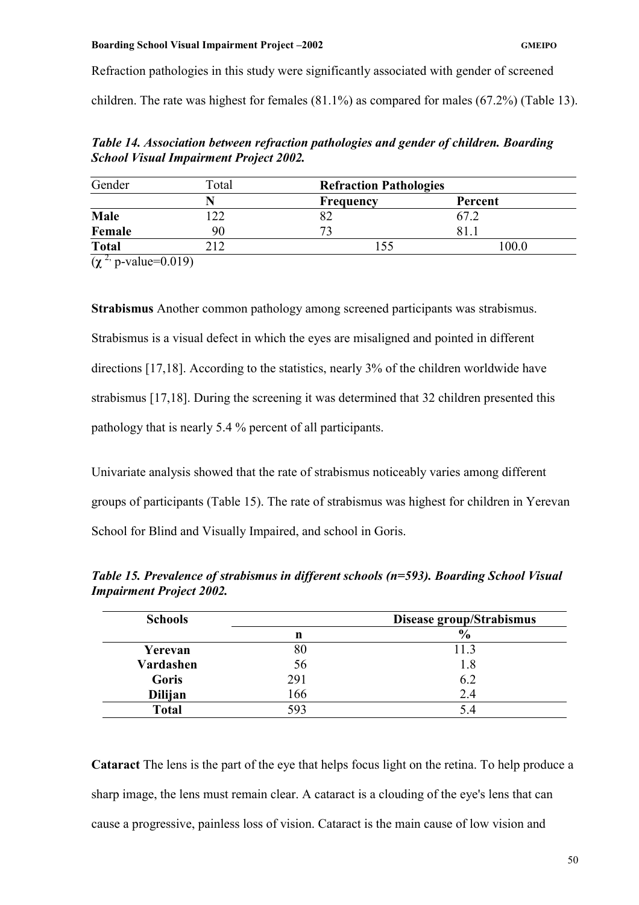Refraction pathologies in this study were significantly associated with gender of screened children. The rate was highest for females (81.1%) as compared for males (67.2%) (Table 13).

***Table 14. Association between refraction pathologies and gender of children. Boarding School Visual Impairment Project 2002.***

| Gender | Total | Refraction Pathologies | |
|---|---|---|---|
| | **N** | **Frequency** | **Percent** |
| **Male** | 122 | 82 | 67.2 |
| **Female** | 90 | 73 | 81.1 |
| **Total** | 212 | 155 | 100.0 |

($\chi^{2,}$ p-value=0.019)

**Strabismus** Another common pathology among screened participants was strabismus. Strabismus is a visual defect in which the eyes are misaligned and pointed in different directions [17,18]. According to the statistics, nearly 3% of the children worldwide have strabismus [17,18]. During the screening it was determined that 32 children presented this pathology that is nearly 5.4 % percent of all participants.

Univariate analysis showed that the rate of strabismus noticeably varies among different groups of participants (Table 15). The rate of strabismus was highest for children in Yerevan School for Blind and Visually Impaired, and school in Goris.

***Table 15. Prevalence of strabismus in different schools (n=593). Boarding School Visual Impairment Project 2002.***

| Schools | Disease group/Strabismus | |
|---|---|---|
| | **n** | **%** |
| **Yerevan** | 80 | 11.3 |
| **Vardashen** | 56 | 1.8 |
| **Goris** | 291 | 6.2 |
| **Dilijan** | 166 | 2.4 |
| **Total** | 593 | 5.4 |

**Cataract** The lens is the part of the eye that helps focus light on the retina. To help produce a sharp image, the lens must remain clear. A cataract is a clouding of the eye's lens that can cause a progressive, painless loss of vision. Cataract is the main cause of low vision and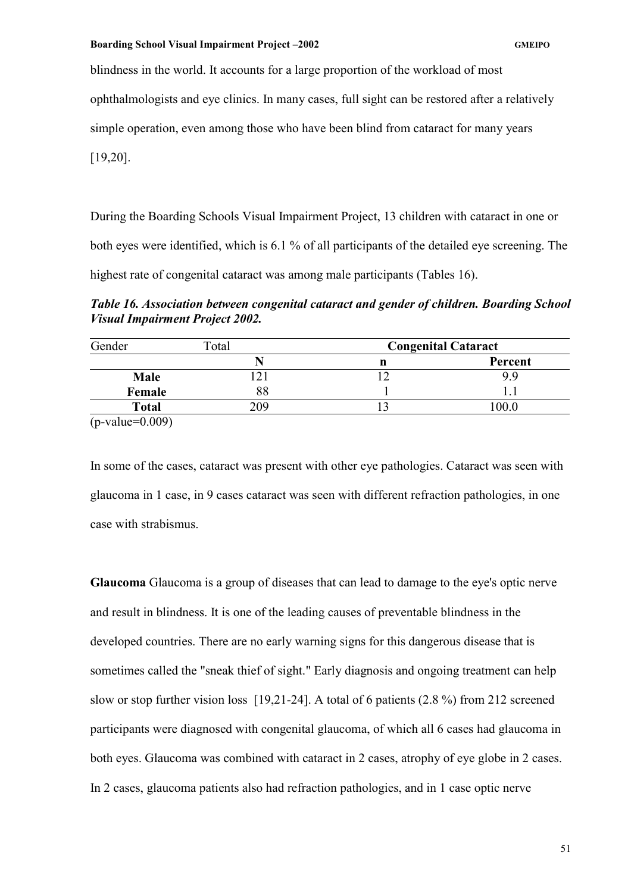blindness in the world. It accounts for a large proportion of the workload of most ophthalmologists and eye clinics. In many cases, full sight can be restored after a relatively simple operation, even among those who have been blind from cataract for many years [19,20].

During the Boarding Schools Visual Impairment Project, 13 children with cataract in one or both eyes were identified, which is 6.1 % of all participants of the detailed eye screening. The highest rate of congenital cataract was among male participants (Tables 16).

***Table 16. Association between congenital cataract and gender of children. Boarding School Visual Impairment Project 2002.***

| Gender | Total | Congenital Cataract | |
|---|---|---|---|
| | **N** | **n** | **Percent** |
| **Male** | 121 | 12 | 9.9 |
| **Female** | 88 | 1 | 1.1 |
| **Total** | 209 | 13 | 100.0 |

(p-value=0.009)

In some of the cases, cataract was present with other eye pathologies. Cataract was seen with glaucoma in 1 case, in 9 cases cataract was seen with different refraction pathologies, in one case with strabismus.

**Glaucoma** Glaucoma is a group of diseases that can lead to damage to the eye's optic nerve and result in blindness. It is one of the leading causes of preventable blindness in the developed countries. There are no early warning signs for this dangerous disease that is sometimes called the "sneak thief of sight." Early diagnosis and ongoing treatment can help slow or stop further vision loss [19,21-24]. A total of 6 patients (2.8 %) from 212 screened participants were diagnosed with congenital glaucoma, of which all 6 cases had glaucoma in both eyes. Glaucoma was combined with cataract in 2 cases, atrophy of eye globe in 2 cases. In 2 cases, glaucoma patients also had refraction pathologies, and in 1 case optic nerve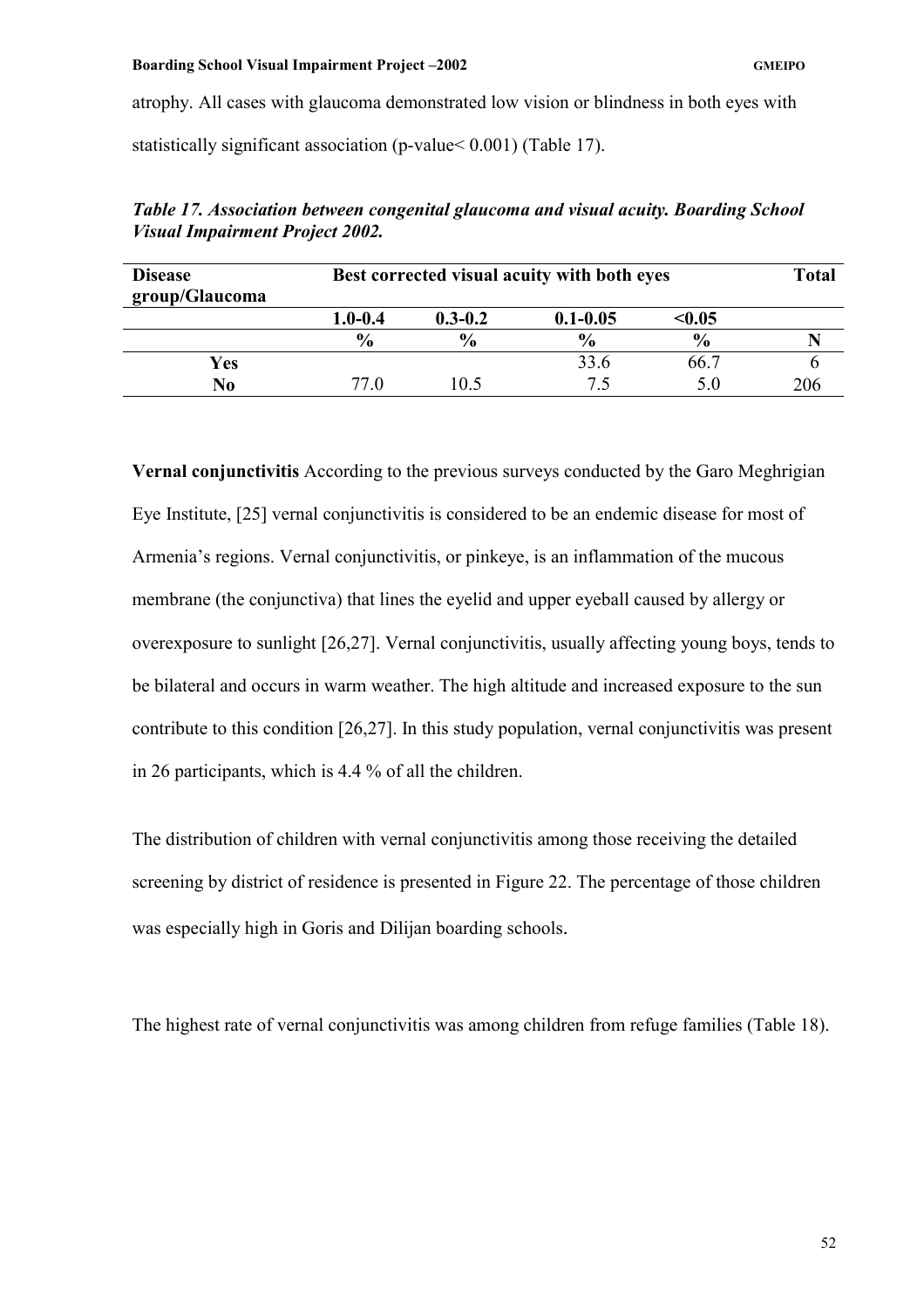atrophy. All cases with glaucoma demonstrated low vision or blindness in both eyes with statistically significant association (p-value< 0.001) (Table 17).

***Table 17. Association between congenital glaucoma and visual acuity. Boarding School Visual Impairment Project 2002.***

| Disease group/Glaucoma | Best corrected visual acuity with both eyes | | | | Total |
|---|---|---|---|---|---|
| | 1.0-0.4 | 0.3-0.2 | 0.1-0.05 | <0.05 | |
| | % | % | % | % | N |
| Yes | | | 33.6 | 66.7 | 6 |
| No | 77.0 | 10.5 | 7.5 | 5.0 | 206 |

**Vernal conjunctivitis** According to the previous surveys conducted by the Garo Meghrigian Eye Institute, [25] vernal conjunctivitis is considered to be an endemic disease for most of Armenia's regions. Vernal conjunctivitis, or pinkeye, is an inflammation of the mucous membrane (the conjunctiva) that lines the eyelid and upper eyeball caused by allergy or overexposure to sunlight [26,27]. Vernal conjunctivitis, usually affecting young boys, tends to be bilateral and occurs in warm weather. The high altitude and increased exposure to the sun contribute to this condition [26,27]. In this study population, vernal conjunctivitis was present in 26 participants, which is 4.4 % of all the children.

The distribution of children with vernal conjunctivitis among those receiving the detailed screening by district of residence is presented in Figure 22. The percentage of those children was especially high in Goris and Dilijan boarding schools.

The highest rate of vernal conjunctivitis was among children from refuge families (Table 18).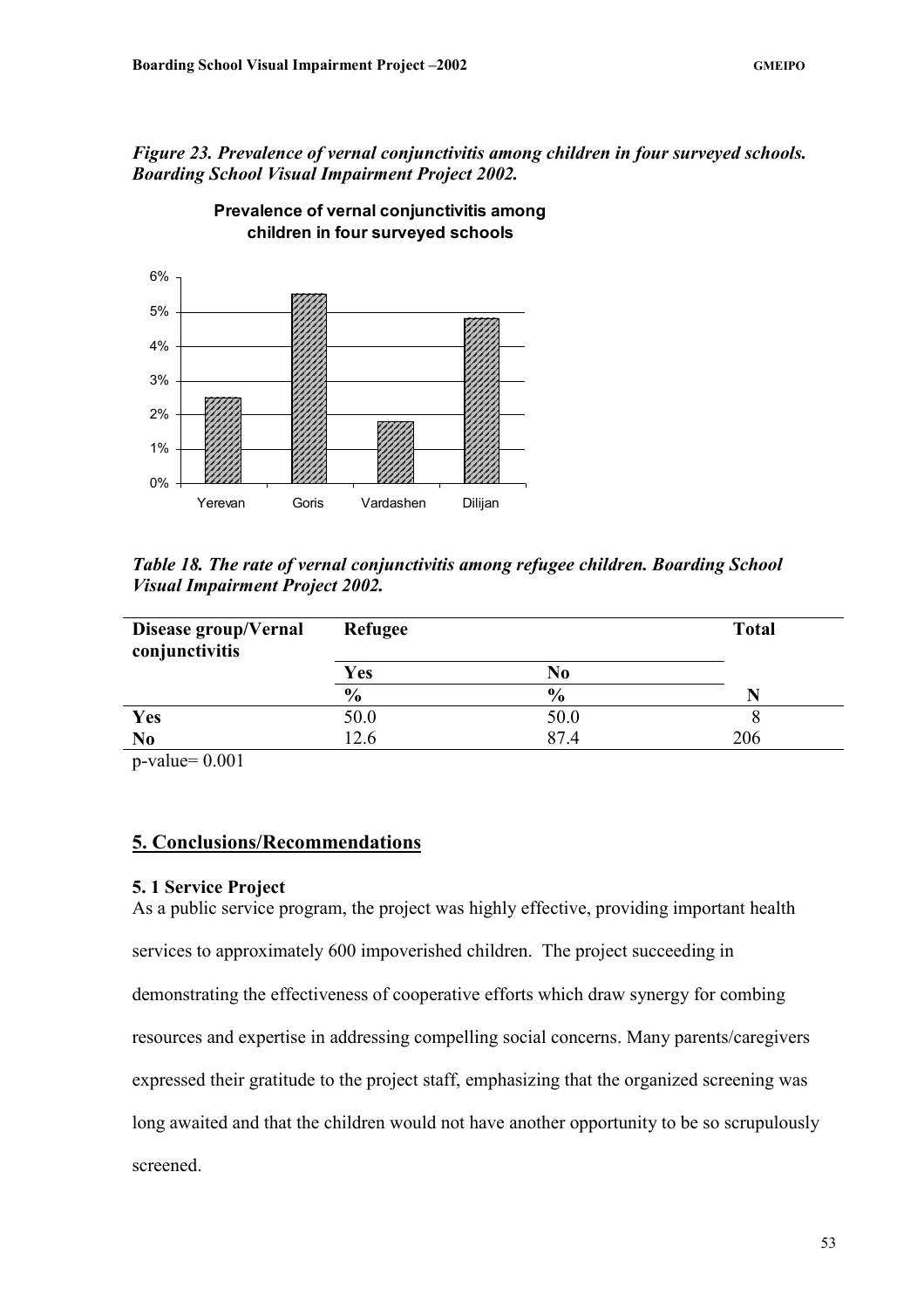*Figure 23. Prevalence of vernal conjunctivitis among children in four surveyed schools. Boarding School Visual Impairment Project 2002.*

*Table 18. The rate of vernal conjunctivitis among refugee children. Boarding School Visual Impairment Project 2002.*

| Disease group/Vernal conjunctivitis | Refugee | | Total |
|---|---|---|---|
| | Yes | No | |
| | % | % | N |
| **Yes** | 50.0 | 50.0 | 8 |
| **No** | 12.6 | 87.4 | 206 |

p-value= 0.001

## 5. Conclusions/Recommendations

### 5. 1 Service Project

As a public service program, the project was highly effective, providing important health services to approximately 600 impoverished children. The project succeeding in demonstrating the effectiveness of cooperative efforts which draw synergy for combing resources and expertise in addressing compelling social concerns. Many parents/caregivers expressed their gratitude to the project staff, emphasizing that the organized screening was long awaited and that the children would not have another opportunity to be so scrupulously screened.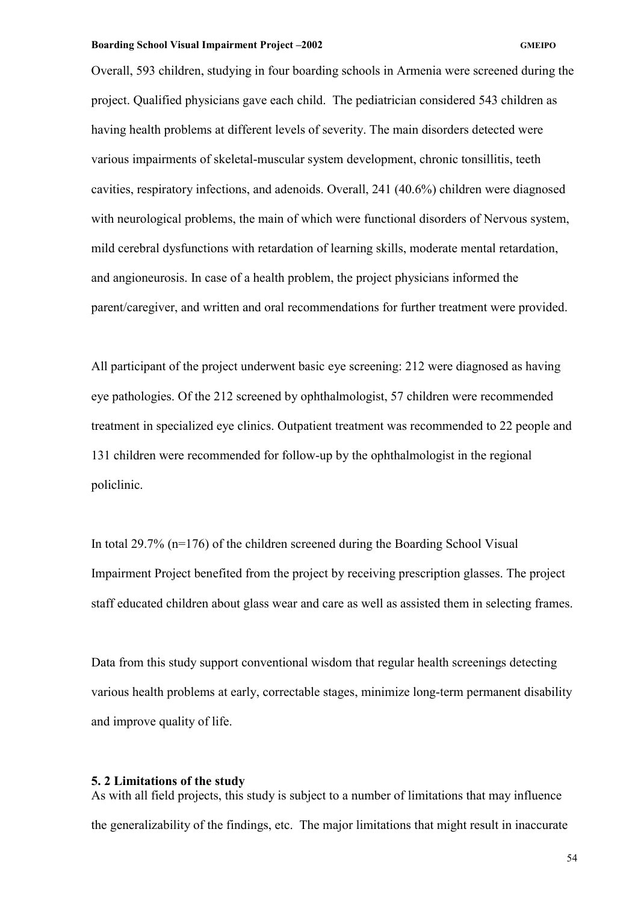Overall, 593 children, studying in four boarding schools in Armenia were screened during the project. Qualified physicians gave each child. The pediatrician considered 543 children as having health problems at different levels of severity. The main disorders detected were various impairments of skeletal-muscular system development, chronic tonsillitis, teeth cavities, respiratory infections, and adenoids. Overall, 241 (40.6%) children were diagnosed with neurological problems, the main of which were functional disorders of Nervous system, mild cerebral dysfunctions with retardation of learning skills, moderate mental retardation, and angioneurosis. In case of a health problem, the project physicians informed the parent/caregiver, and written and oral recommendations for further treatment were provided.

All participant of the project underwent basic eye screening: 212 were diagnosed as having eye pathologies. Of the 212 screened by ophthalmologist, 57 children were recommended treatment in specialized eye clinics. Outpatient treatment was recommended to 22 people and 131 children were recommended for follow-up by the ophthalmologist in the regional policlinic.

In total 29.7% (n=176) of the children screened during the Boarding School Visual Impairment Project benefited from the project by receiving prescription glasses. The project staff educated children about glass wear and care as well as assisted them in selecting frames.

Data from this study support conventional wisdom that regular health screenings detecting various health problems at early, correctable stages, minimize long-term permanent disability and improve quality of life.

### 5. 2 Limitations of the study

As with all field projects, this study is subject to a number of limitations that may influence the generalizability of the findings, etc. The major limitations that might result in inaccurate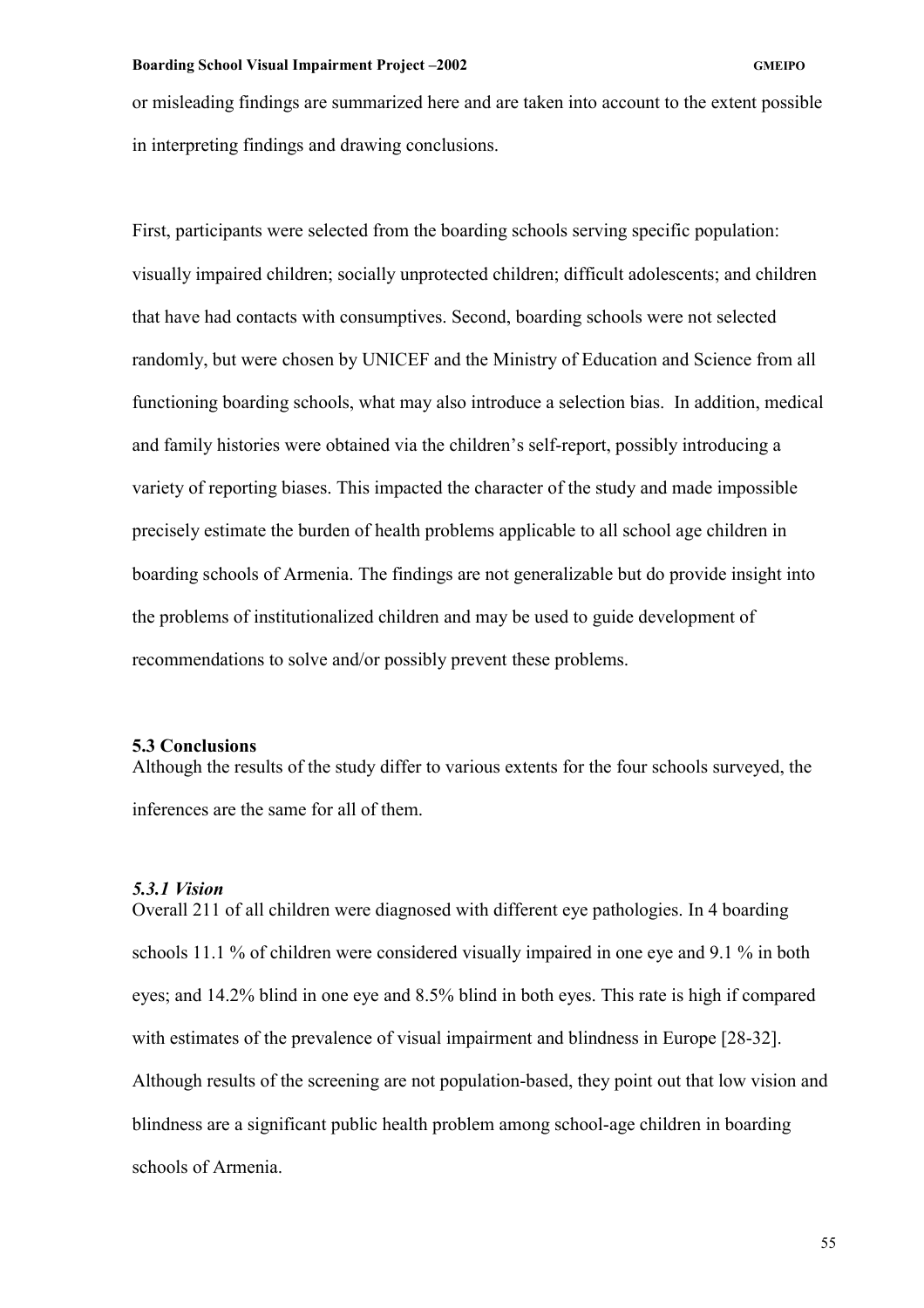or misleading findings are summarized here and are taken into account to the extent possible in interpreting findings and drawing conclusions.

First, participants were selected from the boarding schools serving specific population: visually impaired children; socially unprotected children; difficult adolescents; and children that have had contacts with consumptives. Second, boarding schools were not selected randomly, but were chosen by UNICEF and the Ministry of Education and Science from all functioning boarding schools, what may also introduce a selection bias. In addition, medical and family histories were obtained via the children's self-report, possibly introducing a variety of reporting biases. This impacted the character of the study and made impossible precisely estimate the burden of health problems applicable to all school age children in boarding schools of Armenia. The findings are not generalizable but do provide insight into the problems of institutionalized children and may be used to guide development of recommendations to solve and/or possibly prevent these problems.

### 5.3 Conclusions

Although the results of the study differ to various extents for the four schools surveyed, the inferences are the same for all of them.

#### *5.3.1 Vision*

Overall 211 of all children were diagnosed with different eye pathologies. In 4 boarding schools 11.1 % of children were considered visually impaired in one eye and 9.1 % in both eyes; and 14.2% blind in one eye and 8.5% blind in both eyes. This rate is high if compared with estimates of the prevalence of visual impairment and blindness in Europe [28-32]. Although results of the screening are not population-based, they point out that low vision and blindness are a significant public health problem among school-age children in boarding schools of Armenia.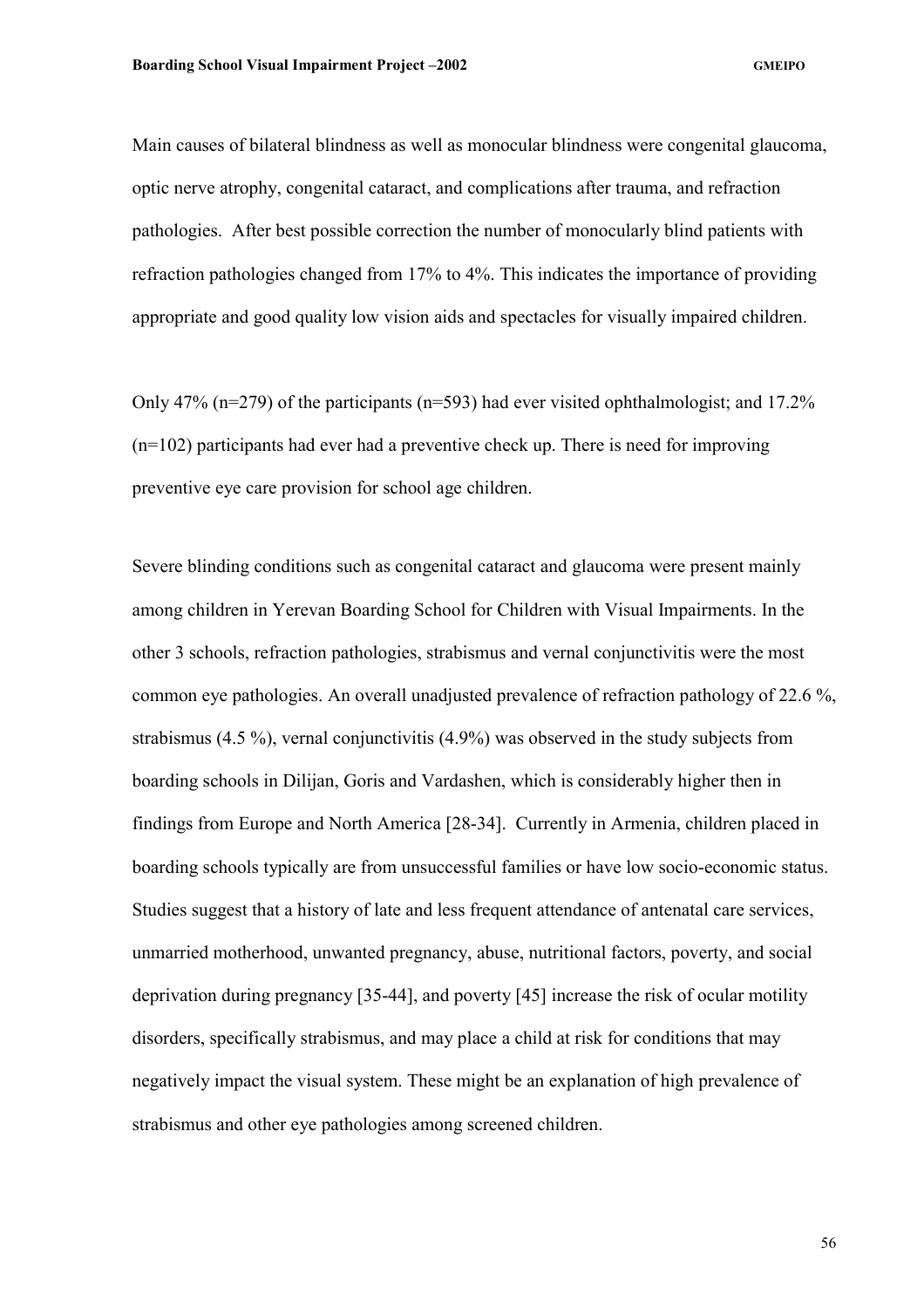Main causes of bilateral blindness as well as monocular blindness were congenital glaucoma, optic nerve atrophy, congenital cataract, and complications after trauma, and refraction pathologies. After best possible correction the number of monocularly blind patients with refraction pathologies changed from 17% to 4%. This indicates the importance of providing appropriate and good quality low vision aids and spectacles for visually impaired children.

Only 47% (n=279) of the participants (n=593) had ever visited ophthalmologist; and 17.2% (n=102) participants had ever had a preventive check up. There is need for improving preventive eye care provision for school age children.

Severe blinding conditions such as congenital cataract and glaucoma were present mainly among children in Yerevan Boarding School for Children with Visual Impairments. In the other 3 schools, refraction pathologies, strabismus and vernal conjunctivitis were the most common eye pathologies. An overall unadjusted prevalence of refraction pathology of 22.6 %, strabismus (4.5 %), vernal conjunctivitis (4.9%) was observed in the study subjects from boarding schools in Dilijan, Goris and Vardashen, which is considerably higher then in findings from Europe and North America [28-34]. Currently in Armenia, children placed in boarding schools typically are from unsuccessful families or have low socio-economic status. Studies suggest that a history of late and less frequent attendance of antenatal care services, unmarried motherhood, unwanted pregnancy, abuse, nutritional factors, poverty, and social deprivation during pregnancy [35-44], and poverty [45] increase the risk of ocular motility disorders, specifically strabismus, and may place a child at risk for conditions that may negatively impact the visual system. These might be an explanation of high prevalence of strabismus and other eye pathologies among screened children.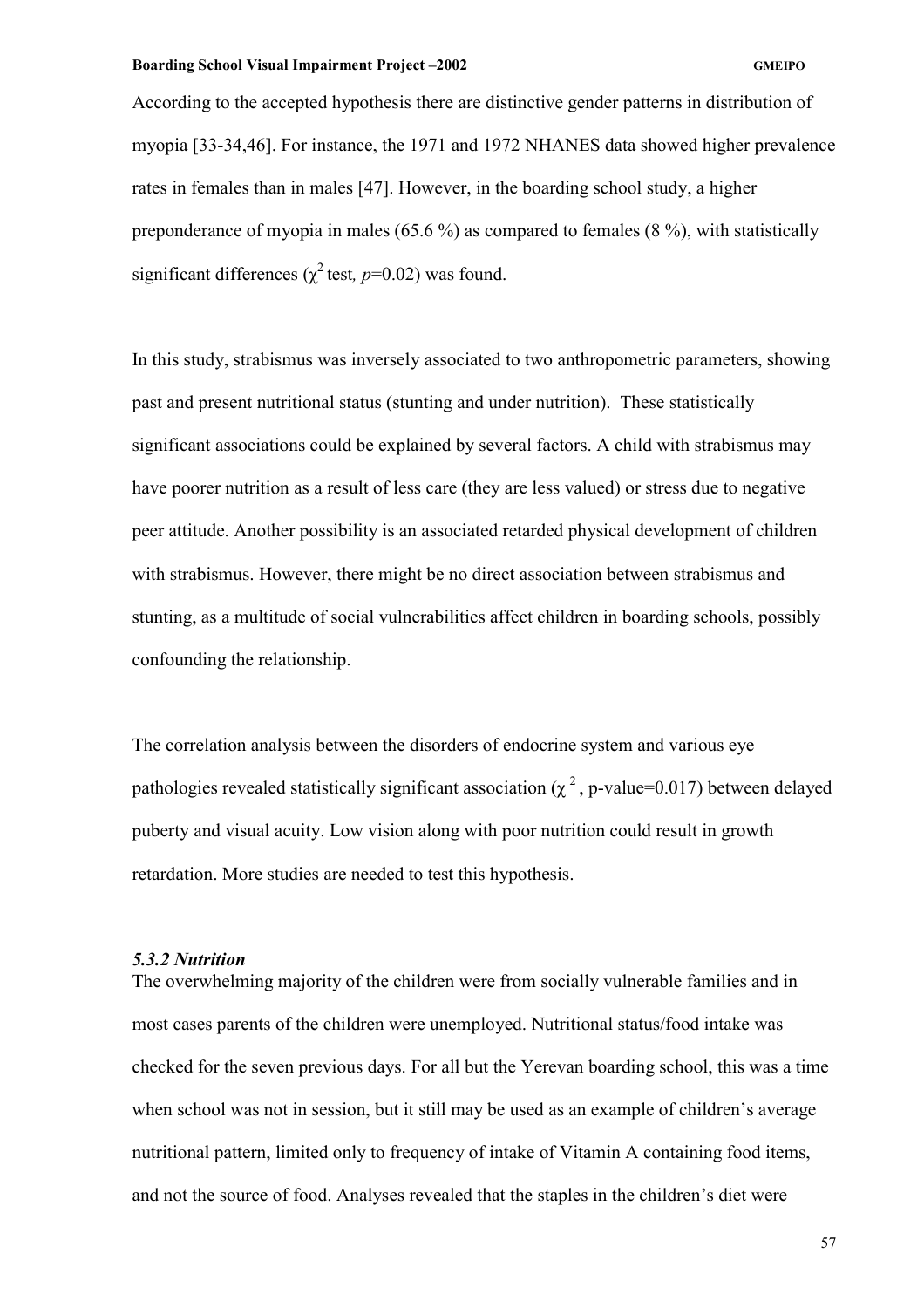According to the accepted hypothesis there are distinctive gender patterns in distribution of myopia [33-34,46]. For instance, the 1971 and 1972 NHANES data showed higher prevalence rates in females than in males [47]. However, in the boarding school study, a higher preponderance of myopia in males (65.6 %) as compared to females (8 %), with statistically significant differences ($\chi^2$ test*,* $p$=0.02) was found.

In this study, strabismus was inversely associated to two anthropometric parameters, showing past and present nutritional status (stunting and under nutrition). These statistically significant associations could be explained by several factors. A child with strabismus may have poorer nutrition as a result of less care (they are less valued) or stress due to negative peer attitude. Another possibility is an associated retarded physical development of children with strabismus. However, there might be no direct association between strabismus and stunting, as a multitude of social vulnerabilities affect children in boarding schools, possibly confounding the relationship.

The correlation analysis between the disorders of endocrine system and various eye pathologies revealed statistically significant association ($\chi^2$, p-value=0.017) between delayed puberty and visual acuity. Low vision along with poor nutrition could result in growth retardation. More studies are needed to test this hypothesis.

### *5.3.2 Nutrition*

The overwhelming majority of the children were from socially vulnerable families and in most cases parents of the children were unemployed. Nutritional status/food intake was checked for the seven previous days. For all but the Yerevan boarding school, this was a time when school was not in session, but it still may be used as an example of children's average nutritional pattern, limited only to frequency of intake of Vitamin A containing food items, and not the source of food. Analyses revealed that the staples in the children's diet were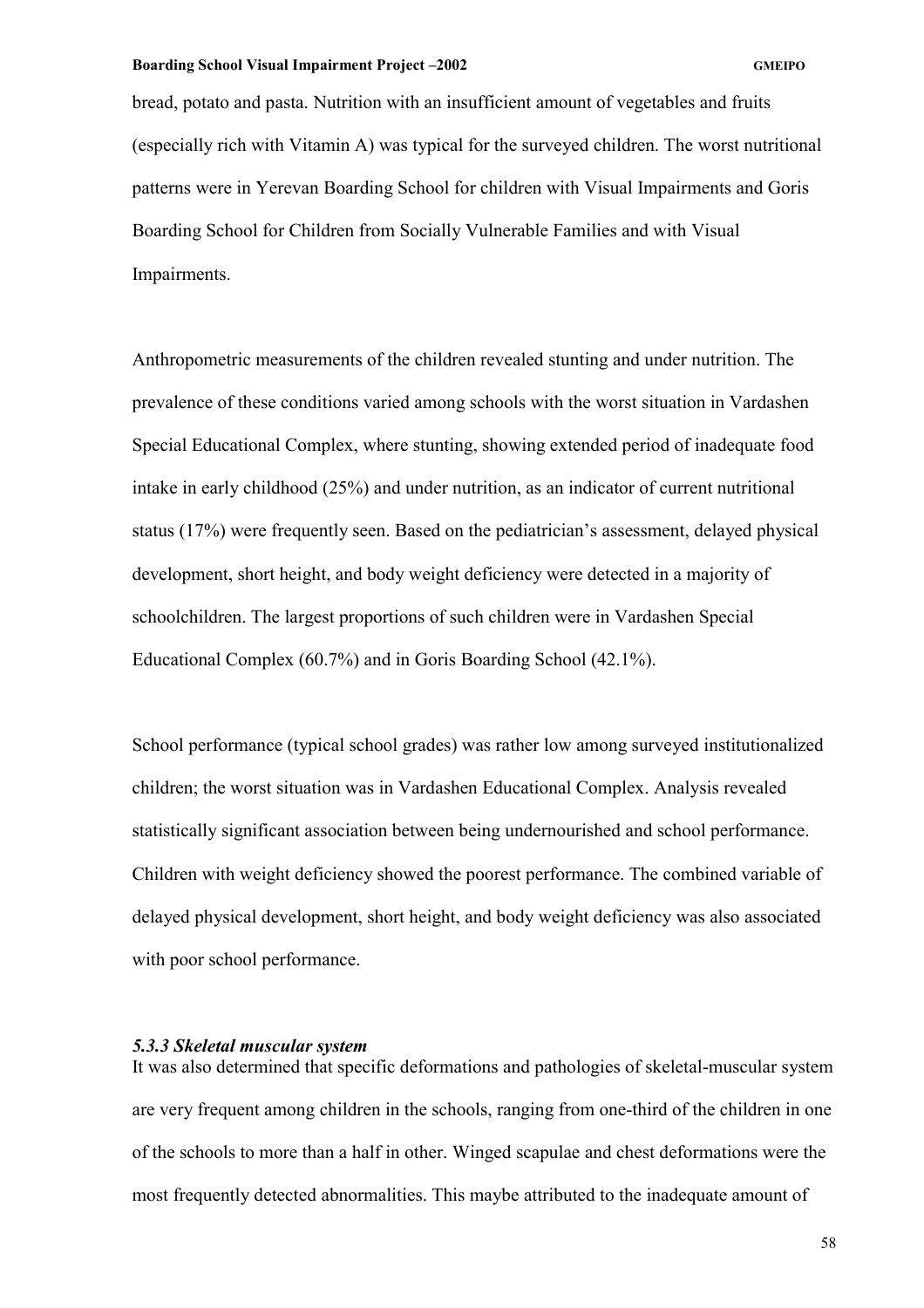bread, potato and pasta. Nutrition with an insufficient amount of vegetables and fruits (especially rich with Vitamin A) was typical for the surveyed children. The worst nutritional patterns were in Yerevan Boarding School for children with Visual Impairments and Goris Boarding School for Children from Socially Vulnerable Families and with Visual Impairments.

Anthropometric measurements of the children revealed stunting and under nutrition. The prevalence of these conditions varied among schools with the worst situation in Vardashen Special Educational Complex, where stunting, showing extended period of inadequate food intake in early childhood (25%) and under nutrition, as an indicator of current nutritional status (17%) were frequently seen. Based on the pediatrician's assessment, delayed physical development, short height, and body weight deficiency were detected in a majority of schoolchildren. The largest proportions of such children were in Vardashen Special Educational Complex (60.7%) and in Goris Boarding School (42.1%).

School performance (typical school grades) was rather low among surveyed institutionalized children; the worst situation was in Vardashen Educational Complex. Analysis revealed statistically significant association between being undernourished and school performance. Children with weight deficiency showed the poorest performance. The combined variable of delayed physical development, short height, and body weight deficiency was also associated with poor school performance.

#### *5.3.3 Skeletal muscular system*

It was also determined that specific deformations and pathologies of skeletal-muscular system are very frequent among children in the schools, ranging from one-third of the children in one of the schools to more than a half in other. Winged scapulae and chest deformations were the most frequently detected abnormalities. This maybe attributed to the inadequate amount of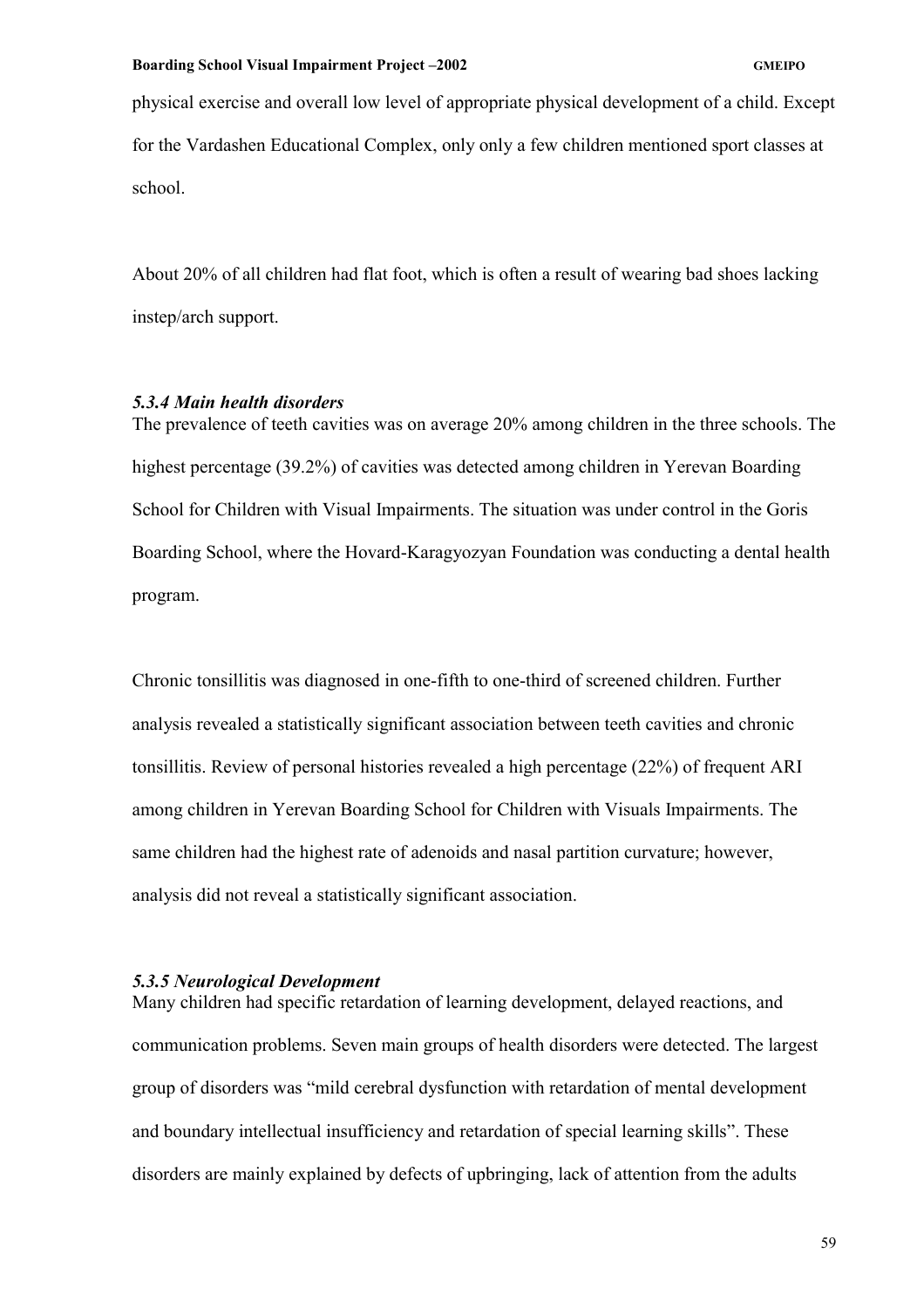physical exercise and overall low level of appropriate physical development of a child. Except for the Vardashen Educational Complex, only only a few children mentioned sport classes at school.

About 20% of all children had flat foot, which is often a result of wearing bad shoes lacking instep/arch support.

### *5.3.4 Main health disorders*

The prevalence of teeth cavities was on average 20% among children in the three schools. The highest percentage (39.2%) of cavities was detected among children in Yerevan Boarding School for Children with Visual Impairments. The situation was under control in the Goris Boarding School, where the Hovard-Karagyozyan Foundation was conducting a dental health program.

Chronic tonsillitis was diagnosed in one-fifth to one-third of screened children. Further analysis revealed a statistically significant association between teeth cavities and chronic tonsillitis. Review of personal histories revealed a high percentage (22%) of frequent ARI among children in Yerevan Boarding School for Children with Visuals Impairments. The same children had the highest rate of adenoids and nasal partition curvature; however, analysis did not reveal a statistically significant association.

### *5.3.5 Neurological Development*

Many children had specific retardation of learning development, delayed reactions, and communication problems. Seven main groups of health disorders were detected. The largest group of disorders was "mild cerebral dysfunction with retardation of mental development and boundary intellectual insufficiency and retardation of special learning skills". These disorders are mainly explained by defects of upbringing, lack of attention from the adults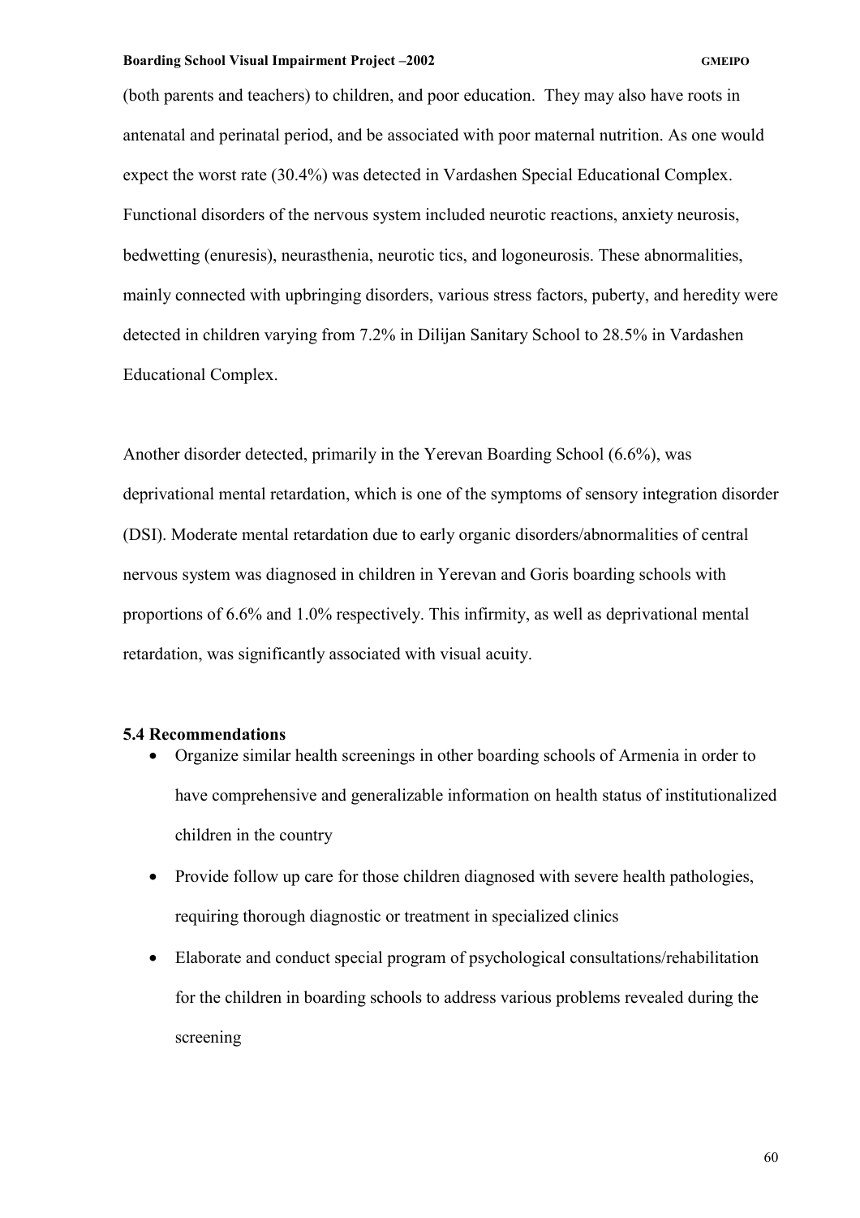(both parents and teachers) to children, and poor education. They may also have roots in antenatal and perinatal period, and be associated with poor maternal nutrition. As one would expect the worst rate (30.4%) was detected in Vardashen Special Educational Complex. Functional disorders of the nervous system included neurotic reactions, anxiety neurosis, bedwetting (enuresis), neurasthenia, neurotic tics, and logoneurosis. These abnormalities, mainly connected with upbringing disorders, various stress factors, puberty, and heredity were detected in children varying from 7.2% in Dilijan Sanitary School to 28.5% in Vardashen Educational Complex.

Another disorder detected, primarily in the Yerevan Boarding School (6.6%), was deprivational mental retardation, which is one of the symptoms of sensory integration disorder (DSI). Moderate mental retardation due to early organic disorders/abnormalities of central nervous system was diagnosed in children in Yerevan and Goris boarding schools with proportions of 6.6% and 1.0% respectively. This infirmity, as well as deprivational mental retardation, was significantly associated with visual acuity.

### 5.4 Recommendations

- Organize similar health screenings in other boarding schools of Armenia in order to have comprehensive and generalizable information on health status of institutionalized children in the country
- Provide follow up care for those children diagnosed with severe health pathologies, requiring thorough diagnostic or treatment in specialized clinics
- Elaborate and conduct special program of psychological consultations/rehabilitation for the children in boarding schools to address various problems revealed during the screening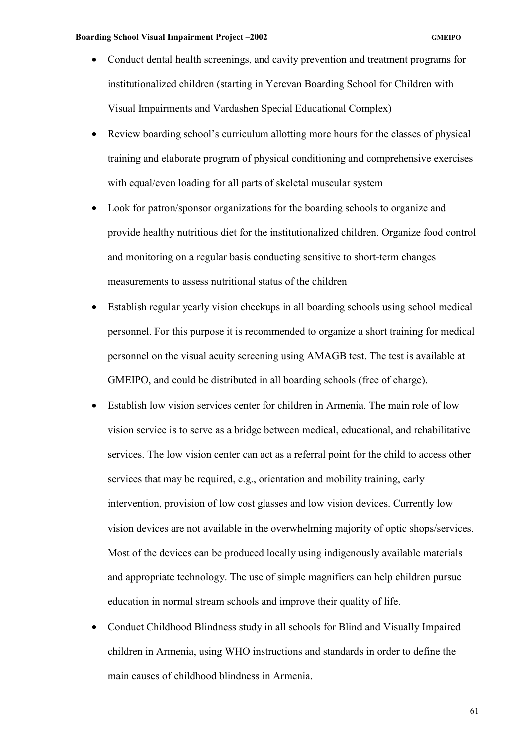- Conduct dental health screenings, and cavity prevention and treatment programs for institutionalized children (starting in Yerevan Boarding School for Children with Visual Impairments and Vardashen Special Educational Complex)
- Review boarding school's curriculum allotting more hours for the classes of physical training and elaborate program of physical conditioning and comprehensive exercises with equal/even loading for all parts of skeletal muscular system
- Look for patron/sponsor organizations for the boarding schools to organize and provide healthy nutritious diet for the institutionalized children. Organize food control and monitoring on a regular basis conducting sensitive to short-term changes measurements to assess nutritional status of the children
- Establish regular yearly vision checkups in all boarding schools using school medical personnel. For this purpose it is recommended to organize a short training for medical personnel on the visual acuity screening using AMAGB test. The test is available at GMEIPO, and could be distributed in all boarding schools (free of charge).
- Establish low vision services center for children in Armenia. The main role of low vision service is to serve as a bridge between medical, educational, and rehabilitative services. The low vision center can act as a referral point for the child to access other services that may be required, e.g., orientation and mobility training, early intervention, provision of low cost glasses and low vision devices. Currently low vision devices are not available in the overwhelming majority of optic shops/services. Most of the devices can be produced locally using indigenously available materials and appropriate technology. The use of simple magnifiers can help children pursue education in normal stream schools and improve their quality of life.
- Conduct Childhood Blindness study in all schools for Blind and Visually Impaired children in Armenia, using WHO instructions and standards in order to define the main causes of childhood blindness in Armenia.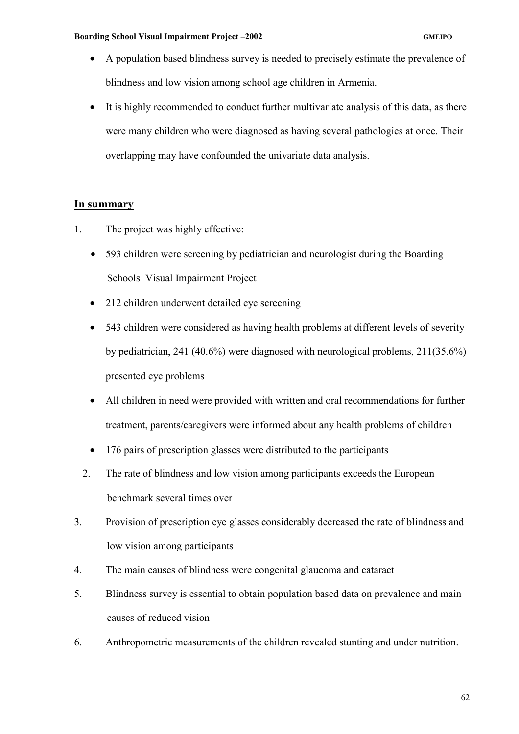- A population based blindness survey is needed to precisely estimate the prevalence of blindness and low vision among school age children in Armenia.
- It is highly recommended to conduct further multivariate analysis of this data, as there were many children who were diagnosed as having several pathologies at once. Their overlapping may have confounded the univariate data analysis.

## **In summary**

1. The project was highly effective:
   - 593 children were screening by pediatrician and neurologist during the Boarding Schools Visual Impairment Project
   - 212 children underwent detailed eye screening
   - 543 children were considered as having health problems at different levels of severity by pediatrician, 241 (40.6%) were diagnosed with neurological problems, 211(35.6%) presented eye problems
   - All children in need were provided with written and oral recommendations for further treatment, parents/caregivers were informed about any health problems of children
   - 176 pairs of prescription glasses were distributed to the participants
2. The rate of blindness and low vision among participants exceeds the European benchmark several times over
3. Provision of prescription eye glasses considerably decreased the rate of blindness and low vision among participants
4. The main causes of blindness were congenital glaucoma and cataract
5. Blindness survey is essential to obtain population based data on prevalence and main causes of reduced vision
6. Anthropometric measurements of the children revealed stunting and under nutrition.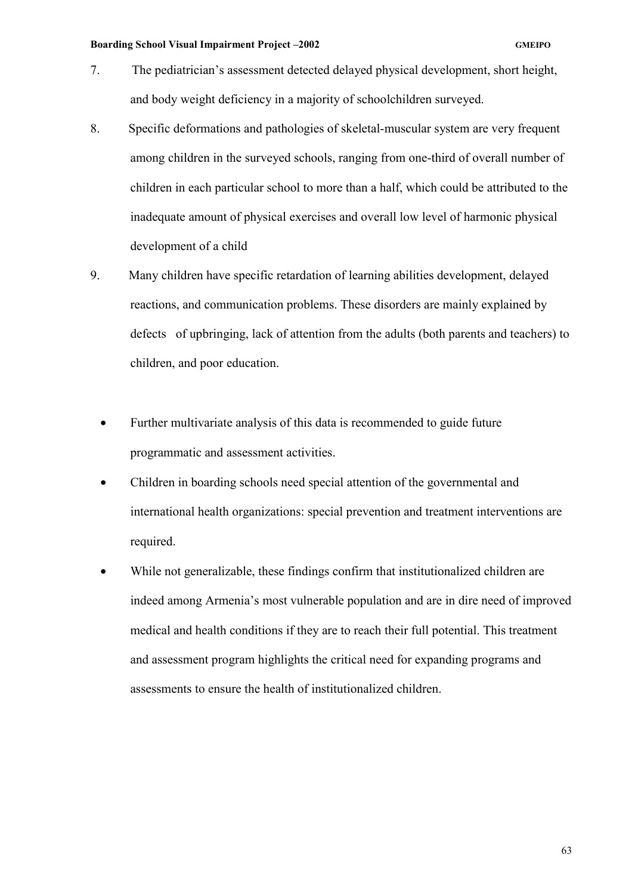7. The pediatrician's assessment detected delayed physical development, short height, and body weight deficiency in a majority of schoolchildren surveyed.
8. Specific deformations and pathologies of skeletal-muscular system are very frequent among children in the surveyed schools, ranging from one-third of overall number of children in each particular school to more than a half, which could be attributed to the inadequate amount of physical exercises and overall low level of harmonic physical development of a child
9. Many children have specific retardation of learning abilities development, delayed reactions, and communication problems. These disorders are mainly explained by defects of upbringing, lack of attention from the adults (both parents and teachers) to children, and poor education.

- Further multivariate analysis of this data is recommended to guide future programmatic and assessment activities.
- Children in boarding schools need special attention of the governmental and international health organizations: special prevention and treatment interventions are required.
- While not generalizable, these findings confirm that institutionalized children are indeed among Armenia's most vulnerable population and are in dire need of improved medical and health conditions if they are to reach their full potential. This treatment and assessment program highlights the critical need for expanding programs and assessments to ensure the health of institutionalized children.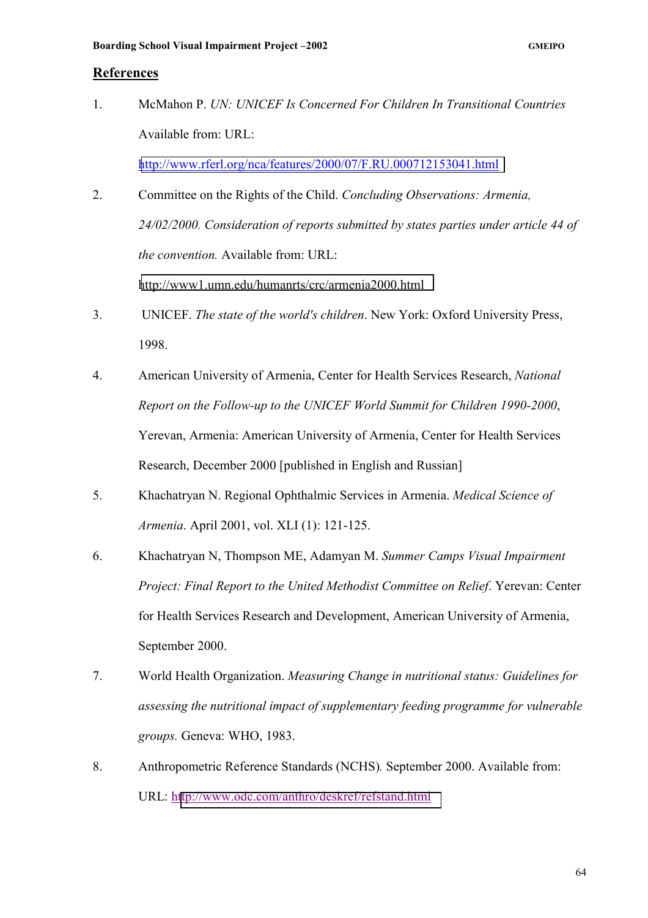## References

1. McMahon P. *UN: UNICEF Is Concerned For Children In Transitional Countries* Available from: URL: http://www.rferl.org/nca/features/2000/07/F.RU.000712153041.html

2. Committee on the Rights of the Child. *Concluding Observations: Armenia, 24/02/2000. Consideration of reports submitted by states parties under article 44 of the convention.* Available from: URL: http://www1.umn.edu/humanrts/crc/armenia2000.html

3. UNICEF. *The state of the world's children*. New York: Oxford University Press, 1998.

4. American University of Armenia, Center for Health Services Research, *National Report on the Follow-up to the UNICEF World Summit for Children 1990-2000*, Yerevan, Armenia: American University of Armenia, Center for Health Services Research, December 2000 [published in English and Russian]

5. Khachatryan N. Regional Ophthalmic Services in Armenia. *Medical Science of Armenia*. April 2001, vol. XLI (1): 121-125.

6. Khachatryan N, Thompson ME, Adamyan M. *Summer Camps Visual Impairment Project: Final Report to the United Methodist Committee on Relief*. Yerevan: Center for Health Services Research and Development, American University of Armenia, September 2000.

7. World Health Organization. *Measuring Change in nutritional status: Guidelines for assessing the nutritional impact of supplementary feeding programme for vulnerable groups.* Geneva: WHO, 1983.

8. Anthropometric Reference Standards (NCHS). September 2000. Available from: URL: http://www.odc.com/anthro/deskref/refstand.html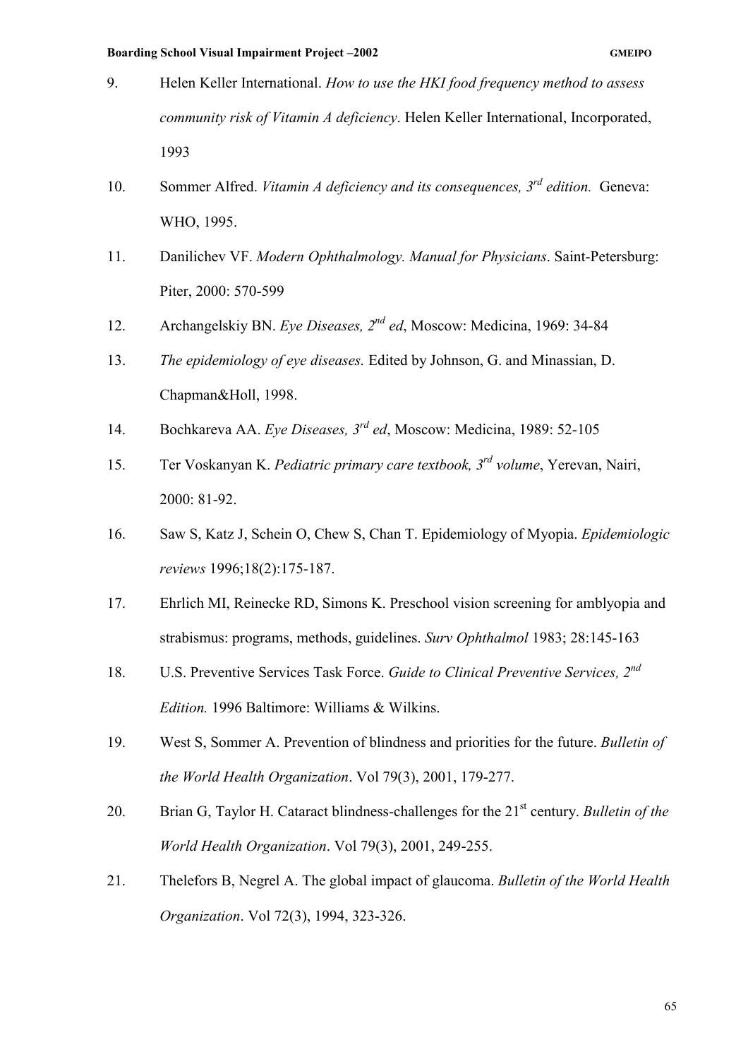9. Helen Keller International. *How to use the HKI food frequency method to assess community risk of Vitamin A deficiency*. Helen Keller International, Incorporated, 1993

10. Sommer Alfred. *Vitamin A deficiency and its consequences, 3rd edition.* Geneva: WHO, 1995.

11. Danilichev VF. *Modern Ophthalmology. Manual for Physicians*. Saint-Petersburg: Piter, 2000: 570-599

12. Archangelskiy BN. *Eye Diseases, 2nd ed*, Moscow: Medicina, 1969: 34-84

13. *The epidemiology of eye diseases.* Edited by Johnson, G. and Minassian, D. Chapman&Holl, 1998.

14. Bochkareva AA. *Eye Diseases, 3rd ed*, Moscow: Medicina, 1989: 52-105

15. Ter Voskanyan K. *Pediatric primary care textbook, 3rd volume*, Yerevan, Nairi, 2000: 81-92.

16. Saw S, Katz J, Schein O, Chew S, Chan T. Epidemiology of Myopia. *Epidemiologic reviews* 1996;18(2):175-187.

17. Ehrlich MI, Reinecke RD, Simons K. Preschool vision screening for amblyopia and strabismus: programs, methods, guidelines. *Surv Ophthalmol* 1983; 28:145-163

18. U.S. Preventive Services Task Force. *Guide to Clinical Preventive Services, 2nd Edition.* 1996 Baltimore: Williams & Wilkins.

19. West S, Sommer A. Prevention of blindness and priorities for the future. *Bulletin of the World Health Organization*. Vol 79(3), 2001, 179-277.

20. Brian G, Taylor H. Cataract blindness-challenges for the 21st century. *Bulletin of the World Health Organization*. Vol 79(3), 2001, 249-255.

21. Thelefors B, Negrel A. The global impact of glaucoma. *Bulletin of the World Health Organization*. Vol 72(3), 1994, 323-326.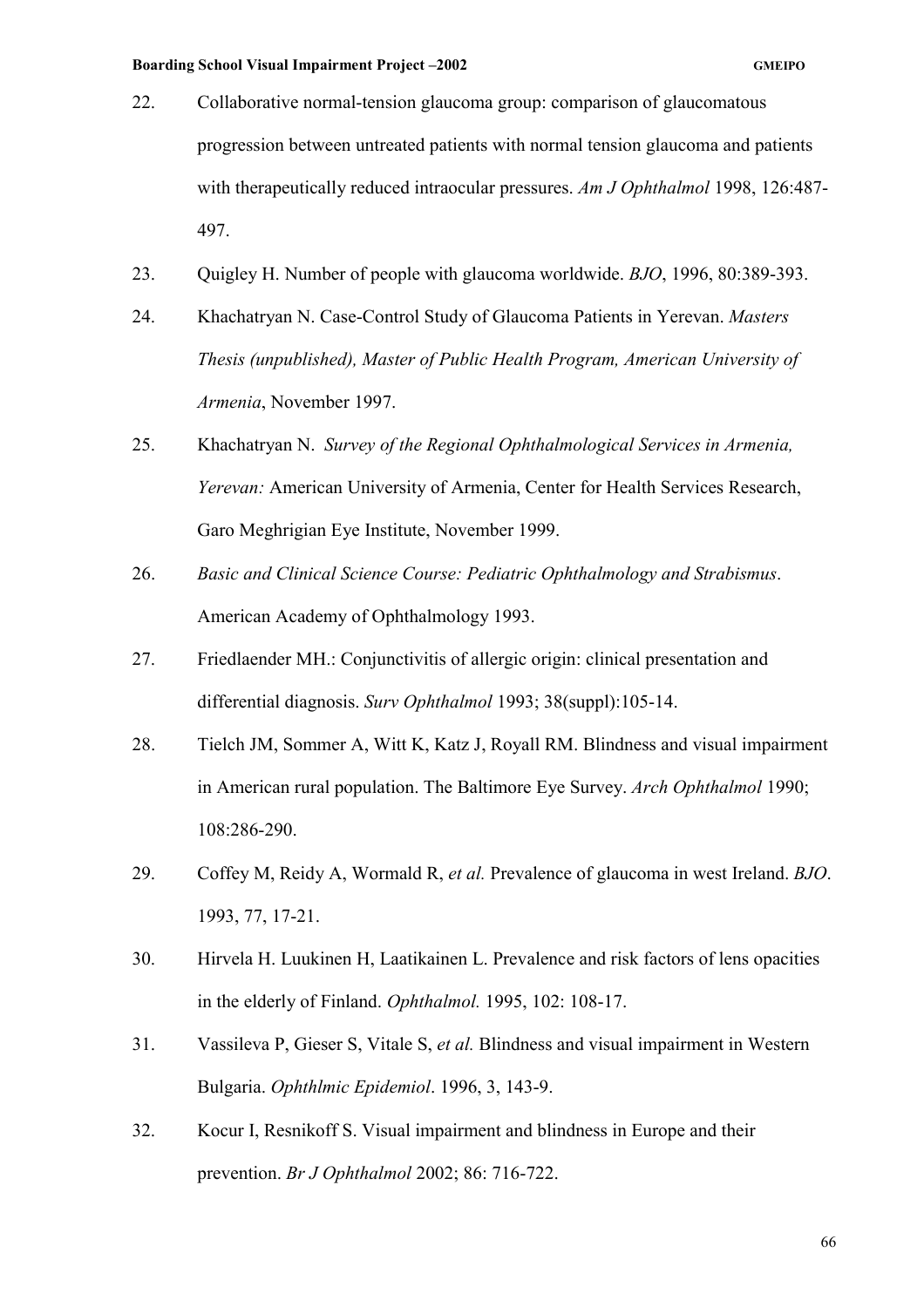22. Collaborative normal-tension glaucoma group: comparison of glaucomatous progression between untreated patients with normal tension glaucoma and patients with therapeutically reduced intraocular pressures. *Am J Ophthalmol* 1998, 126:487-497.

23. Quigley H. Number of people with glaucoma worldwide. *BJO*, 1996, 80:389-393.

24. Khachatryan N. Case-Control Study of Glaucoma Patients in Yerevan. *Masters Thesis (unpublished), Master of Public Health Program, American University of Armenia*, November 1997.

25. Khachatryan N. *Survey of the Regional Ophthalmological Services in Armenia, Yerevan:* American University of Armenia, Center for Health Services Research, Garo Meghrigian Eye Institute, November 1999.

26. *Basic and Clinical Science Course: Pediatric Ophthalmology and Strabismus*. American Academy of Ophthalmology 1993.

27. Friedlaender MH.: Conjunctivitis of allergic origin: clinical presentation and differential diagnosis. *Surv Ophthalmol* 1993; 38(suppl):105-14.

28. Tielch JM, Sommer A, Witt K, Katz J, Royall RM. Blindness and visual impairment in American rural population. The Baltimore Eye Survey. *Arch Ophthalmol* 1990; 108:286-290.

29. Coffey M, Reidy A, Wormald R, *et al.* Prevalence of glaucoma in west Ireland. *BJO*. 1993, 77, 17-21.

30. Hirvela H. Luukinen H, Laatikainen L. Prevalence and risk factors of lens opacities in the elderly of Finland. *Ophthalmol.* 1995, 102: 108-17.

31. Vassileva P, Gieser S, Vitale S, *et al.* Blindness and visual impairment in Western Bulgaria. *Ophthlmic Epidemiol*. 1996, 3, 143-9.

32. Kocur I, Resnikoff S. Visual impairment and blindness in Europe and their prevention. *Br J Ophthalmol* 2002; 86: 716-722.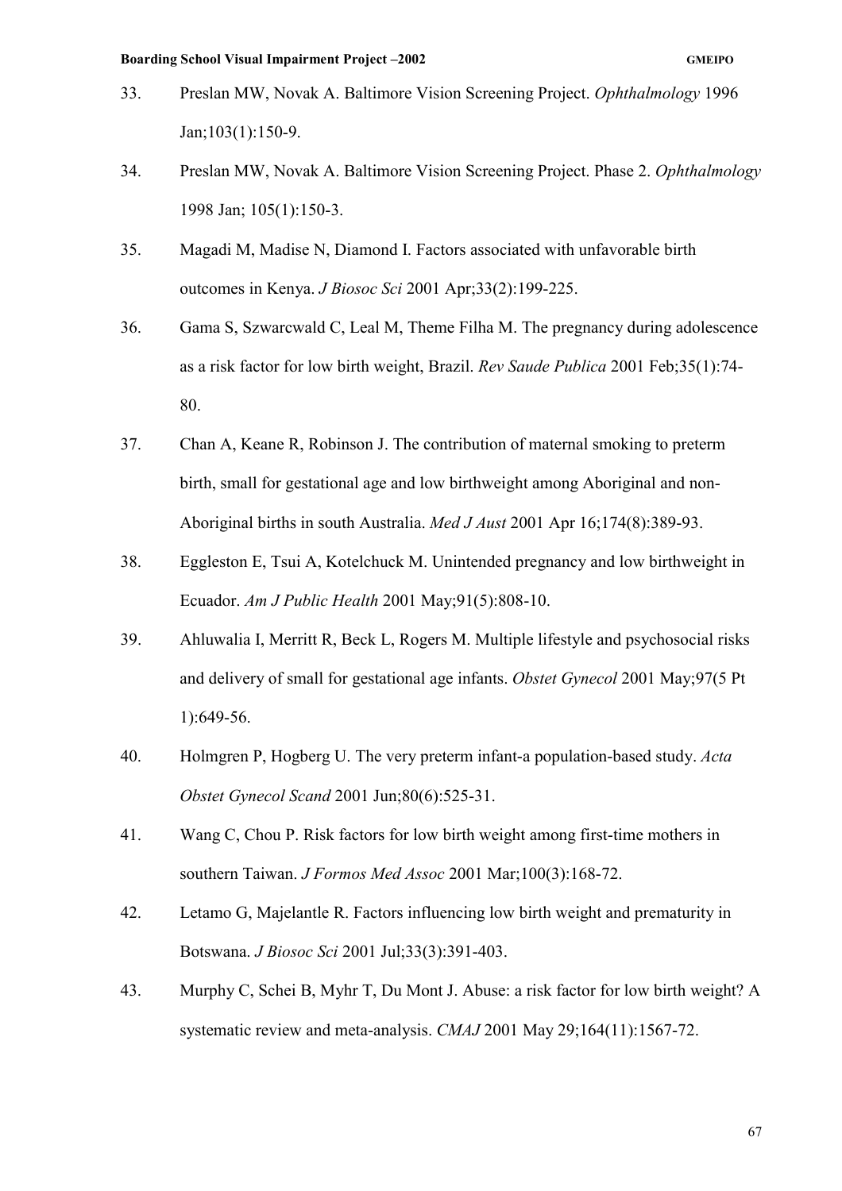33. Preslan MW, Novak A. Baltimore Vision Screening Project. *Ophthalmology* 1996 Jan;103(1):150-9.

34. Preslan MW, Novak A. Baltimore Vision Screening Project. Phase 2. *Ophthalmology* 1998 Jan; 105(1):150-3.

35. Magadi M, Madise N, Diamond I. Factors associated with unfavorable birth outcomes in Kenya. *J Biosoc Sci* 2001 Apr;33(2):199-225.

36. Gama S, Szwarcwald C, Leal M, Theme Filha M. The pregnancy during adolescence as a risk factor for low birth weight, Brazil. *Rev Saude Publica* 2001 Feb;35(1):74-80.

37. Chan A, Keane R, Robinson J. The contribution of maternal smoking to preterm birth, small for gestational age and low birthweight among Aboriginal and non-Aboriginal births in south Australia. *Med J Aust* 2001 Apr 16;174(8):389-93.

38. Eggleston E, Tsui A, Kotelchuck M. Unintended pregnancy and low birthweight in Ecuador. *Am J Public Health* 2001 May;91(5):808-10.

39. Ahluwalia I, Merritt R, Beck L, Rogers M. Multiple lifestyle and psychosocial risks and delivery of small for gestational age infants. *Obstet Gynecol* 2001 May;97(5 Pt 1):649-56.

40. Holmgren P, Hogberg U. The very preterm infant-a population-based study. *Acta Obstet Gynecol Scand* 2001 Jun;80(6):525-31.

41. Wang C, Chou P. Risk factors for low birth weight among first-time mothers in southern Taiwan. *J Formos Med Assoc* 2001 Mar;100(3):168-72.

42. Letamo G, Majelantle R. Factors influencing low birth weight and prematurity in Botswana. *J Biosoc Sci* 2001 Jul;33(3):391-403.

43. Murphy C, Schei B, Myhr T, Du Mont J. Abuse: a risk factor for low birth weight? A systematic review and meta-analysis. *CMAJ* 2001 May 29;164(11):1567-72.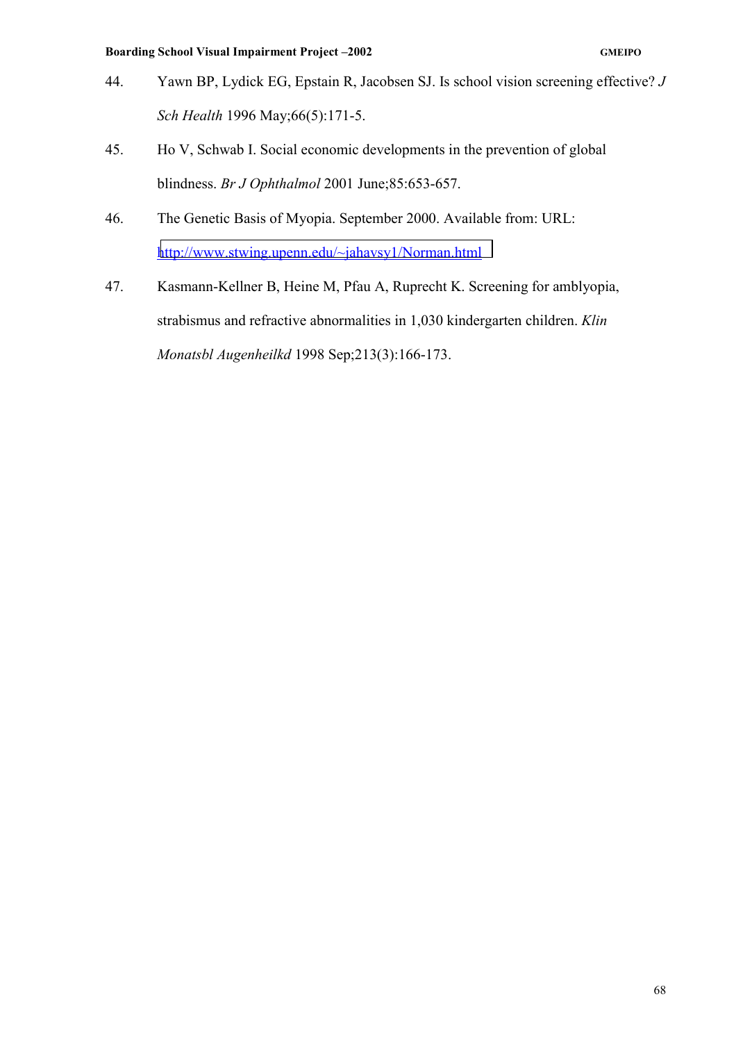44. Yawn BP, Lydick EG, Epstain R, Jacobsen SJ. Is school vision screening effective? *J Sch Health* 1996 May;66(5):171-5.

45. Ho V, Schwab I. Social economic developments in the prevention of global blindness. *Br J Ophthalmol* 2001 June;85:653-657.

46. The Genetic Basis of Myopia. September 2000. Available from: URL: http://www.stwing.upenn.edu/~jahavsy1/Norman.html

47. Kasmann-Kellner B, Heine M, Pfau A, Ruprecht K. Screening for amblyopia, strabismus and refractive abnormalities in 1,030 kindergarten children. *Klin Monatsbl Augenheilkd* 1998 Sep;213(3):166-173.